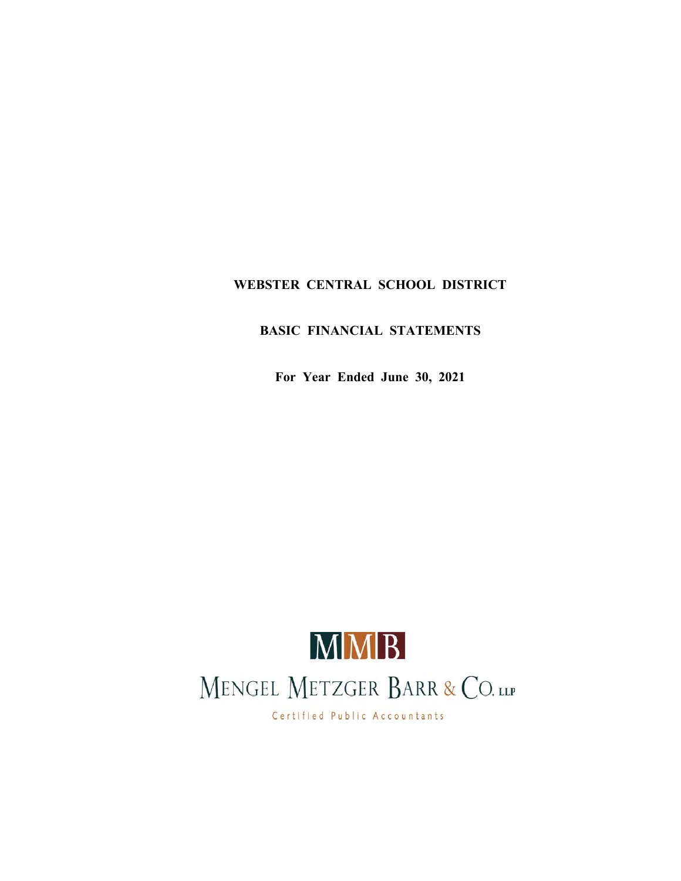# WEBSTER CENTRAL SCHOOL DISTRICT

## BASIC FINANCIAL STATEMENTS

**For Year Ended June 30, 2021**

MMB

MENGEL METZGER BARR & CO. LLP

Certified Public Accountants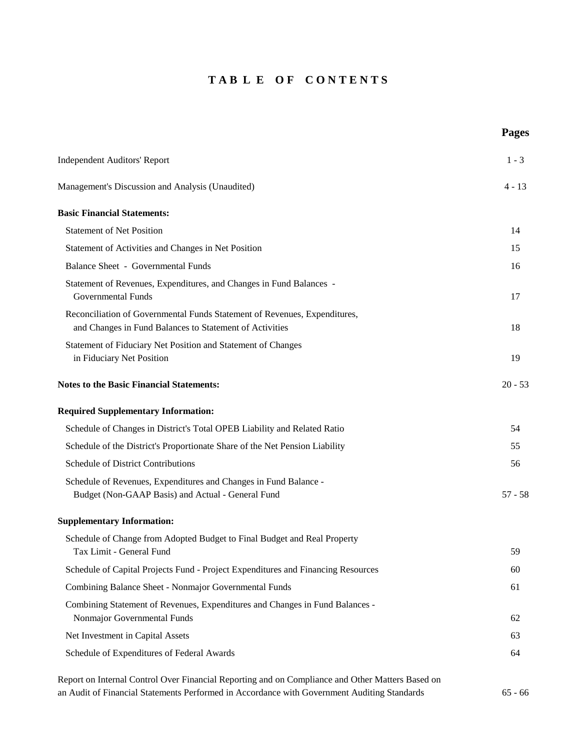# TABLE OF CONTENTS

| | Pages |
|---|---|
| Independent Auditors' Report | 1 - 3 |
| Management's Discussion and Analysis (Unaudited) | 4 - 13 |
| **Basic Financial Statements:** | |
| Statement of Net Position | 14 |
| Statement of Activities and Changes in Net Position | 15 |
| Balance Sheet - Governmental Funds | 16 |
| Statement of Revenues, Expenditures, and Changes in Fund Balances - Governmental Funds | 17 |
| Reconciliation of Governmental Funds Statement of Revenues, Expenditures, and Changes in Fund Balances to Statement of Activities | 18 |
| Statement of Fiduciary Net Position and Statement of Changes in Fiduciary Net Position | 19 |
| **Notes to the Basic Financial Statements:** | 20 - 53 |
| **Required Supplementary Information:** | |
| Schedule of Changes in District's Total OPEB Liability and Related Ratio | 54 |
| Schedule of the District's Proportionate Share of the Net Pension Liability | 55 |
| Schedule of District Contributions | 56 |
| Schedule of Revenues, Expenditures and Changes in Fund Balance - Budget (Non-GAAP Basis) and Actual - General Fund | 57 - 58 |
| **Supplementary Information:** | |
| Schedule of Change from Adopted Budget to Final Budget and Real Property Tax Limit - General Fund | 59 |
| Schedule of Capital Projects Fund - Project Expenditures and Financing Resources | 60 |
| Combining Balance Sheet - Nonmajor Governmental Funds | 61 |
| Combining Statement of Revenues, Expenditures and Changes in Fund Balances - Nonmajor Governmental Funds | 62 |
| Net Investment in Capital Assets | 63 |
| Schedule of Expenditures of Federal Awards | 64 |
| Report on Internal Control Over Financial Reporting and on Compliance and Other Matters Based on an Audit of Financial Statements Performed in Accordance with Government Auditing Standards | 65 - 66 |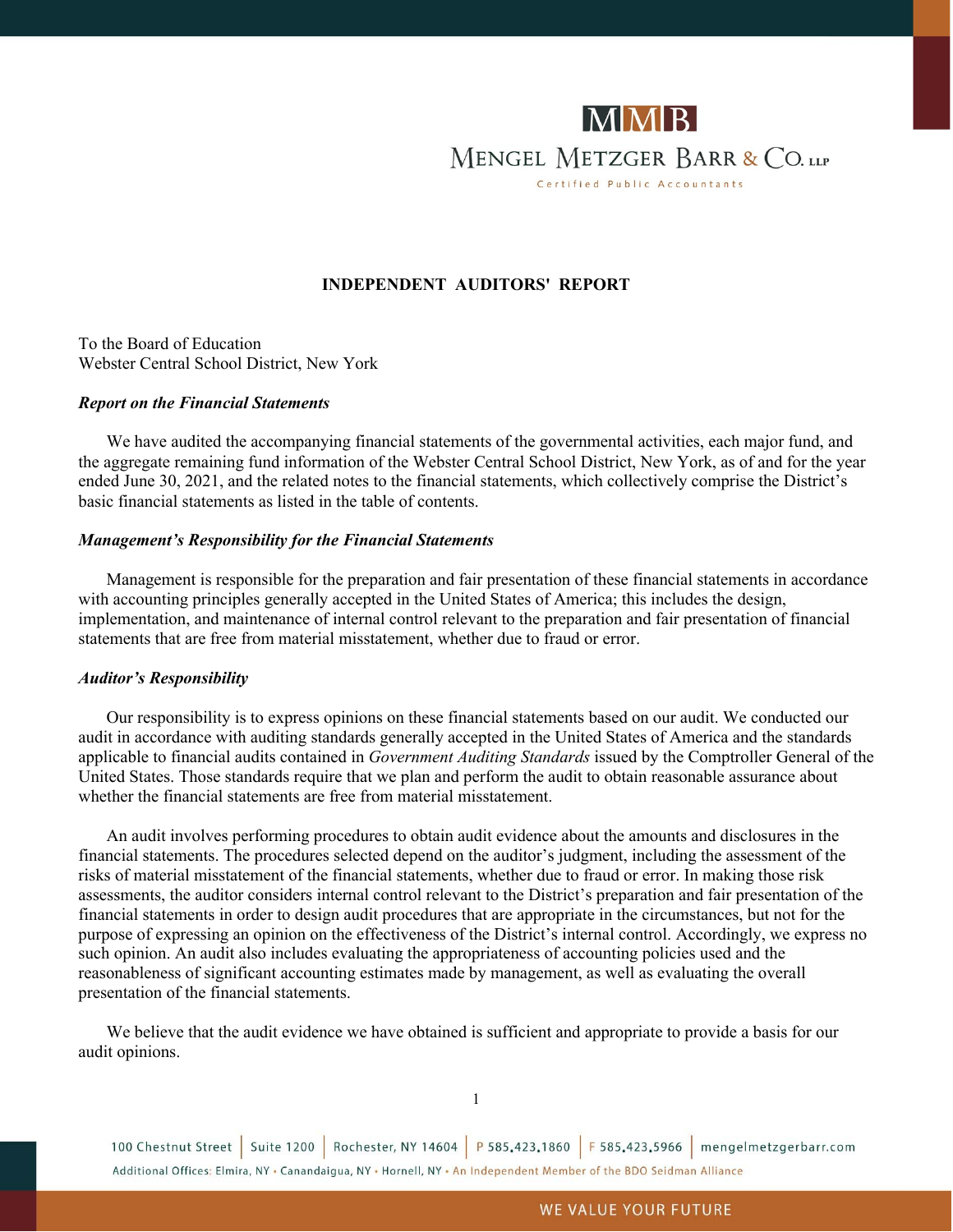# INDEPENDENT AUDITORS' REPORT

To the Board of Education
Webster Central School District, New York

***Report on the Financial Statements***

We have audited the accompanying financial statements of the governmental activities, each major fund, and the aggregate remaining fund information of the Webster Central School District, New York, as of and for the year ended June 30, 2021, and the related notes to the financial statements, which collectively comprise the District's basic financial statements as listed in the table of contents.

***Management's Responsibility for the Financial Statements***

Management is responsible for the preparation and fair presentation of these financial statements in accordance with accounting principles generally accepted in the United States of America; this includes the design, implementation, and maintenance of internal control relevant to the preparation and fair presentation of financial statements that are free from material misstatement, whether due to fraud or error.

***Auditor's Responsibility***

Our responsibility is to express opinions on these financial statements based on our audit. We conducted our audit in accordance with auditing standards generally accepted in the United States of America and the standards applicable to financial audits contained in *Government Auditing Standards* issued by the Comptroller General of the United States. Those standards require that we plan and perform the audit to obtain reasonable assurance about whether the financial statements are free from material misstatement.

An audit involves performing procedures to obtain audit evidence about the amounts and disclosures in the financial statements. The procedures selected depend on the auditor's judgment, including the assessment of the risks of material misstatement of the financial statements, whether due to fraud or error. In making those risk assessments, the auditor considers internal control relevant to the District's preparation and fair presentation of the financial statements in order to design audit procedures that are appropriate in the circumstances, but not for the purpose of expressing an opinion on the effectiveness of the District's internal control. Accordingly, we express no such opinion. An audit also includes evaluating the appropriateness of accounting policies used and the reasonableness of significant accounting estimates made by management, as well as evaluating the overall presentation of the financial statements.

We believe that the audit evidence we have obtained is sufficient and appropriate to provide a basis for our audit opinions.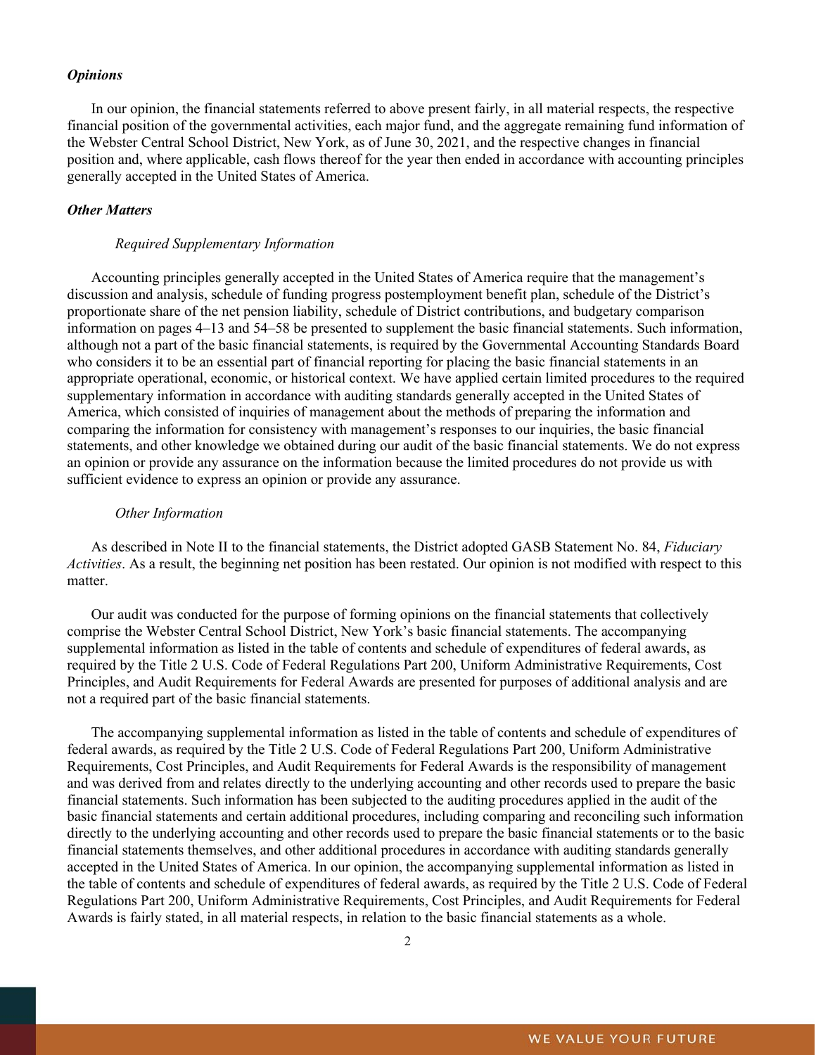***Opinions***

In our opinion, the financial statements referred to above present fairly, in all material respects, the respective financial position of the governmental activities, each major fund, and the aggregate remaining fund information of the Webster Central School District, New York, as of June 30, 2021, and the respective changes in financial position and, where applicable, cash flows thereof for the year then ended in accordance with accounting principles generally accepted in the United States of America.

***Other Matters***

*Required Supplementary Information*

Accounting principles generally accepted in the United States of America require that the management's discussion and analysis, schedule of funding progress postemployment benefit plan, schedule of the District's proportionate share of the net pension liability, schedule of District contributions, and budgetary comparison information on pages 4–13 and 54–58 be presented to supplement the basic financial statements. Such information, although not a part of the basic financial statements, is required by the Governmental Accounting Standards Board who considers it to be an essential part of financial reporting for placing the basic financial statements in an appropriate operational, economic, or historical context. We have applied certain limited procedures to the required supplementary information in accordance with auditing standards generally accepted in the United States of America, which consisted of inquiries of management about the methods of preparing the information and comparing the information for consistency with management's responses to our inquiries, the basic financial statements, and other knowledge we obtained during our audit of the basic financial statements. We do not express an opinion or provide any assurance on the information because the limited procedures do not provide us with sufficient evidence to express an opinion or provide any assurance.

*Other Information*

As described in Note II to the financial statements, the District adopted GASB Statement No. 84, *Fiduciary Activities*. As a result, the beginning net position has been restated. Our opinion is not modified with respect to this matter.

Our audit was conducted for the purpose of forming opinions on the financial statements that collectively comprise the Webster Central School District, New York's basic financial statements. The accompanying supplemental information as listed in the table of contents and schedule of expenditures of federal awards, as required by the Title 2 U.S. Code of Federal Regulations Part 200, Uniform Administrative Requirements, Cost Principles, and Audit Requirements for Federal Awards are presented for purposes of additional analysis and are not a required part of the basic financial statements.

The accompanying supplemental information as listed in the table of contents and schedule of expenditures of federal awards, as required by the Title 2 U.S. Code of Federal Regulations Part 200, Uniform Administrative Requirements, Cost Principles, and Audit Requirements for Federal Awards is the responsibility of management and was derived from and relates directly to the underlying accounting and other records used to prepare the basic financial statements. Such information has been subjected to the auditing procedures applied in the audit of the basic financial statements and certain additional procedures, including comparing and reconciling such information directly to the underlying accounting and other records used to prepare the basic financial statements or to the basic financial statements themselves, and other additional procedures in accordance with auditing standards generally accepted in the United States of America. In our opinion, the accompanying supplemental information as listed in the table of contents and schedule of expenditures of federal awards, as required by the Title 2 U.S. Code of Federal Regulations Part 200, Uniform Administrative Requirements, Cost Principles, and Audit Requirements for Federal Awards is fairly stated, in all material respects, in relation to the basic financial statements as a whole.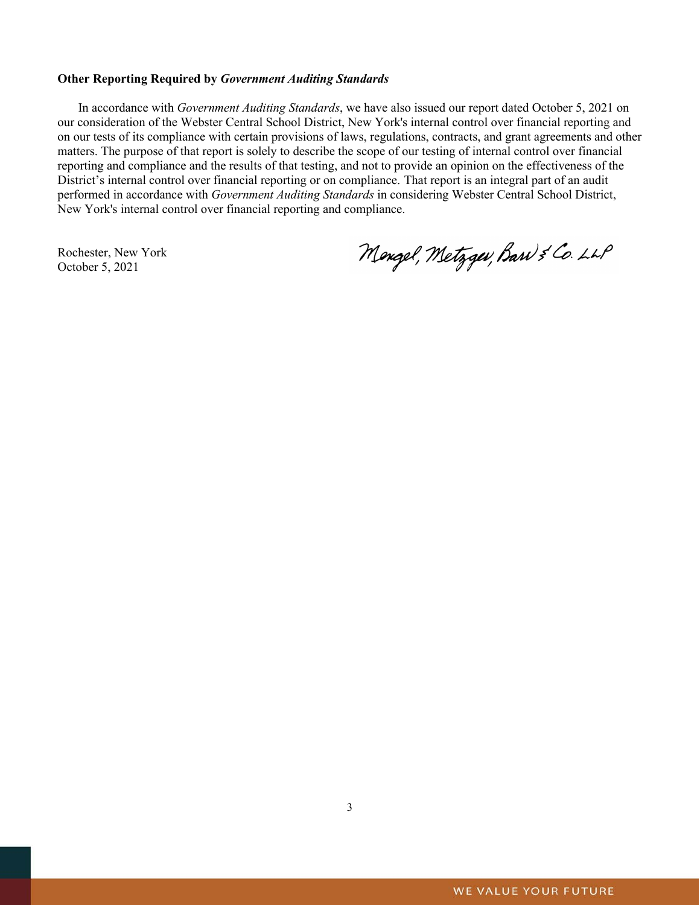**Other Reporting Required by *Government Auditing Standards***

In accordance with *Government Auditing Standards*, we have also issued our report dated October 5, 2021 on our consideration of the Webster Central School District, New York's internal control over financial reporting and on our tests of its compliance with certain provisions of laws, regulations, contracts, and grant agreements and other matters. The purpose of that report is solely to describe the scope of our testing of internal control over financial reporting and compliance and the results of that testing, and not to provide an opinion on the effectiveness of the District's internal control over financial reporting or on compliance. That report is an integral part of an audit performed in accordance with *Government Auditing Standards* in considering Webster Central School District, New York's internal control over financial reporting and compliance.

Rochester, New York
October 5, 2021

Mengel, Metzger, Barr & Co. LLP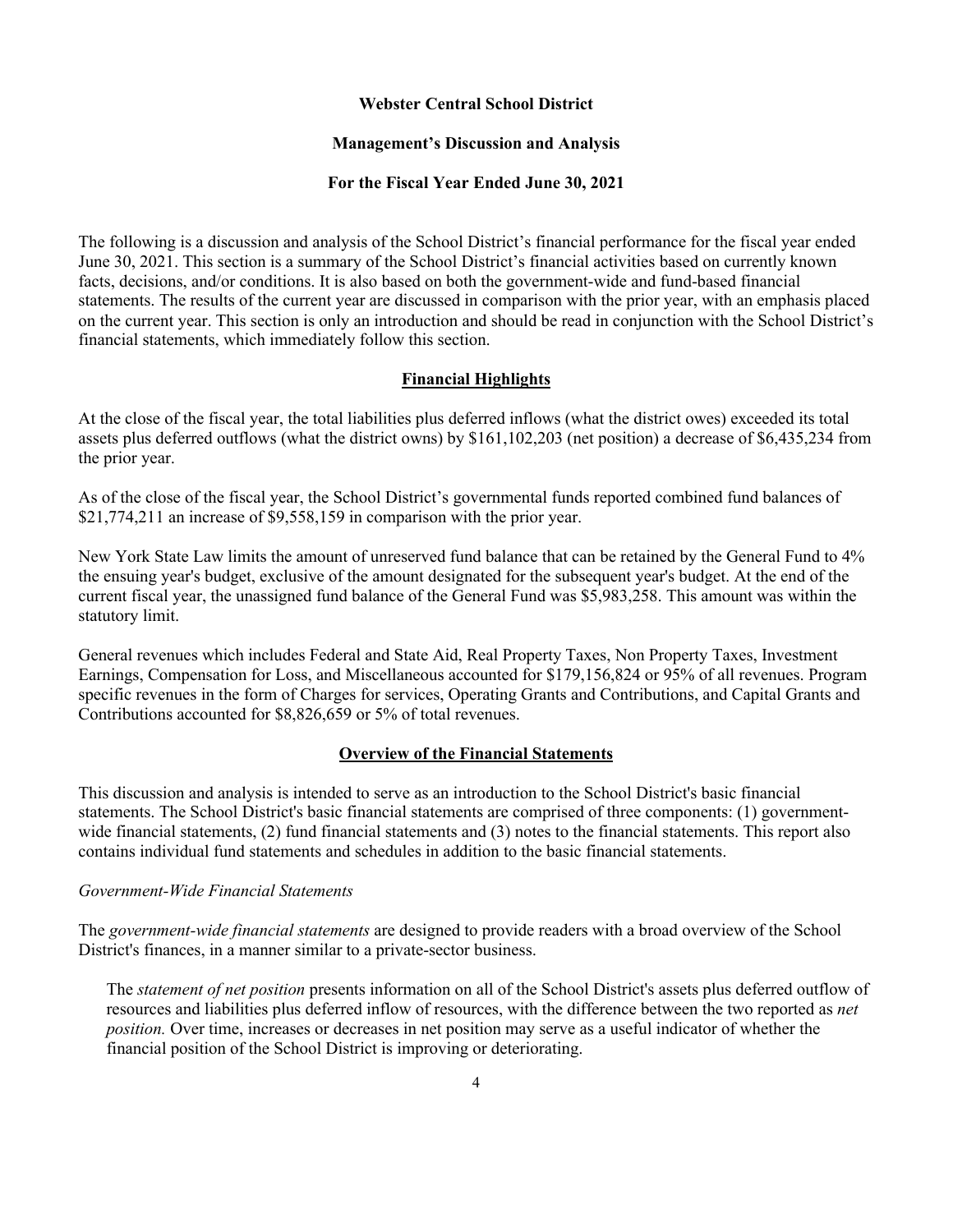# Webster Central School District

## Management's Discussion and Analysis

### For the Fiscal Year Ended June 30, 2021

The following is a discussion and analysis of the School District's financial performance for the fiscal year ended June 30, 2021. This section is a summary of the School District's financial activities based on currently known facts, decisions, and/or conditions. It is also based on both the government-wide and fund-based financial statements. The results of the current year are discussed in comparison with the prior year, with an emphasis placed on the current year. This section is only an introduction and should be read in conjunction with the School District's financial statements, which immediately follow this section.

## Financial Highlights

At the close of the fiscal year, the total liabilities plus deferred inflows (what the district owes) exceeded its total assets plus deferred outflows (what the district owns) by $161,102,203 (net position) a decrease of $6,435,234 from the prior year.

As of the close of the fiscal year, the School District's governmental funds reported combined fund balances of $21,774,211 an increase of $9,558,159 in comparison with the prior year.

New York State Law limits the amount of unreserved fund balance that can be retained by the General Fund to 4% the ensuing year's budget, exclusive of the amount designated for the subsequent year's budget. At the end of the current fiscal year, the unassigned fund balance of the General Fund was $5,983,258. This amount was within the statutory limit.

General revenues which includes Federal and State Aid, Real Property Taxes, Non Property Taxes, Investment Earnings, Compensation for Loss, and Miscellaneous accounted for $179,156,824 or 95% of all revenues. Program specific revenues in the form of Charges for services, Operating Grants and Contributions, and Capital Grants and Contributions accounted for $8,826,659 or 5% of total revenues.

## Overview of the Financial Statements

This discussion and analysis is intended to serve as an introduction to the School District's basic financial statements. The School District's basic financial statements are comprised of three components: (1) government-wide financial statements, (2) fund financial statements and (3) notes to the financial statements. This report also contains individual fund statements and schedules in addition to the basic financial statements.

*Government-Wide Financial Statements*

The *government-wide financial statements* are designed to provide readers with a broad overview of the School District's finances, in a manner similar to a private-sector business.

The *statement of net position* presents information on all of the School District's assets plus deferred outflow of resources and liabilities plus deferred inflow of resources, with the difference between the two reported as *net position.* Over time, increases or decreases in net position may serve as a useful indicator of whether the financial position of the School District is improving or deteriorating.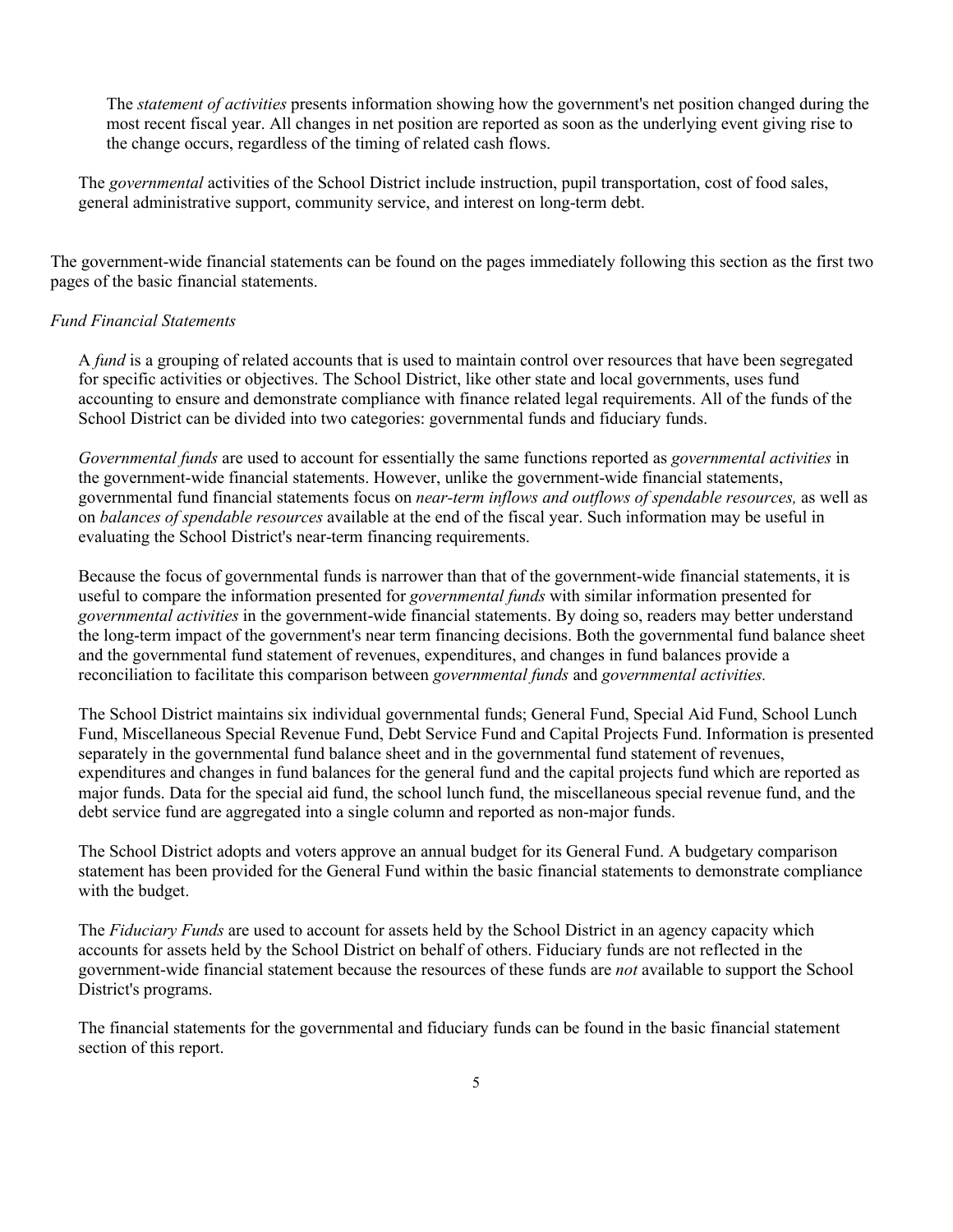The *statement of activities* presents information showing how the government's net position changed during the most recent fiscal year. All changes in net position are reported as soon as the underlying event giving rise to the change occurs, regardless of the timing of related cash flows.

The *governmental* activities of the School District include instruction, pupil transportation, cost of food sales, general administrative support, community service, and interest on long-term debt.

The government-wide financial statements can be found on the pages immediately following this section as the first two pages of the basic financial statements.

*Fund Financial Statements*

A *fund* is a grouping of related accounts that is used to maintain control over resources that have been segregated for specific activities or objectives. The School District, like other state and local governments, uses fund accounting to ensure and demonstrate compliance with finance related legal requirements. All of the funds of the School District can be divided into two categories: governmental funds and fiduciary funds.

*Governmental funds* are used to account for essentially the same functions reported as *governmental activities* in the government-wide financial statements. However, unlike the government-wide financial statements, governmental fund financial statements focus on *near-term inflows and outflows of spendable resources,* as well as on *balances of spendable resources* available at the end of the fiscal year. Such information may be useful in evaluating the School District's near-term financing requirements.

Because the focus of governmental funds is narrower than that of the government-wide financial statements, it is useful to compare the information presented for *governmental funds* with similar information presented for *governmental activities* in the government-wide financial statements. By doing so, readers may better understand the long-term impact of the government's near term financing decisions. Both the governmental fund balance sheet and the governmental fund statement of revenues, expenditures, and changes in fund balances provide a reconciliation to facilitate this comparison between *governmental funds* and *governmental activities.*

The School District maintains six individual governmental funds; General Fund, Special Aid Fund, School Lunch Fund, Miscellaneous Special Revenue Fund, Debt Service Fund and Capital Projects Fund. Information is presented separately in the governmental fund balance sheet and in the governmental fund statement of revenues, expenditures and changes in fund balances for the general fund and the capital projects fund which are reported as major funds. Data for the special aid fund, the school lunch fund, the miscellaneous special revenue fund, and the debt service fund are aggregated into a single column and reported as non-major funds.

The School District adopts and voters approve an annual budget for its General Fund. A budgetary comparison statement has been provided for the General Fund within the basic financial statements to demonstrate compliance with the budget.

The *Fiduciary Funds* are used to account for assets held by the School District in an agency capacity which accounts for assets held by the School District on behalf of others. Fiduciary funds are not reflected in the government-wide financial statement because the resources of these funds are *not* available to support the School District's programs.

The financial statements for the governmental and fiduciary funds can be found in the basic financial statement section of this report.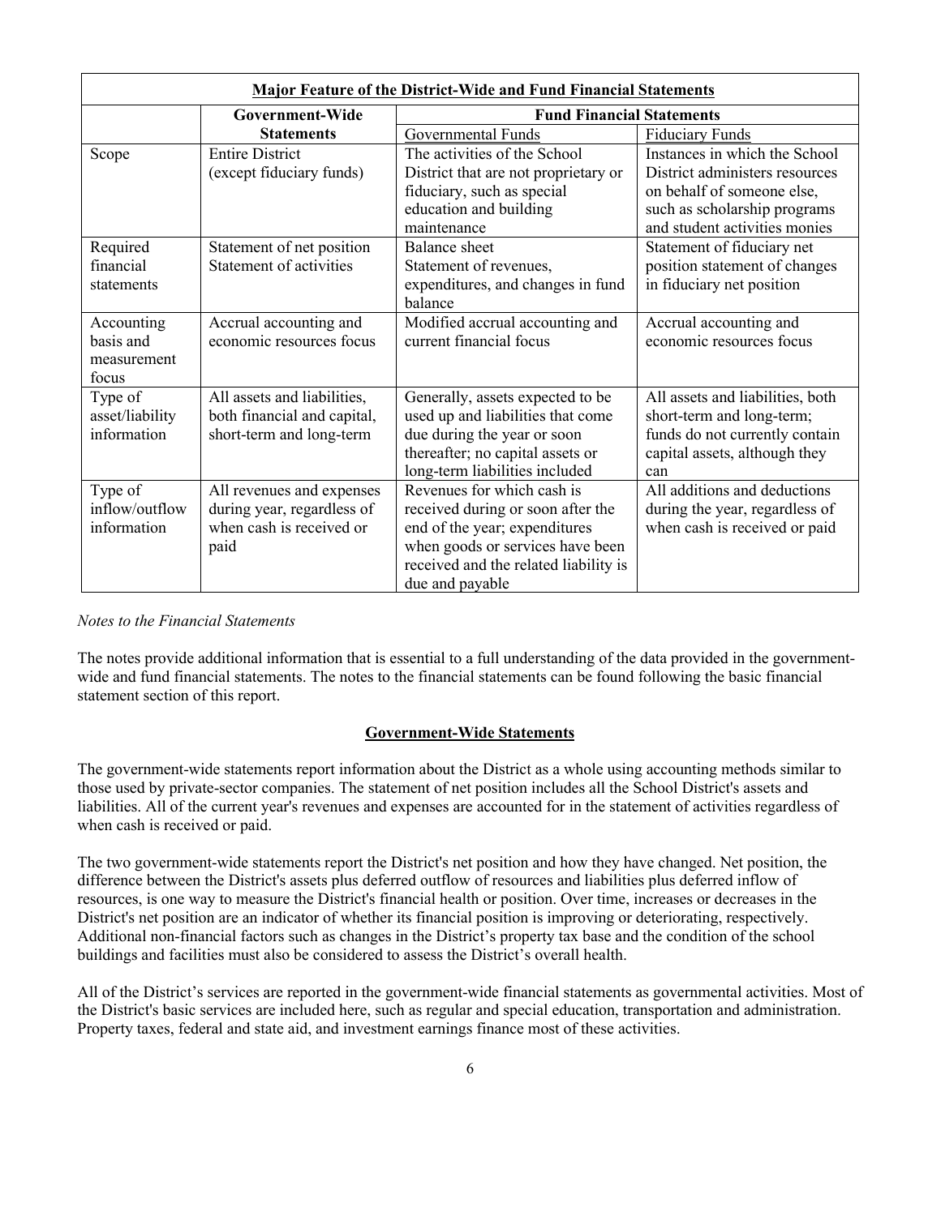| Major Feature of the District-Wide and Fund Financial Statements | | | |
|---|---|---|---|
| | Government-Wide Statements | Fund Financial Statements | |
| | | Governmental Funds | Fiduciary Funds |
| Scope | Entire District (except fiduciary funds) | The activities of the School District that are not proprietary or fiduciary, such as special education and building maintenance | Instances in which the School District administers resources on behalf of someone else, such as scholarship programs and student activities monies |
| Required financial statements | Statement of net position Statement of activities | Balance sheet Statement of revenues, expenditures, and changes in fund balance | Statement of fiduciary net position statement of changes in fiduciary net position |
| Accounting basis and measurement focus | Accrual accounting and economic resources focus | Modified accrual accounting and current financial focus | Accrual accounting and economic resources focus |
| Type of asset/liability information | All assets and liabilities, both financial and capital, short-term and long-term | Generally, assets expected to be used up and liabilities that come due during the year or soon thereafter; no capital assets or long-term liabilities included | All assets and liabilities, both short-term and long-term; funds do not currently contain capital assets, although they can |
| Type of inflow/outflow information | All revenues and expenses during year, regardless of when cash is received or paid | Revenues for which cash is received during or soon after the end of the year; expenditures when goods or services have been received and the related liability is due and payable | All additions and deductions during the year, regardless of when cash is received or paid |

*Notes to the Financial Statements*

The notes provide additional information that is essential to a full understanding of the data provided in the government-wide and fund financial statements. The notes to the financial statements can be found following the basic financial statement section of this report.

## Government-Wide Statements

The government-wide statements report information about the District as a whole using accounting methods similar to those used by private-sector companies. The statement of net position includes all the School District's assets and liabilities. All of the current year's revenues and expenses are accounted for in the statement of activities regardless of when cash is received or paid.

The two government-wide statements report the District's net position and how they have changed. Net position, the difference between the District's assets plus deferred outflow of resources and liabilities plus deferred inflow of resources, is one way to measure the District's financial health or position. Over time, increases or decreases in the District's net position are an indicator of whether its financial position is improving or deteriorating, respectively. Additional non-financial factors such as changes in the District's property tax base and the condition of the school buildings and facilities must also be considered to assess the District's overall health.

All of the District's services are reported in the government-wide financial statements as governmental activities. Most of the District's basic services are included here, such as regular and special education, transportation and administration. Property taxes, federal and state aid, and investment earnings finance most of these activities.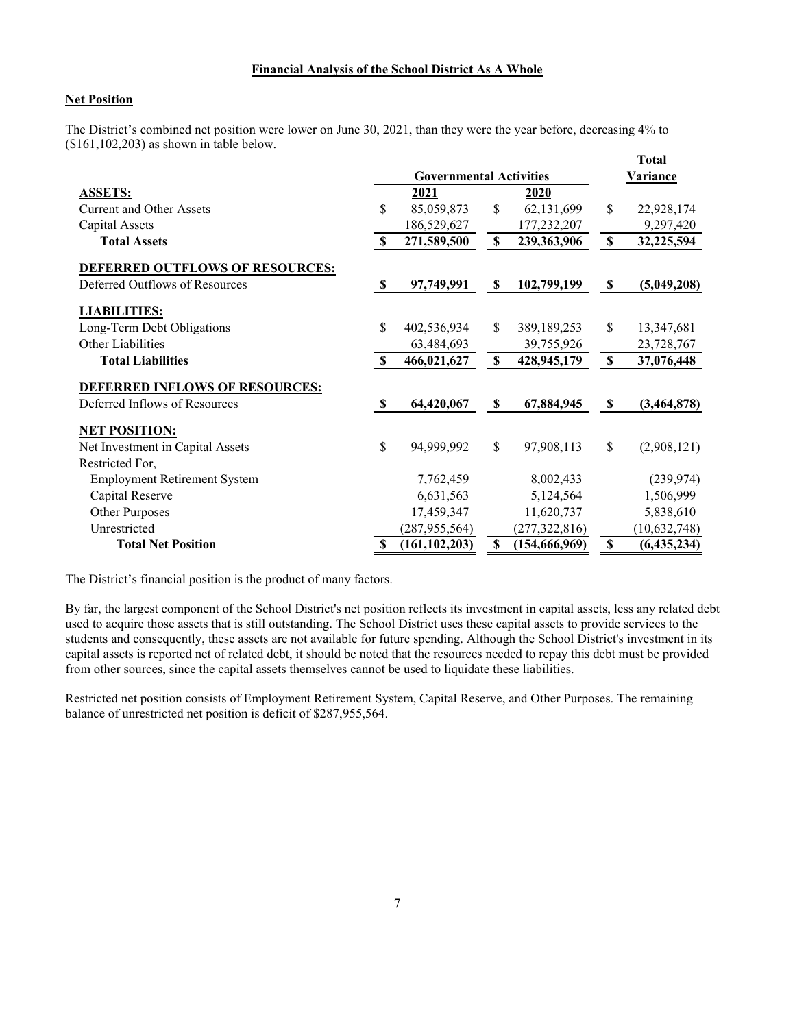## Financial Analysis of the School District As A Whole

### Net Position

The District's combined net position were lower on June 30, 2021, than they were the year before, decreasing 4% to ($161,102,203) as shown in table below.

| | Governmental Activities | | Total |
|---|---|---|---|
| | 2021 | 2020 | Variance |
| **ASSETS:** | | | |
| Current and Other Assets | $ 85,059,873 | $ 62,131,699 | $ 22,928,174 |
| Capital Assets | 186,529,627 | 177,232,207 | 9,297,420 |
| **Total Assets** | **$ 271,589,500** | **$ 239,363,906** | **$ 32,225,594** |
| **DEFERRED OUTFLOWS OF RESOURCES:** | | | |
| Deferred Outflows of Resources | **$ 97,749,991** | **$ 102,799,199** | **$ (5,049,208)** |
| **LIABILITIES:** | | | |
| Long-Term Debt Obligations | $ 402,536,934 | $ 389,189,253 | $ 13,347,681 |
| Other Liabilities | 63,484,693 | 39,755,926 | 23,728,767 |
| **Total Liabilities** | **$ 466,021,627** | **$ 428,945,179** | **$ 37,076,448** |
| **DEFERRED INFLOWS OF RESOURCES:** | | | |
| Deferred Inflows of Resources | **$ 64,420,067** | **$ 67,884,945** | **$ (3,464,878)** |
| **NET POSITION:** | | | |
| Net Investment in Capital Assets | $ 94,999,992 | $ 97,908,113 | $ (2,908,121) |
| Restricted For, | | | |
| Employment Retirement System | 7,762,459 | 8,002,433 | (239,974) |
| Capital Reserve | 6,631,563 | 5,124,564 | 1,506,999 |
| Other Purposes | 17,459,347 | 11,620,737 | 5,838,610 |
| Unrestricted | (287,955,564) | (277,322,816) | (10,632,748) |
| **Total Net Position** | **$ (161,102,203)** | **$ (154,666,969)** | **$ (6,435,234)** |

The District's financial position is the product of many factors.

By far, the largest component of the School District's net position reflects its investment in capital assets, less any related debt used to acquire those assets that is still outstanding. The School District uses these capital assets to provide services to the students and consequently, these assets are not available for future spending. Although the School District's investment in its capital assets is reported net of related debt, it should be noted that the resources needed to repay this debt must be provided from other sources, since the capital assets themselves cannot be used to liquidate these liabilities.

Restricted net position consists of Employment Retirement System, Capital Reserve, and Other Purposes. The remaining balance of unrestricted net position is deficit of $287,955,564.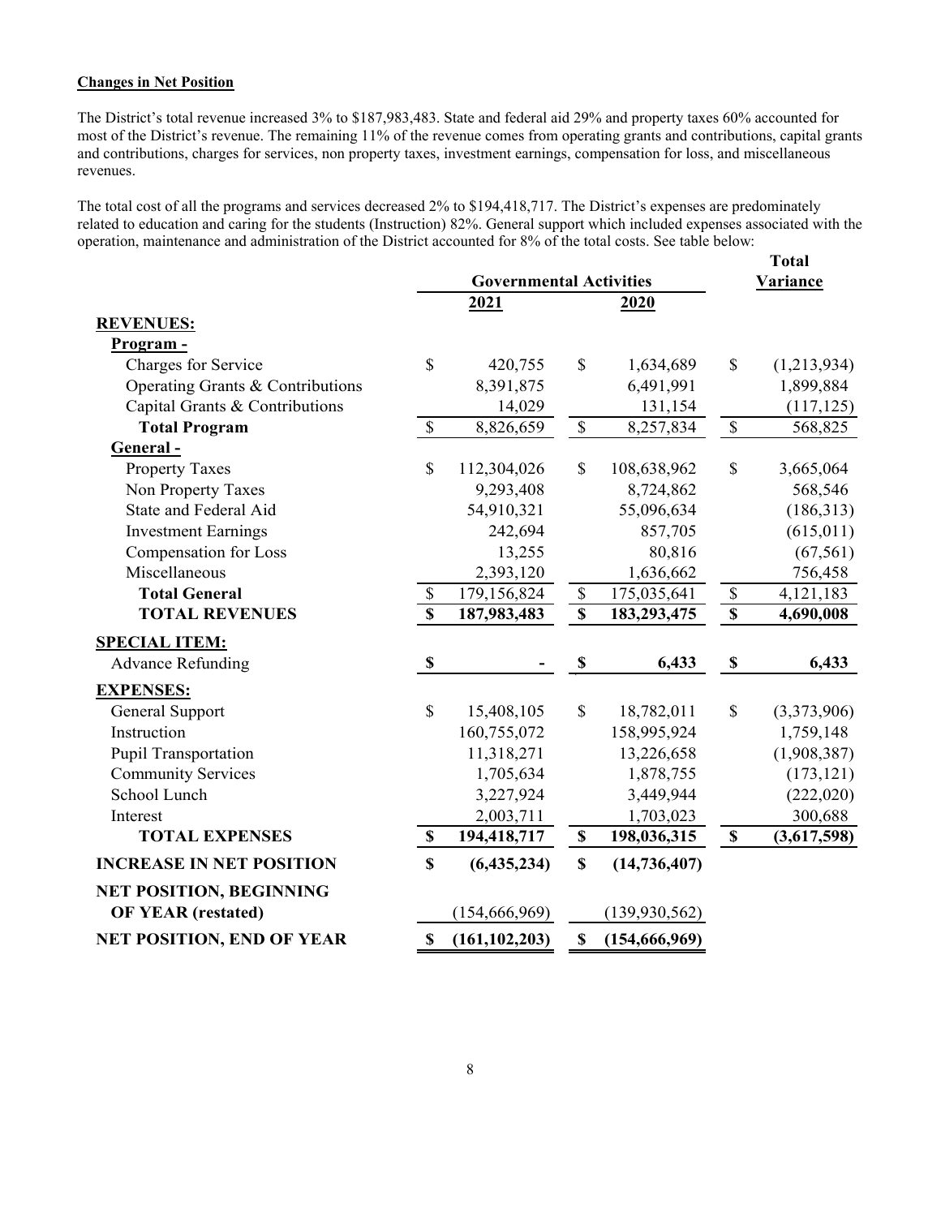**Changes in Net Position**

The District's total revenue increased 3% to $187,983,483. State and federal aid 29% and property taxes 60% accounted for most of the District's revenue. The remaining 11% of the revenue comes from operating grants and contributions, capital grants and contributions, charges for services, non property taxes, investment earnings, compensation for loss, and miscellaneous revenues.

The total cost of all the programs and services decreased 2% to $194,418,717. The District's expenses are predominately related to education and caring for the students (Instruction) 82%. General support which included expenses associated with the operation, maintenance and administration of the District accounted for 8% of the total costs. See table below:

| | Governmental Activities | | Total Variance |
|---|---|---|---|
| | **2021** | **2020** | |
| **REVENUES:** | | | |
| **Program -** | | | |
| Charges for Service | $ 420,755 | $ 1,634,689 | $ (1,213,934) |
| Operating Grants & Contributions | 8,391,875 | 6,491,991 | 1,899,884 |
| Capital Grants & Contributions | 14,029 | 131,154 | (117,125) |
| **Total Program** | $ 8,826,659 | $ 8,257,834 | $ 568,825 |
| **General -** | | | |
| Property Taxes | $ 112,304,026 | $ 108,638,962 | $ 3,665,064 |
| Non Property Taxes | 9,293,408 | 8,724,862 | 568,546 |
| State and Federal Aid | 54,910,321 | 55,096,634 | (186,313) |
| Investment Earnings | 242,694 | 857,705 | (615,011) |
| Compensation for Loss | 13,255 | 80,816 | (67,561) |
| Miscellaneous | 2,393,120 | 1,636,662 | 756,458 |
| **Total General** | $ 179,156,824 | $ 175,035,641 | $ 4,121,183 |
| **TOTAL REVENUES** | **$ 187,983,483** | **$ 183,293,475** | **$ 4,690,008** |
| **SPECIAL ITEM:** | | | |
| Advance Refunding | **$ -** | **$ 6,433** | **$ 6,433** |
| **EXPENSES:** | | | |
| General Support | $ 15,408,105 | $ 18,782,011 | $ (3,373,906) |
| Instruction | 160,755,072 | 158,995,924 | 1,759,148 |
| Pupil Transportation | 11,318,271 | 13,226,658 | (1,908,387) |
| Community Services | 1,705,634 | 1,878,755 | (173,121) |
| School Lunch | 3,227,924 | 3,449,944 | (222,020) |
| Interest | 2,003,711 | 1,703,023 | 300,688 |
| **TOTAL EXPENSES** | **$ 194,418,717** | **$ 198,036,315** | **$ (3,617,598)** |
| **INCREASE IN NET POSITION** | **$ (6,435,234)** | **$ (14,736,407)** | |
| **NET POSITION, BEGINNING OF YEAR (restated)** | (154,666,969) | (139,930,562) | |
| **NET POSITION, END OF YEAR** | **$ (161,102,203)** | **$ (154,666,969)** | |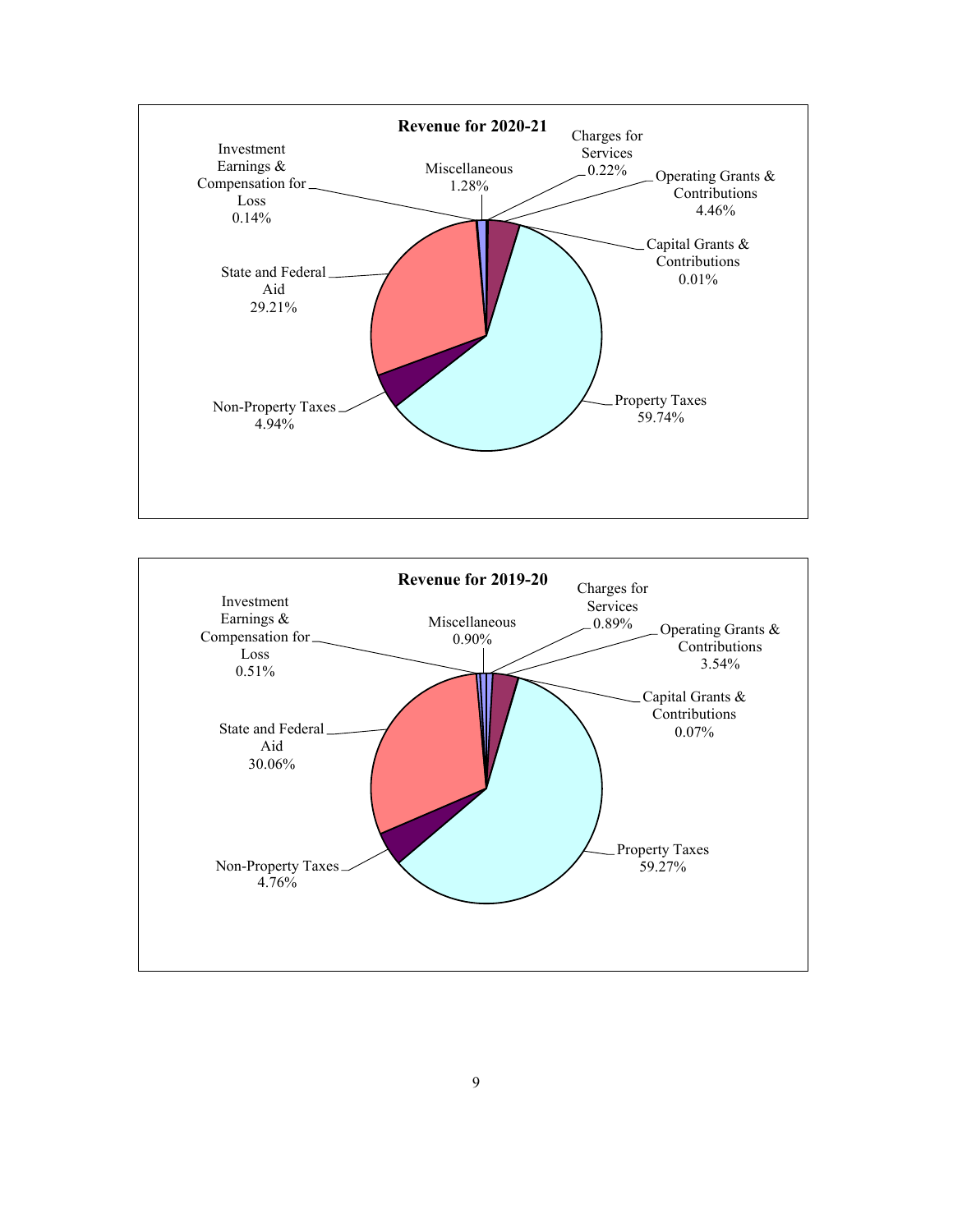**Revenue for 2020-21**

| Category | Percentage |
|---|---|
| Investment Earnings & Compensation for Loss | 0.14% |
| Miscellaneous | 1.28% |
| Charges for Services | 0.22% |
| Operating Grants & Contributions | 4.46% |
| Capital Grants & Contributions | 0.01% |
| State and Federal Aid | 29.21% |
| Non-Property Taxes | 4.94% |
| Property Taxes | 59.74% |

**Revenue for 2019-20**

| Category | Percentage |
|---|---|
| Investment Earnings & Compensation for Loss | 0.51% |
| Miscellaneous | 0.90% |
| Charges for Services | 0.89% |
| Operating Grants & Contributions | 3.54% |
| Capital Grants & Contributions | 0.07% |
| State and Federal Aid | 30.06% |
| Non-Property Taxes | 4.76% |
| Property Taxes | 59.27% |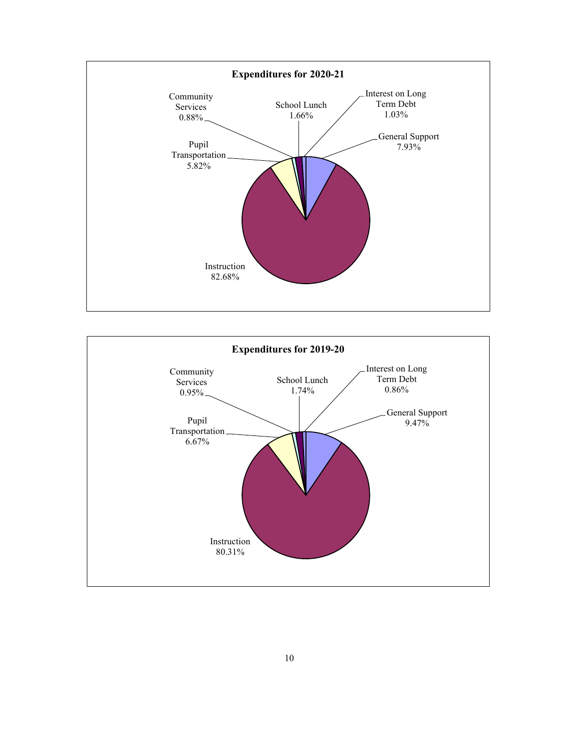**Expenditures for 2020-21**

| Category | Percentage |
|---|---|
| Instruction | 82.68% |
| General Support | 7.93% |
| Pupil Transportation | 5.82% |
| School Lunch | 1.66% |
| Interest on Long Term Debt | 1.03% |
| Community Services | 0.88% |

**Expenditures for 2019-20**

| Category | Percentage |
|---|---|
| Instruction | 80.31% |
| General Support | 9.47% |
| Pupil Transportation | 6.67% |
| School Lunch | 1.74% |
| Community Services | 0.95% |
| Interest on Long Term Debt | 0.86% |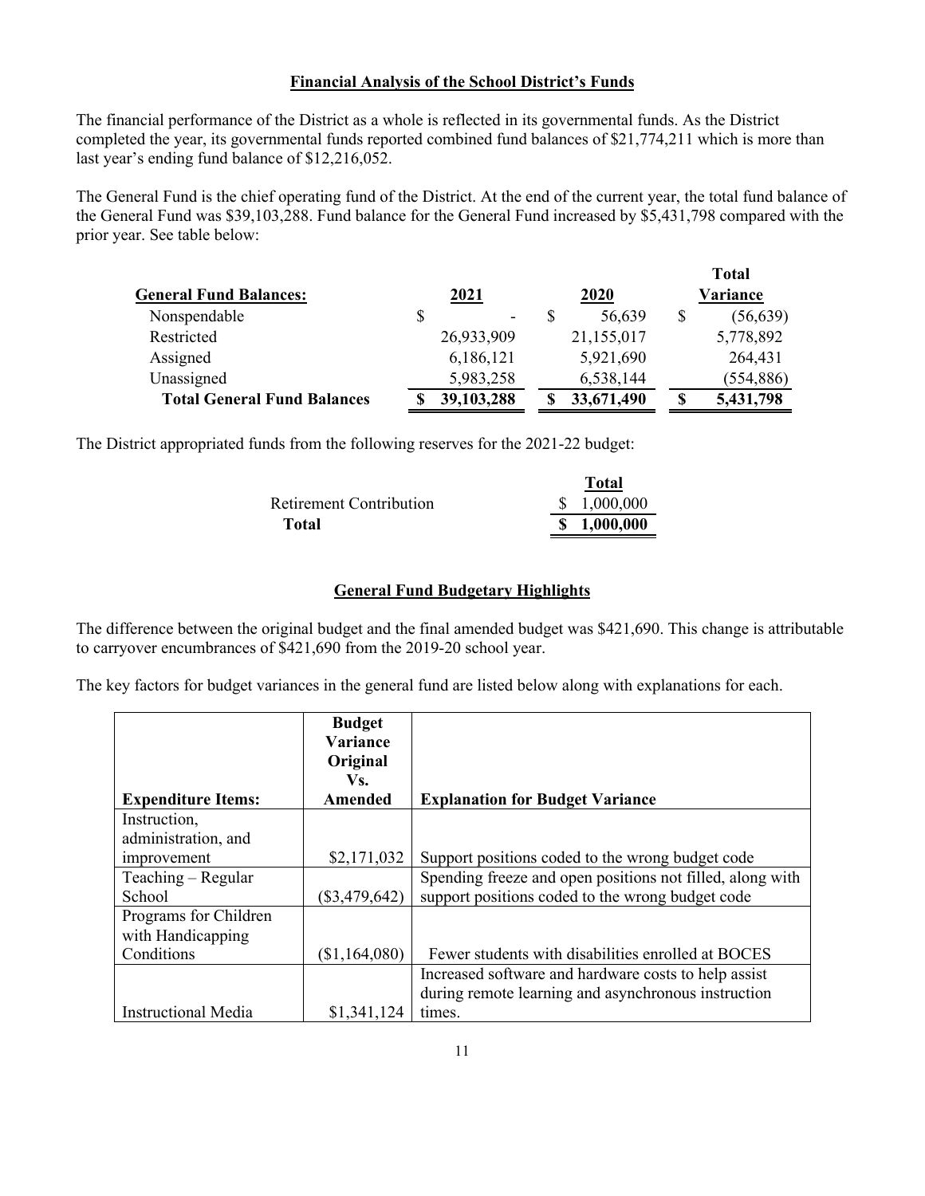## Financial Analysis of the School District's Funds

The financial performance of the District as a whole is reflected in its governmental funds. As the District completed the year, its governmental funds reported combined fund balances of $21,774,211 which is more than last year's ending fund balance of $12,216,052.

The General Fund is the chief operating fund of the District. At the end of the current year, the total fund balance of the General Fund was $39,103,288. Fund balance for the General Fund increased by $5,431,798 compared with the prior year. See table below:

| General Fund Balances: | 2021 | 2020 | Total Variance |
|---|---|---|---|
| Nonspendable | $ - | $ 56,639 | $ (56,639) |
| Restricted | 26,933,909 | 21,155,017 | 5,778,892 |
| Assigned | 6,186,121 | 5,921,690 | 264,431 |
| Unassigned | 5,983,258 | 6,538,144 | (554,886) |
| **Total General Fund Balances** | **$ 39,103,288** | **$ 33,671,490** | **$ 5,431,798** |

The District appropriated funds from the following reserves for the 2021-22 budget:

| | Total |
|---|---|
| Retirement Contribution | $ 1,000,000 |
| **Total** | **$ 1,000,000** |

## General Fund Budgetary Highlights

The difference between the original budget and the final amended budget was $421,690. This change is attributable to carryover encumbrances of $421,690 from the 2019-20 school year.

The key factors for budget variances in the general fund are listed below along with explanations for each.

| Expenditure Items: | Budget Variance Original Vs. Amended | Explanation for Budget Variance |
|---|---|---|
| Instruction, administration, and improvement | $2,171,032 | Support positions coded to the wrong budget code |
| Teaching – Regular School | ($3,479,642) | Spending freeze and open positions not filled, along with support positions coded to the wrong budget code |
| Programs for Children with Handicapping Conditions | ($1,164,080) | Fewer students with disabilities enrolled at BOCES |
| Instructional Media | $1,341,124 | Increased software and hardware costs to help assist during remote learning and asynchronous instruction times. |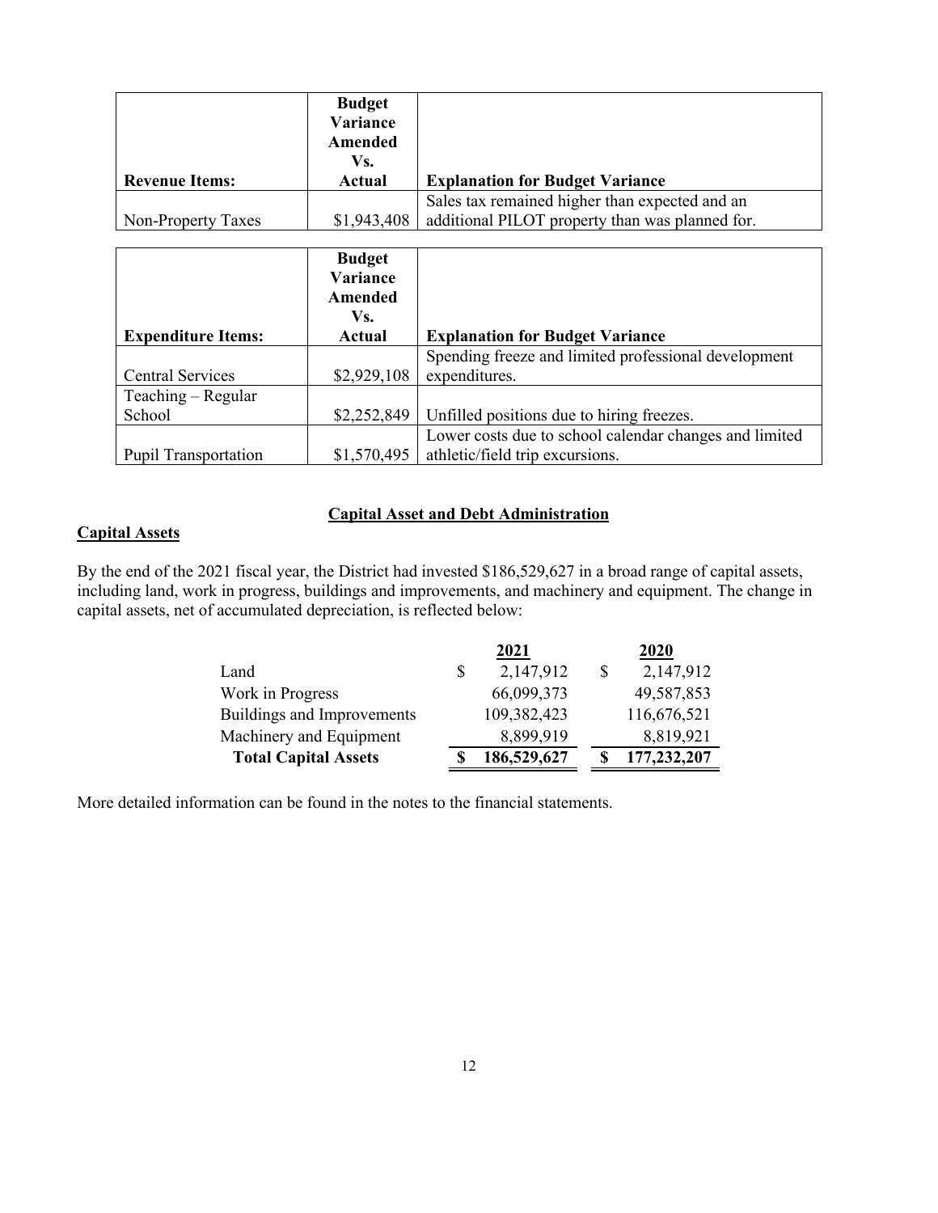| Revenue Items: | Budget Variance Amended Vs. Actual | Explanation for Budget Variance |
|---|---|---|
| Non-Property Taxes | $1,943,408 | Sales tax remained higher than expected and an additional PILOT property than was planned for. |

| Expenditure Items: | Budget Variance Amended Vs. Actual | Explanation for Budget Variance |
|---|---|---|
| Central Services | $2,929,108 | Spending freeze and limited professional development expenditures. |
| Teaching – Regular School | $2,252,849 | Unfilled positions due to hiring freezes. |
| Pupil Transportation | $1,570,495 | Lower costs due to school calendar changes and limited athletic/field trip excursions. |

## Capital Asset and Debt Administration

### Capital Assets

By the end of the 2021 fiscal year, the District had invested $186,529,627 in a broad range of capital assets, including land, work in progress, buildings and improvements, and machinery and equipment. The change in capital assets, net of accumulated depreciation, is reflected below:

| | 2021 | 2020 |
|---|---|---|
| Land | $ 2,147,912 | $ 2,147,912 |
| Work in Progress | 66,099,373 | 49,587,853 |
| Buildings and Improvements | 109,382,423 | 116,676,521 |
| Machinery and Equipment | 8,899,919 | 8,819,921 |
| **Total Capital Assets** | **$ 186,529,627** | **$ 177,232,207** |

More detailed information can be found in the notes to the financial statements.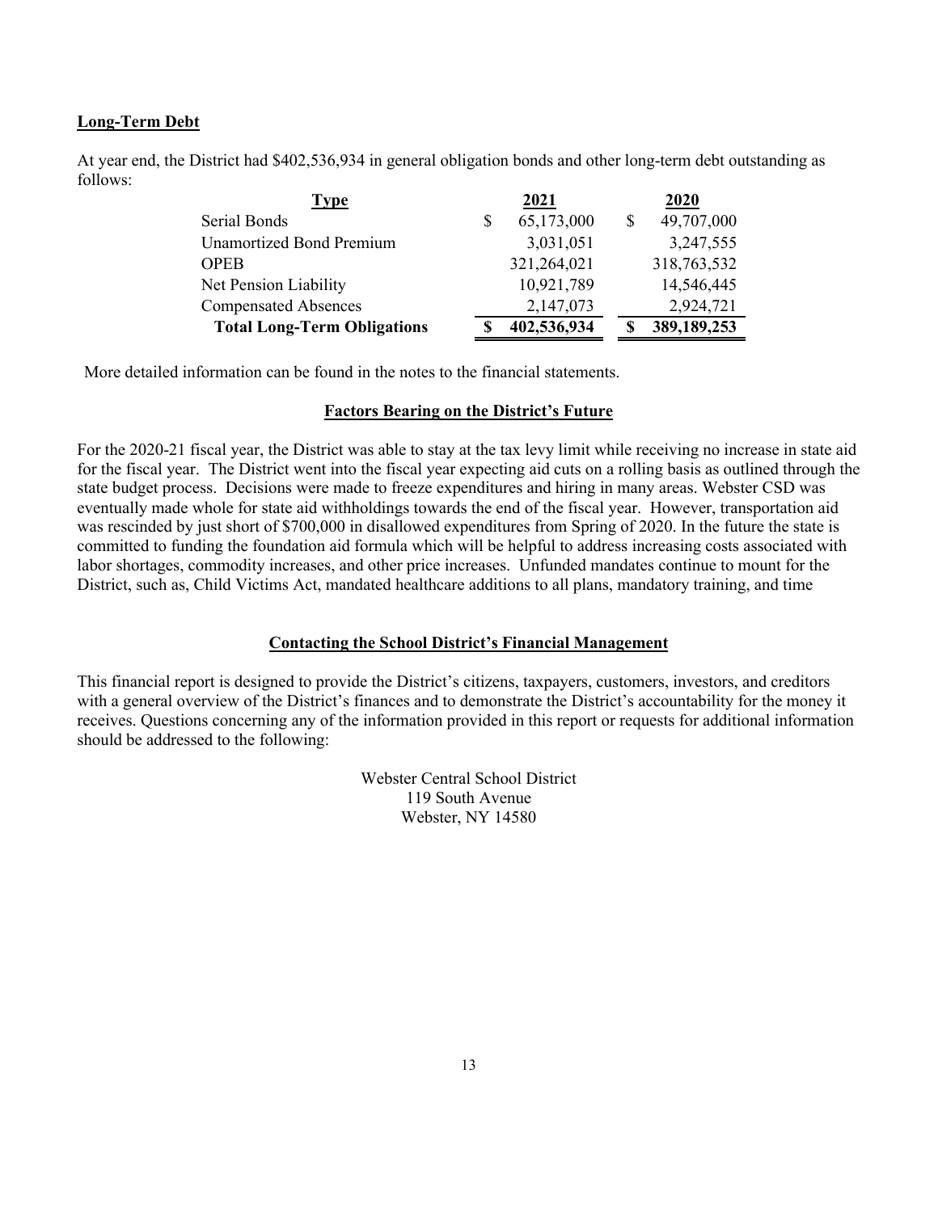**Long-Term Debt**

At year end, the District had $402,536,934 in general obligation bonds and other long-term debt outstanding as follows:

| Type | 2021 | 2020 |
|---|---|---|
| Serial Bonds | $ 65,173,000 | $ 49,707,000 |
| Unamortized Bond Premium | 3,031,051 | 3,247,555 |
| OPEB | 321,264,021 | 318,763,532 |
| Net Pension Liability | 10,921,789 | 14,546,445 |
| Compensated Absences | 2,147,073 | 2,924,721 |
| **Total Long-Term Obligations** | **$ 402,536,934** | **$ 389,189,253** |

More detailed information can be found in the notes to the financial statements.

## Factors Bearing on the District's Future

For the 2020-21 fiscal year, the District was able to stay at the tax levy limit while receiving no increase in state aid for the fiscal year. The District went into the fiscal year expecting aid cuts on a rolling basis as outlined through the state budget process. Decisions were made to freeze expenditures and hiring in many areas. Webster CSD was eventually made whole for state aid withholdings towards the end of the fiscal year. However, transportation aid was rescinded by just short of $700,000 in disallowed expenditures from Spring of 2020. In the future the state is committed to funding the foundation aid formula which will be helpful to address increasing costs associated with labor shortages, commodity increases, and other price increases. Unfunded mandates continue to mount for the District, such as, Child Victims Act, mandated healthcare additions to all plans, mandatory training, and time

## Contacting the School District's Financial Management

This financial report is designed to provide the District's citizens, taxpayers, customers, investors, and creditors with a general overview of the District's finances and to demonstrate the District's accountability for the money it receives. Questions concerning any of the information provided in this report or requests for additional information should be addressed to the following:

Webster Central School District
119 South Avenue
Webster, NY 14580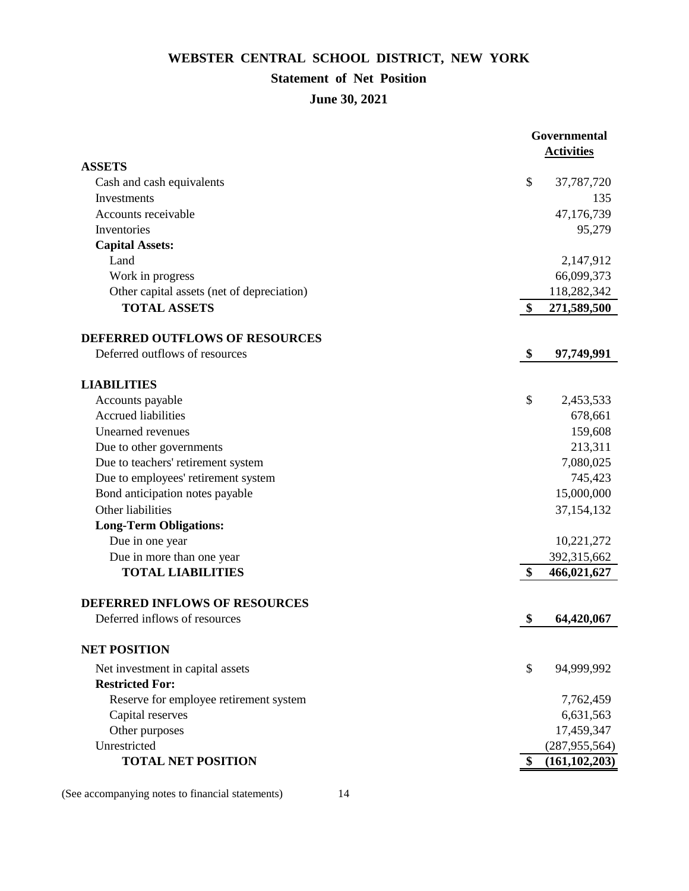# WEBSTER CENTRAL SCHOOL DISTRICT, NEW YORK

## Statement of Net Position

### June 30, 2021

| | Governmental Activities |
|---|---|
| **ASSETS** | |
| Cash and cash equivalents | $ 37,787,720 |
| Investments | 135 |
| Accounts receivable | 47,176,739 |
| Inventories | 95,279 |
| **Capital Assets:** | |
| Land | 2,147,912 |
| Work in progress | 66,099,373 |
| Other capital assets (net of depreciation) | 118,282,342 |
| **TOTAL ASSETS** | **$ 271,589,500** |
| **DEFERRED OUTFLOWS OF RESOURCES** | |
| Deferred outflows of resources | **$ 97,749,991** |
| **LIABILITIES** | |
| Accounts payable | $ 2,453,533 |
| Accrued liabilities | 678,661 |
| Unearned revenues | 159,608 |
| Due to other governments | 213,311 |
| Due to teachers' retirement system | 7,080,025 |
| Due to employees' retirement system | 745,423 |
| Bond anticipation notes payable | 15,000,000 |
| Other liabilities | 37,154,132 |
| **Long-Term Obligations:** | |
| Due in one year | 10,221,272 |
| Due in more than one year | 392,315,662 |
| **TOTAL LIABILITIES** | **$ 466,021,627** |
| **DEFERRED INFLOWS OF RESOURCES** | |
| Deferred inflows of resources | **$ 64,420,067** |
| **NET POSITION** | |
| Net investment in capital assets | $ 94,999,992 |
| **Restricted For:** | |
| Reserve for employee retirement system | 7,762,459 |
| Capital reserves | 6,631,563 |
| Other purposes | 17,459,347 |
| Unrestricted | (287,955,564) |
| **TOTAL NET POSITION** | **$ (161,102,203)** |

(See accompanying notes to financial statements)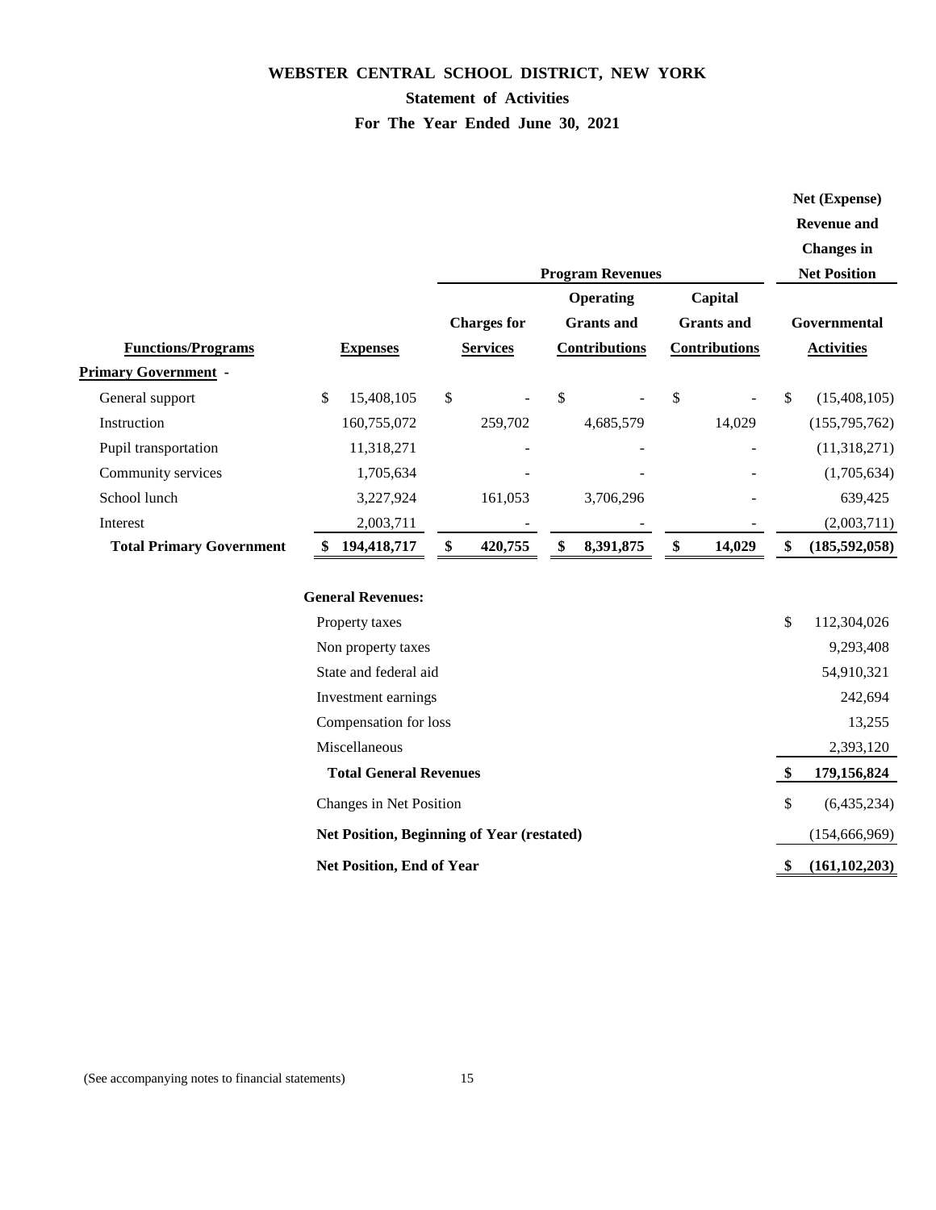# WEBSTER CENTRAL SCHOOL DISTRICT, NEW YORK

## Statement of Activities

### For The Year Ended June 30, 2021

| | | Program Revenues | | | Net (Expense) Revenue and Changes in Net Position |
|---|---|---|---|---|---|
| **Functions/Programs** | **Expenses** | **Charges for Services** | **Operating Grants and Contributions** | **Capital Grants and Contributions** | **Governmental Activities** |
| **Primary Government -** | | | | | |
| General support | $ 15,408,105 | $ - | $ - | $ - | $ (15,408,105) |
| Instruction | 160,755,072 | 259,702 | 4,685,579 | 14,029 | (155,795,762) |
| Pupil transportation | 11,318,271 | - | - | - | (11,318,271) |
| Community services | 1,705,634 | - | - | - | (1,705,634) |
| School lunch | 3,227,924 | 161,053 | 3,706,296 | - | 639,425 |
| Interest | 2,003,711 | - | - | - | (2,003,711) |
| **Total Primary Government** | **$ 194,418,717** | **$ 420,755** | **$ 8,391,875** | **$ 14,029** | **$ (185,592,058)** |

| | |
|---|---|
| **General Revenues:** | |
| Property taxes | $ 112,304,026 |
| Non property taxes | 9,293,408 |
| State and federal aid | 54,910,321 |
| Investment earnings | 242,694 |
| Compensation for loss | 13,255 |
| Miscellaneous | 2,393,120 |
| **Total General Revenues** | **$ 179,156,824** |
| Changes in Net Position | $ (6,435,234) |
| **Net Position, Beginning of Year (restated)** | (154,666,969) |
| **Net Position, End of Year** | **$ (161,102,203)** |

(See accompanying notes to financial statements)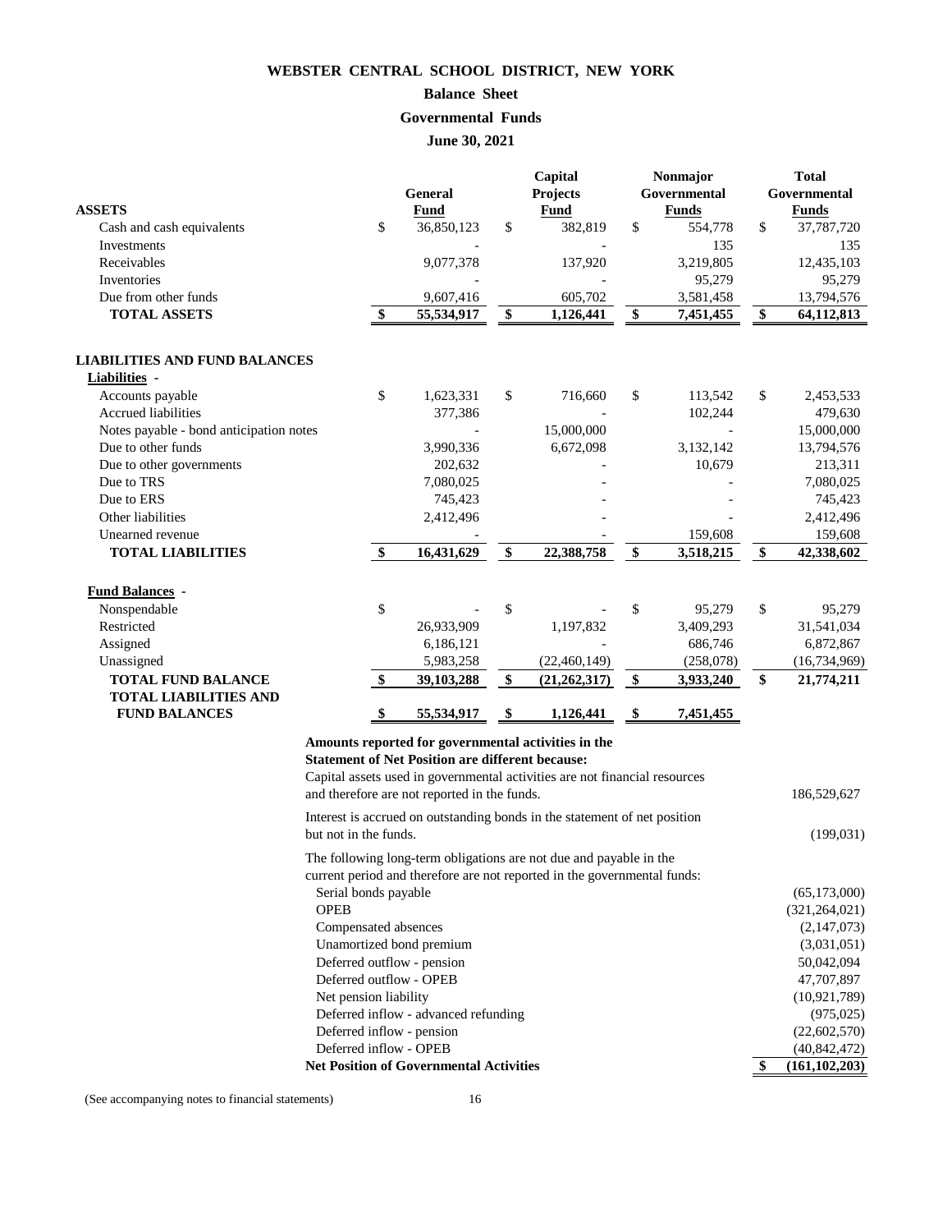# WEBSTER CENTRAL SCHOOL DISTRICT, NEW YORK

## Balance Sheet

## Governmental Funds

## June 30, 2021

| ASSETS | General Fund | Capital Projects Fund | Nonmajor Governmental Funds | Total Governmental Funds |
|---|---|---|---|---|
| Cash and cash equivalents | $ 36,850,123 | $ 382,819 | $ 554,778 | $ 37,787,720 |
| Investments | - | - | 135 | 135 |
| Receivables | 9,077,378 | 137,920 | 3,219,805 | 12,435,103 |
| Inventories | - | - | 95,279 | 95,279 |
| Due from other funds | 9,607,416 | 605,702 | 3,581,458 | 13,794,576 |
| **TOTAL ASSETS** | **$ 55,534,917** | **$ 1,126,441** | **$ 7,451,455** | **$ 64,112,813** |
| | | | | |
| **LIABILITIES AND FUND BALANCES** | | | | |
| **Liabilities** - | | | | |
| Accounts payable | $ 1,623,331 | $ 716,660 | $ 113,542 | $ 2,453,533 |
| Accrued liabilities | 377,386 | - | 102,244 | 479,630 |
| Notes payable - bond anticipation notes | - | 15,000,000 | - | 15,000,000 |
| Due to other funds | 3,990,336 | 6,672,098 | 3,132,142 | 13,794,576 |
| Due to other governments | 202,632 | - | 10,679 | 213,311 |
| Due to TRS | 7,080,025 | - | - | 7,080,025 |
| Due to ERS | 745,423 | - | - | 745,423 |
| Other liabilities | 2,412,496 | - | - | 2,412,496 |
| Unearned revenue | - | - | 159,608 | 159,608 |
| **TOTAL LIABILITIES** | **$ 16,431,629** | **$ 22,388,758** | **$ 3,518,215** | **$ 42,338,602** |
| | | | | |
| **Fund Balances** - | | | | |
| Nonspendable | $ - | $ - | $ 95,279 | $ 95,279 |
| Restricted | 26,933,909 | 1,197,832 | 3,409,293 | 31,541,034 |
| Assigned | 6,186,121 | - | 686,746 | 6,872,867 |
| Unassigned | 5,983,258 | (22,460,149) | (258,078) | (16,734,969) |
| **TOTAL FUND BALANCE** | **$ 39,103,288** | **$ (21,262,317)** | **$ 3,933,240** | **$ 21,774,211** |
| **TOTAL LIABILITIES AND FUND BALANCES** | **$ 55,534,917** | **$ 1,126,441** | **$ 7,451,455** | |

**Amounts reported for governmental activities in the Statement of Net Position are different because:**

| | |
|---|---|
| Capital assets used in governmental activities are not financial resources and therefore are not reported in the funds. | 186,529,627 |
| Interest is accrued on outstanding bonds in the statement of net position but not in the funds. | (199,031) |
| The following long-term obligations are not due and payable in the current period and therefore are not reported in the governmental funds: | |
| Serial bonds payable | (65,173,000) |
| OPEB | (321,264,021) |
| Compensated absences | (2,147,073) |
| Unamortized bond premium | (3,031,051) |
| Deferred outflow - pension | 50,042,094 |
| Deferred outflow - OPEB | 47,707,897 |
| Net pension liability | (10,921,789) |
| Deferred inflow - advanced refunding | (975,025) |
| Deferred inflow - pension | (22,602,570) |
| Deferred inflow - OPEB | (40,842,472) |
| **Net Position of Governmental Activities** | **$ (161,102,203)** |

(See accompanying notes to financial statements)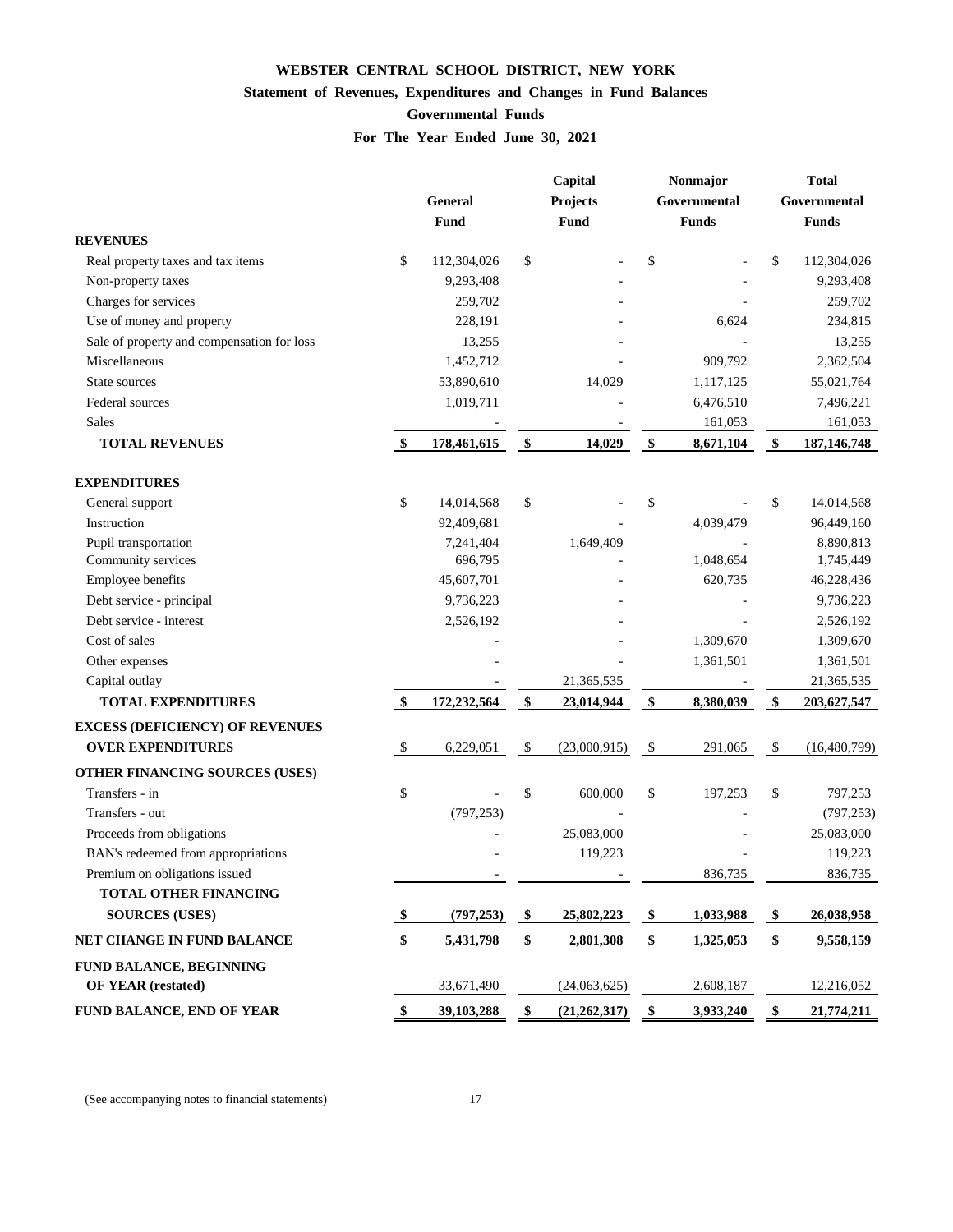# WEBSTER CENTRAL SCHOOL DISTRICT, NEW YORK

## Statement of Revenues, Expenditures and Changes in Fund Balances

### Governmental Funds

### For The Year Ended June 30, 2021

| | General Fund | Capital Projects Fund | Nonmajor Governmental Funds | Total Governmental Funds |
|---|---|---|---|---|
| **REVENUES** | | | | |
| Real property taxes and tax items | $ 112,304,026 | $ - | $ - | $ 112,304,026 |
| Non-property taxes | 9,293,408 | - | - | 9,293,408 |
| Charges for services | 259,702 | - | - | 259,702 |
| Use of money and property | 228,191 | - | 6,624 | 234,815 |
| Sale of property and compensation for loss | 13,255 | - | - | 13,255 |
| Miscellaneous | 1,452,712 | - | 909,792 | 2,362,504 |
| State sources | 53,890,610 | 14,029 | 1,117,125 | 55,021,764 |
| Federal sources | 1,019,711 | - | 6,476,510 | 7,496,221 |
| Sales | - | - | 161,053 | 161,053 |
| **TOTAL REVENUES** | **$ 178,461,615** | **$ 14,029** | **$ 8,671,104** | **$ 187,146,748** |
| **EXPENDITURES** | | | | |
| General support | $ 14,014,568 | $ - | $ - | $ 14,014,568 |
| Instruction | 92,409,681 | - | 4,039,479 | 96,449,160 |
| Pupil transportation | 7,241,404 | 1,649,409 | - | 8,890,813 |
| Community services | 696,795 | - | 1,048,654 | 1,745,449 |
| Employee benefits | 45,607,701 | - | 620,735 | 46,228,436 |
| Debt service - principal | 9,736,223 | - | - | 9,736,223 |
| Debt service - interest | 2,526,192 | - | - | 2,526,192 |
| Cost of sales | - | - | 1,309,670 | 1,309,670 |
| Other expenses | - | - | 1,361,501 | 1,361,501 |
| Capital outlay | - | 21,365,535 | - | 21,365,535 |
| **TOTAL EXPENDITURES** | **$ 172,232,564** | **$ 23,014,944** | **$ 8,380,039** | **$ 203,627,547** |
| **EXCESS (DEFICIENCY) OF REVENUES OVER EXPENDITURES** | $ 6,229,051 | $ (23,000,915) | $ 291,065 | $ (16,480,799) |
| **OTHER FINANCING SOURCES (USES)** | | | | |
| Transfers - in | $ - | $ 600,000 | $ 197,253 | $ 797,253 |
| Transfers - out | (797,253) | - | - | (797,253) |
| Proceeds from obligations | - | 25,083,000 | - | 25,083,000 |
| BAN's redeemed from appropriations | - | 119,223 | - | 119,223 |
| Premium on obligations issued | - | - | 836,735 | 836,735 |
| **TOTAL OTHER FINANCING SOURCES (USES)** | **$ (797,253)** | **$ 25,802,223** | **$ 1,033,988** | **$ 26,038,958** |
| **NET CHANGE IN FUND BALANCE** | **$ 5,431,798** | **$ 2,801,308** | **$ 1,325,053** | **$ 9,558,159** |
| **FUND BALANCE, BEGINNING OF YEAR (restated)** | 33,671,490 | (24,063,625) | 2,608,187 | 12,216,052 |
| **FUND BALANCE, END OF YEAR** | **$ 39,103,288** | **$ (21,262,317)** | **$ 3,933,240** | **$ 21,774,211** |

(See accompanying notes to financial statements)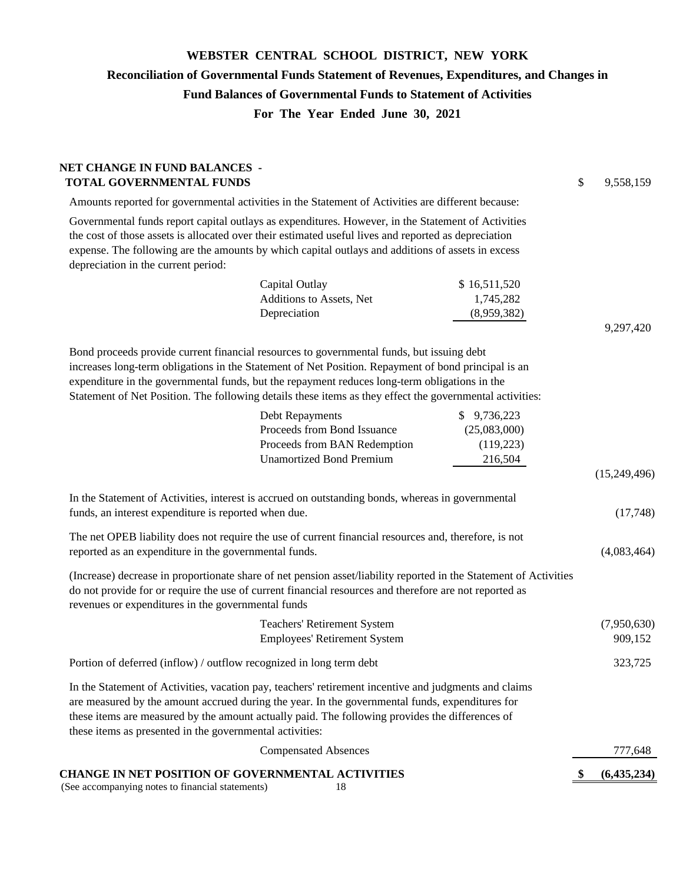# WEBSTER CENTRAL SCHOOL DISTRICT, NEW YORK

## Reconciliation of Governmental Funds Statement of Revenues, Expenditures, and Changes in Fund Balances of Governmental Funds to Statement of Activities

### For The Year Ended June 30, 2021

| | | |
|---|---|---|
| **NET CHANGE IN FUND BALANCES - TOTAL GOVERNMENTAL FUNDS** | | $ 9,558,159 |
| Amounts reported for governmental activities in the Statement of Activities are different because: | | |
| Governmental funds report capital outlays as expenditures. However, in the Statement of Activities the cost of those assets is allocated over their estimated useful lives and reported as depreciation expense. The following are the amounts by which capital outlays and additions of assets in excess depreciation in the current period: | | |
| Capital Outlay | $ 16,511,520 | |
| Additions to Assets, Net | 1,745,282 | |
| Depreciation | (8,959,382) | |
| | | 9,297,420 |
| Bond proceeds provide current financial resources to governmental funds, but issuing debt increases long-term obligations in the Statement of Net Position. Repayment of bond principal is an expenditure in the governmental funds, but the repayment reduces long-term obligations in the Statement of Net Position. The following details these items as they effect the governmental activities: | | |
| Debt Repayments | $ 9,736,223 | |
| Proceeds from Bond Issuance | (25,083,000) | |
| Proceeds from BAN Redemption | (119,223) | |
| Unamortized Bond Premium | 216,504 | |
| | | (15,249,496) |
| In the Statement of Activities, interest is accrued on outstanding bonds, whereas in governmental funds, an interest expenditure is reported when due. | | (17,748) |
| The net OPEB liability does not require the use of current financial resources and, therefore, is not reported as an expenditure in the governmental funds. | | (4,083,464) |
| (Increase) decrease in proportionate share of net pension asset/liability reported in the Statement of Activities do not provide for or require the use of current financial resources and therefore are not reported as revenues or expenditures in the governmental funds | | |
| Teachers' Retirement System | | (7,950,630) |
| Employees' Retirement System | | 909,152 |
| Portion of deferred (inflow) / outflow recognized in long term debt | | 323,725 |
| In the Statement of Activities, vacation pay, teachers' retirement incentive and judgments and claims are measured by the amount accrued during the year. In the governmental funds, expenditures for these items are measured by the amount actually paid. The following provides the differences of these items as presented in the governmental activities: | | |
| Compensated Absences | | 777,648 |
| **CHANGE IN NET POSITION OF GOVERNMENTAL ACTIVITIES** | | **$ (6,435,234)** |

(See accompanying notes to financial statements)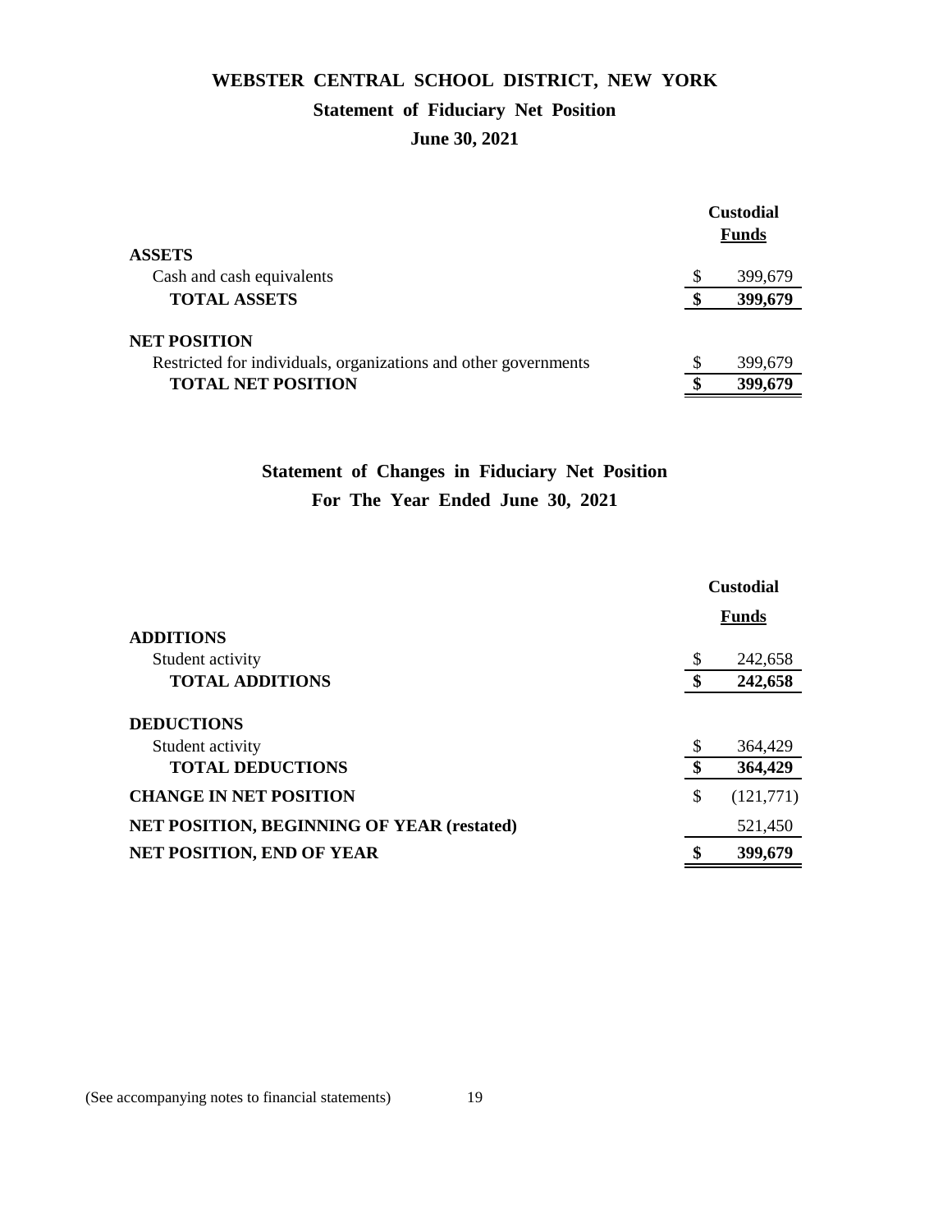# WEBSTER CENTRAL SCHOOL DISTRICT, NEW YORK

## Statement of Fiduciary Net Position

### June 30, 2021

| | Custodial Funds |
|---|---|
| **ASSETS** | |
| Cash and cash equivalents | $ 399,679 |
| **TOTAL ASSETS** | **$ 399,679** |
| | |
| **NET POSITION** | |
| Restricted for individuals, organizations and other governments | $ 399,679 |
| **TOTAL NET POSITION** | **$ 399,679** |

## Statement of Changes in Fiduciary Net Position

### For The Year Ended June 30, 2021

| | Custodial Funds |
|---|---|
| **ADDITIONS** | |
| Student activity | $ 242,658 |
| **TOTAL ADDITIONS** | **$ 242,658** |
| | |
| **DEDUCTIONS** | |
| Student activity | $ 364,429 |
| **TOTAL DEDUCTIONS** | **$ 364,429** |
| **CHANGE IN NET POSITION** | $ (121,771) |
| **NET POSITION, BEGINNING OF YEAR (restated)** | 521,450 |
| **NET POSITION, END OF YEAR** | **$ 399,679** |

(See accompanying notes to financial statements)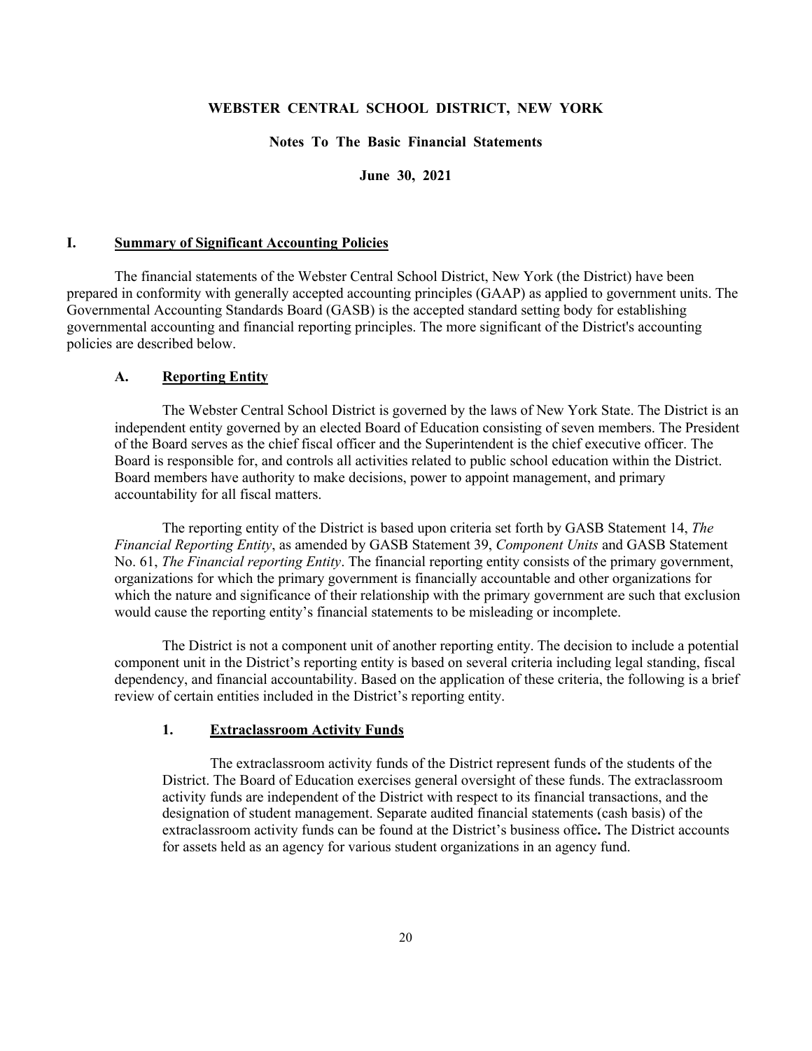**WEBSTER CENTRAL SCHOOL DISTRICT, NEW YORK**

**Notes To The Basic Financial Statements**

**June 30, 2021**

## I. Summary of Significant Accounting Policies

The financial statements of the Webster Central School District, New York (the District) have been prepared in conformity with generally accepted accounting principles (GAAP) as applied to government units. The Governmental Accounting Standards Board (GASB) is the accepted standard setting body for establishing governmental accounting and financial reporting principles. The more significant of the District's accounting policies are described below.

### A. Reporting Entity

The Webster Central School District is governed by the laws of New York State. The District is an independent entity governed by an elected Board of Education consisting of seven members. The President of the Board serves as the chief fiscal officer and the Superintendent is the chief executive officer. The Board is responsible for, and controls all activities related to public school education within the District. Board members have authority to make decisions, power to appoint management, and primary accountability for all fiscal matters.

The reporting entity of the District is based upon criteria set forth by GASB Statement 14, *The Financial Reporting Entity*, as amended by GASB Statement 39, *Component Units* and GASB Statement No. 61, *The Financial reporting Entity*. The financial reporting entity consists of the primary government, organizations for which the primary government is financially accountable and other organizations for which the nature and significance of their relationship with the primary government are such that exclusion would cause the reporting entity's financial statements to be misleading or incomplete.

The District is not a component unit of another reporting entity. The decision to include a potential component unit in the District's reporting entity is based on several criteria including legal standing, fiscal dependency, and financial accountability. Based on the application of these criteria, the following is a brief review of certain entities included in the District's reporting entity.

#### 1. Extraclassroom Activity Funds

The extraclassroom activity funds of the District represent funds of the students of the District. The Board of Education exercises general oversight of these funds. The extraclassroom activity funds are independent of the District with respect to its financial transactions, and the designation of student management. Separate audited financial statements (cash basis) of the extraclassroom activity funds can be found at the District's business office**.** The District accounts for assets held as an agency for various student organizations in an agency fund.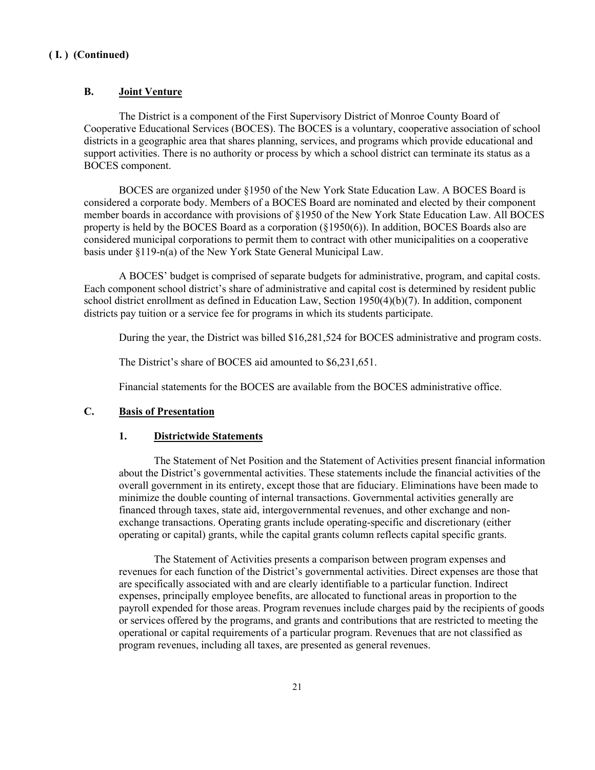**( I. ) (Continued)**

### B. Joint Venture

The District is a component of the First Supervisory District of Monroe County Board of Cooperative Educational Services (BOCES). The BOCES is a voluntary, cooperative association of school districts in a geographic area that shares planning, services, and programs which provide educational and support activities. There is no authority or process by which a school district can terminate its status as a BOCES component.

BOCES are organized under §1950 of the New York State Education Law. A BOCES Board is considered a corporate body. Members of a BOCES Board are nominated and elected by their component member boards in accordance with provisions of §1950 of the New York State Education Law. All BOCES property is held by the BOCES Board as a corporation (§1950(6)). In addition, BOCES Boards also are considered municipal corporations to permit them to contract with other municipalities on a cooperative basis under §119-n(a) of the New York State General Municipal Law.

A BOCES' budget is comprised of separate budgets for administrative, program, and capital costs. Each component school district's share of administrative and capital cost is determined by resident public school district enrollment as defined in Education Law, Section 1950(4)(b)(7). In addition, component districts pay tuition or a service fee for programs in which its students participate.

During the year, the District was billed $16,281,524 for BOCES administrative and program costs.

The District's share of BOCES aid amounted to $6,231,651.

Financial statements for the BOCES are available from the BOCES administrative office.

### C. Basis of Presentation

#### 1. Districtwide Statements

The Statement of Net Position and the Statement of Activities present financial information about the District's governmental activities. These statements include the financial activities of the overall government in its entirety, except those that are fiduciary. Eliminations have been made to minimize the double counting of internal transactions. Governmental activities generally are financed through taxes, state aid, intergovernmental revenues, and other exchange and non-exchange transactions. Operating grants include operating-specific and discretionary (either operating or capital) grants, while the capital grants column reflects capital specific grants.

The Statement of Activities presents a comparison between program expenses and revenues for each function of the District's governmental activities. Direct expenses are those that are specifically associated with and are clearly identifiable to a particular function. Indirect expenses, principally employee benefits, are allocated to functional areas in proportion to the payroll expended for those areas. Program revenues include charges paid by the recipients of goods or services offered by the programs, and grants and contributions that are restricted to meeting the operational or capital requirements of a particular program. Revenues that are not classified as program revenues, including all taxes, are presented as general revenues.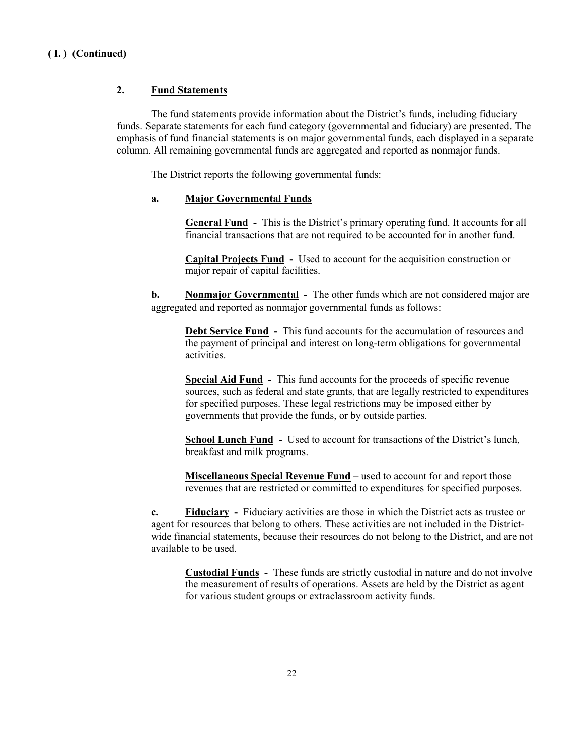**( I. ) (Continued)**

**2. Fund Statements**

The fund statements provide information about the District's funds, including fiduciary funds. Separate statements for each fund category (governmental and fiduciary) are presented. The emphasis of fund financial statements is on major governmental funds, each displayed in a separate column. All remaining governmental funds are aggregated and reported as nonmajor funds.

The District reports the following governmental funds:

**a. Major Governmental Funds**

**General Fund** - This is the District's primary operating fund. It accounts for all financial transactions that are not required to be accounted for in another fund.

**Capital Projects Fund** - Used to account for the acquisition construction or major repair of capital facilities.

**b. Nonmajor Governmental** - The other funds which are not considered major are aggregated and reported as nonmajor governmental funds as follows:

**Debt Service Fund** - This fund accounts for the accumulation of resources and the payment of principal and interest on long-term obligations for governmental activities.

**Special Aid Fund** - This fund accounts for the proceeds of specific revenue sources, such as federal and state grants, that are legally restricted to expenditures for specified purposes. These legal restrictions may be imposed either by governments that provide the funds, or by outside parties.

**School Lunch Fund** - Used to account for transactions of the District's lunch, breakfast and milk programs.

**Miscellaneous Special Revenue Fund** – used to account for and report those revenues that are restricted or committed to expenditures for specified purposes.

**c. Fiduciary** - Fiduciary activities are those in which the District acts as trustee or agent for resources that belong to others. These activities are not included in the District-wide financial statements, because their resources do not belong to the District, and are not available to be used.

**Custodial Funds** - These funds are strictly custodial in nature and do not involve the measurement of results of operations. Assets are held by the District as agent for various student groups or extraclassroom activity funds.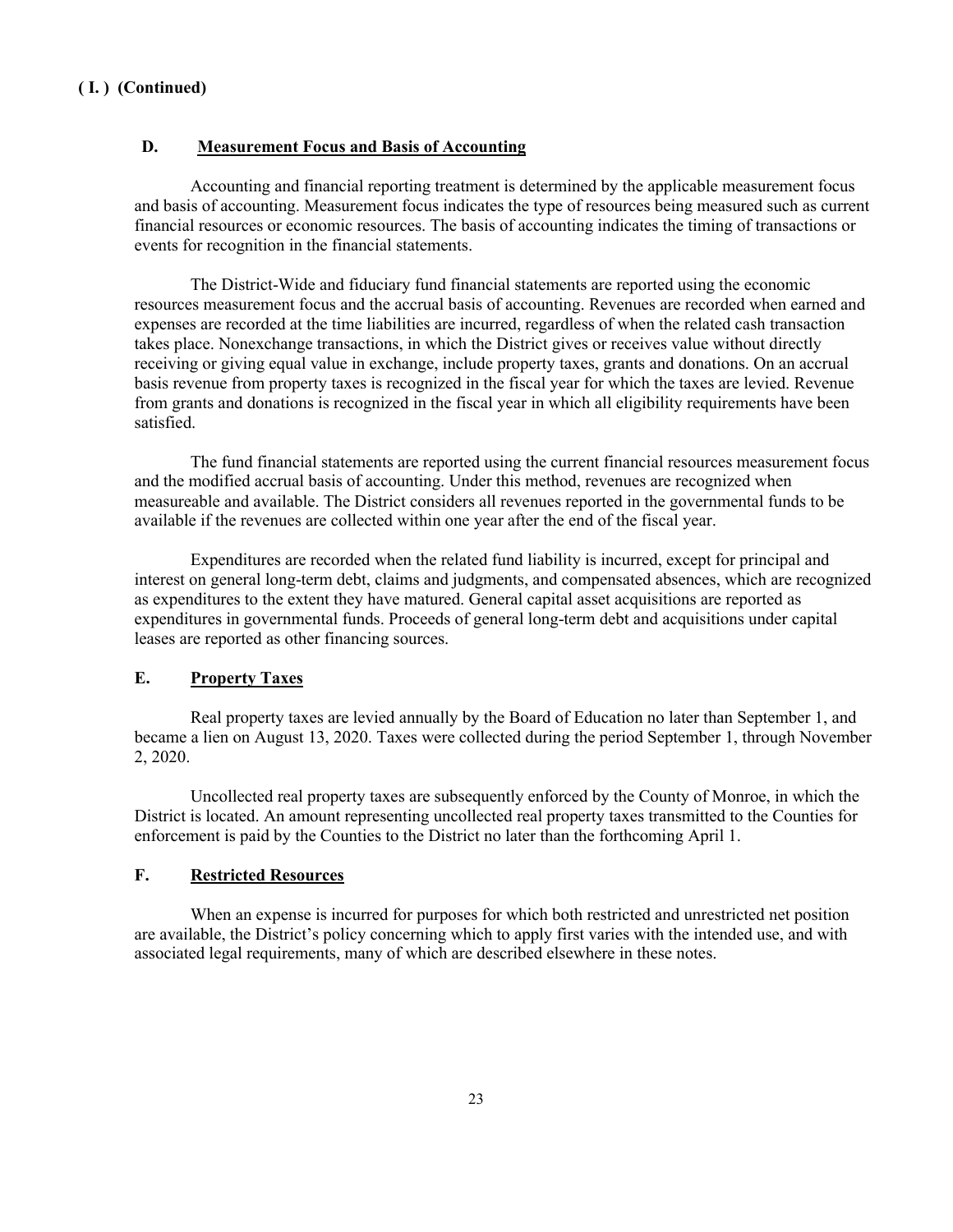**( I. ) (Continued)**

## D. Measurement Focus and Basis of Accounting

Accounting and financial reporting treatment is determined by the applicable measurement focus and basis of accounting. Measurement focus indicates the type of resources being measured such as current financial resources or economic resources. The basis of accounting indicates the timing of transactions or events for recognition in the financial statements.

The District-Wide and fiduciary fund financial statements are reported using the economic resources measurement focus and the accrual basis of accounting. Revenues are recorded when earned and expenses are recorded at the time liabilities are incurred, regardless of when the related cash transaction takes place. Nonexchange transactions, in which the District gives or receives value without directly receiving or giving equal value in exchange, include property taxes, grants and donations. On an accrual basis revenue from property taxes is recognized in the fiscal year for which the taxes are levied. Revenue from grants and donations is recognized in the fiscal year in which all eligibility requirements have been satisfied.

The fund financial statements are reported using the current financial resources measurement focus and the modified accrual basis of accounting. Under this method, revenues are recognized when measureable and available. The District considers all revenues reported in the governmental funds to be available if the revenues are collected within one year after the end of the fiscal year.

Expenditures are recorded when the related fund liability is incurred, except for principal and interest on general long-term debt, claims and judgments, and compensated absences, which are recognized as expenditures to the extent they have matured. General capital asset acquisitions are reported as expenditures in governmental funds. Proceeds of general long-term debt and acquisitions under capital leases are reported as other financing sources.

## E. Property Taxes

Real property taxes are levied annually by the Board of Education no later than September 1, and became a lien on August 13, 2020. Taxes were collected during the period September 1, through November 2, 2020.

Uncollected real property taxes are subsequently enforced by the County of Monroe, in which the District is located. An amount representing uncollected real property taxes transmitted to the Counties for enforcement is paid by the Counties to the District no later than the forthcoming April 1.

## F. Restricted Resources

When an expense is incurred for purposes for which both restricted and unrestricted net position are available, the District's policy concerning which to apply first varies with the intended use, and with associated legal requirements, many of which are described elsewhere in these notes.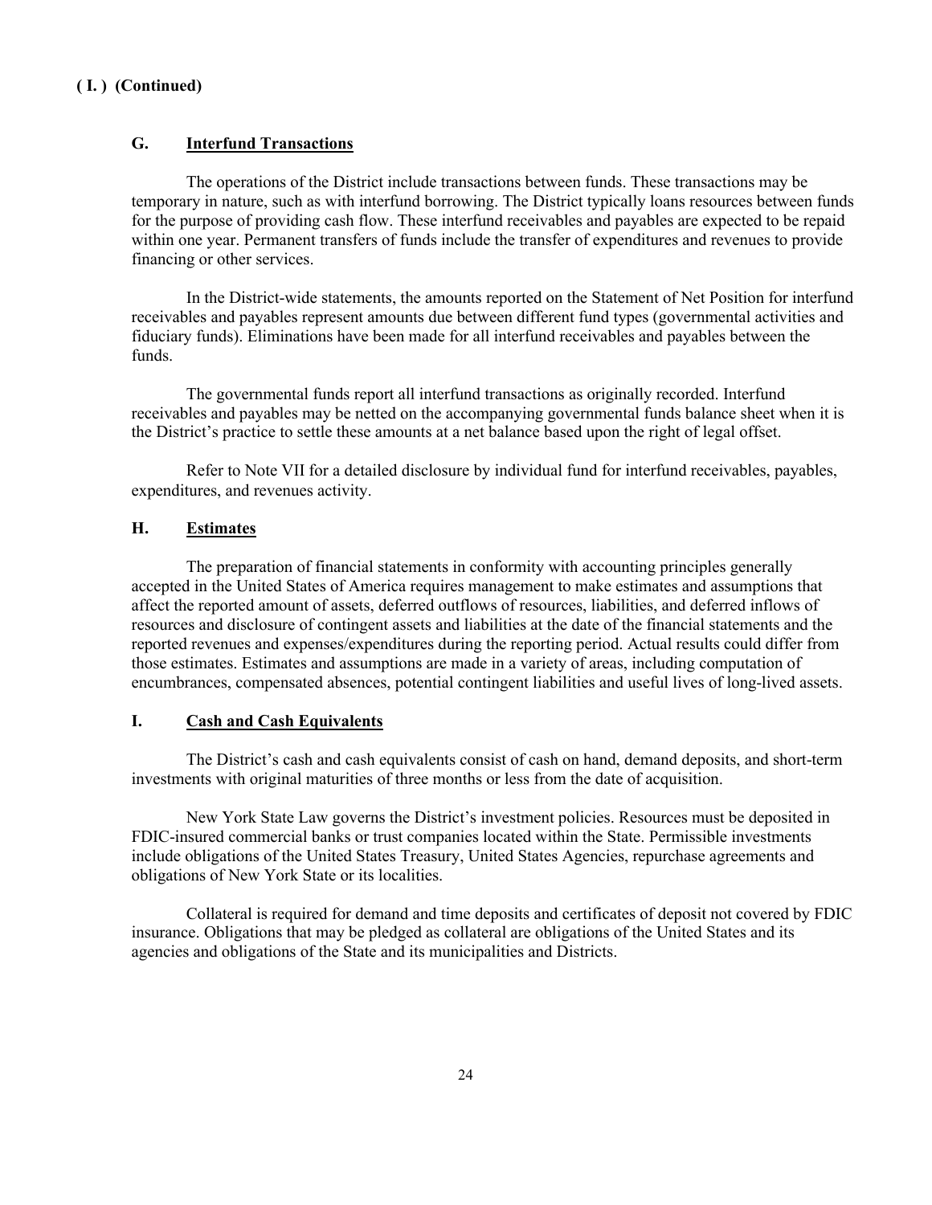**( I. ) (Continued)**

### G. Interfund Transactions

The operations of the District include transactions between funds. These transactions may be temporary in nature, such as with interfund borrowing. The District typically loans resources between funds for the purpose of providing cash flow. These interfund receivables and payables are expected to be repaid within one year. Permanent transfers of funds include the transfer of expenditures and revenues to provide financing or other services.

In the District-wide statements, the amounts reported on the Statement of Net Position for interfund receivables and payables represent amounts due between different fund types (governmental activities and fiduciary funds). Eliminations have been made for all interfund receivables and payables between the funds.

The governmental funds report all interfund transactions as originally recorded. Interfund receivables and payables may be netted on the accompanying governmental funds balance sheet when it is the District's practice to settle these amounts at a net balance based upon the right of legal offset.

Refer to Note VII for a detailed disclosure by individual fund for interfund receivables, payables, expenditures, and revenues activity.

### H. Estimates

The preparation of financial statements in conformity with accounting principles generally accepted in the United States of America requires management to make estimates and assumptions that affect the reported amount of assets, deferred outflows of resources, liabilities, and deferred inflows of resources and disclosure of contingent assets and liabilities at the date of the financial statements and the reported revenues and expenses/expenditures during the reporting period. Actual results could differ from those estimates. Estimates and assumptions are made in a variety of areas, including computation of encumbrances, compensated absences, potential contingent liabilities and useful lives of long-lived assets.

### I. Cash and Cash Equivalents

The District's cash and cash equivalents consist of cash on hand, demand deposits, and short-term investments with original maturities of three months or less from the date of acquisition.

New York State Law governs the District's investment policies. Resources must be deposited in FDIC-insured commercial banks or trust companies located within the State. Permissible investments include obligations of the United States Treasury, United States Agencies, repurchase agreements and obligations of New York State or its localities.

Collateral is required for demand and time deposits and certificates of deposit not covered by FDIC insurance. Obligations that may be pledged as collateral are obligations of the United States and its agencies and obligations of the State and its municipalities and Districts.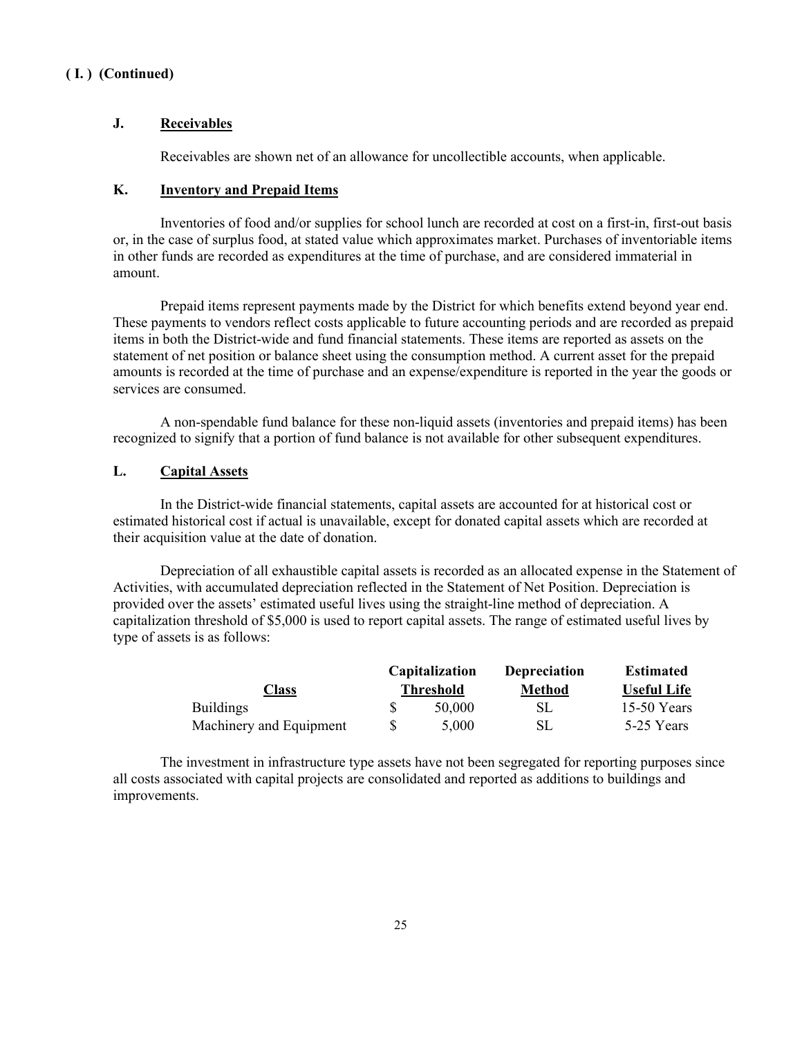**( I. ) (Continued)**

### J. Receivables

Receivables are shown net of an allowance for uncollectible accounts, when applicable.

### K. Inventory and Prepaid Items

Inventories of food and/or supplies for school lunch are recorded at cost on a first-in, first-out basis or, in the case of surplus food, at stated value which approximates market. Purchases of inventoriable items in other funds are recorded as expenditures at the time of purchase, and are considered immaterial in amount.

Prepaid items represent payments made by the District for which benefits extend beyond year end. These payments to vendors reflect costs applicable to future accounting periods and are recorded as prepaid items in both the District-wide and fund financial statements. These items are reported as assets on the statement of net position or balance sheet using the consumption method. A current asset for the prepaid amounts is recorded at the time of purchase and an expense/expenditure is reported in the year the goods or services are consumed.

A non-spendable fund balance for these non-liquid assets (inventories and prepaid items) has been recognized to signify that a portion of fund balance is not available for other subsequent expenditures.

### L. Capital Assets

In the District-wide financial statements, capital assets are accounted for at historical cost or estimated historical cost if actual is unavailable, except for donated capital assets which are recorded at their acquisition value at the date of donation.

Depreciation of all exhaustible capital assets is recorded as an allocated expense in the Statement of Activities, with accumulated depreciation reflected in the Statement of Net Position. Depreciation is provided over the assets' estimated useful lives using the straight-line method of depreciation. A capitalization threshold of $5,000 is used to report capital assets. The range of estimated useful lives by type of assets is as follows:

| Class | Capitalization Threshold | Depreciation Method | Estimated Useful Life |
|---|---|---|---|
| Buildings | $ 50,000 | SL | 15-50 Years |
| Machinery and Equipment | $ 5,000 | SL | 5-25 Years |

The investment in infrastructure type assets have not been segregated for reporting purposes since all costs associated with capital projects are consolidated and reported as additions to buildings and improvements.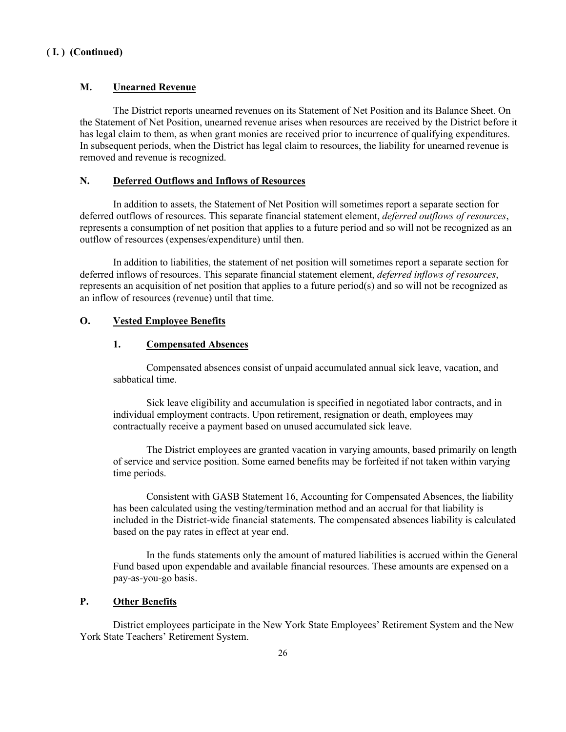**( I. ) (Continued)**

### M. Unearned Revenue

The District reports unearned revenues on its Statement of Net Position and its Balance Sheet. On the Statement of Net Position, unearned revenue arises when resources are received by the District before it has legal claim to them, as when grant monies are received prior to incurrence of qualifying expenditures. In subsequent periods, when the District has legal claim to resources, the liability for unearned revenue is removed and revenue is recognized.

### N. Deferred Outflows and Inflows of Resources

In addition to assets, the Statement of Net Position will sometimes report a separate section for deferred outflows of resources. This separate financial statement element, *deferred outflows of resources*, represents a consumption of net position that applies to a future period and so will not be recognized as an outflow of resources (expenses/expenditure) until then.

In addition to liabilities, the statement of net position will sometimes report a separate section for deferred inflows of resources. This separate financial statement element, *deferred inflows of resources*, represents an acquisition of net position that applies to a future period(s) and so will not be recognized as an inflow of resources (revenue) until that time.

### O. Vested Employee Benefits

#### 1. Compensated Absences

Compensated absences consist of unpaid accumulated annual sick leave, vacation, and sabbatical time.

Sick leave eligibility and accumulation is specified in negotiated labor contracts, and in individual employment contracts. Upon retirement, resignation or death, employees may contractually receive a payment based on unused accumulated sick leave.

The District employees are granted vacation in varying amounts, based primarily on length of service and service position. Some earned benefits may be forfeited if not taken within varying time periods.

Consistent with GASB Statement 16, Accounting for Compensated Absences, the liability has been calculated using the vesting/termination method and an accrual for that liability is included in the District-wide financial statements. The compensated absences liability is calculated based on the pay rates in effect at year end.

In the funds statements only the amount of matured liabilities is accrued within the General Fund based upon expendable and available financial resources. These amounts are expensed on a pay-as-you-go basis.

### P. Other Benefits

District employees participate in the New York State Employees' Retirement System and the New York State Teachers' Retirement System.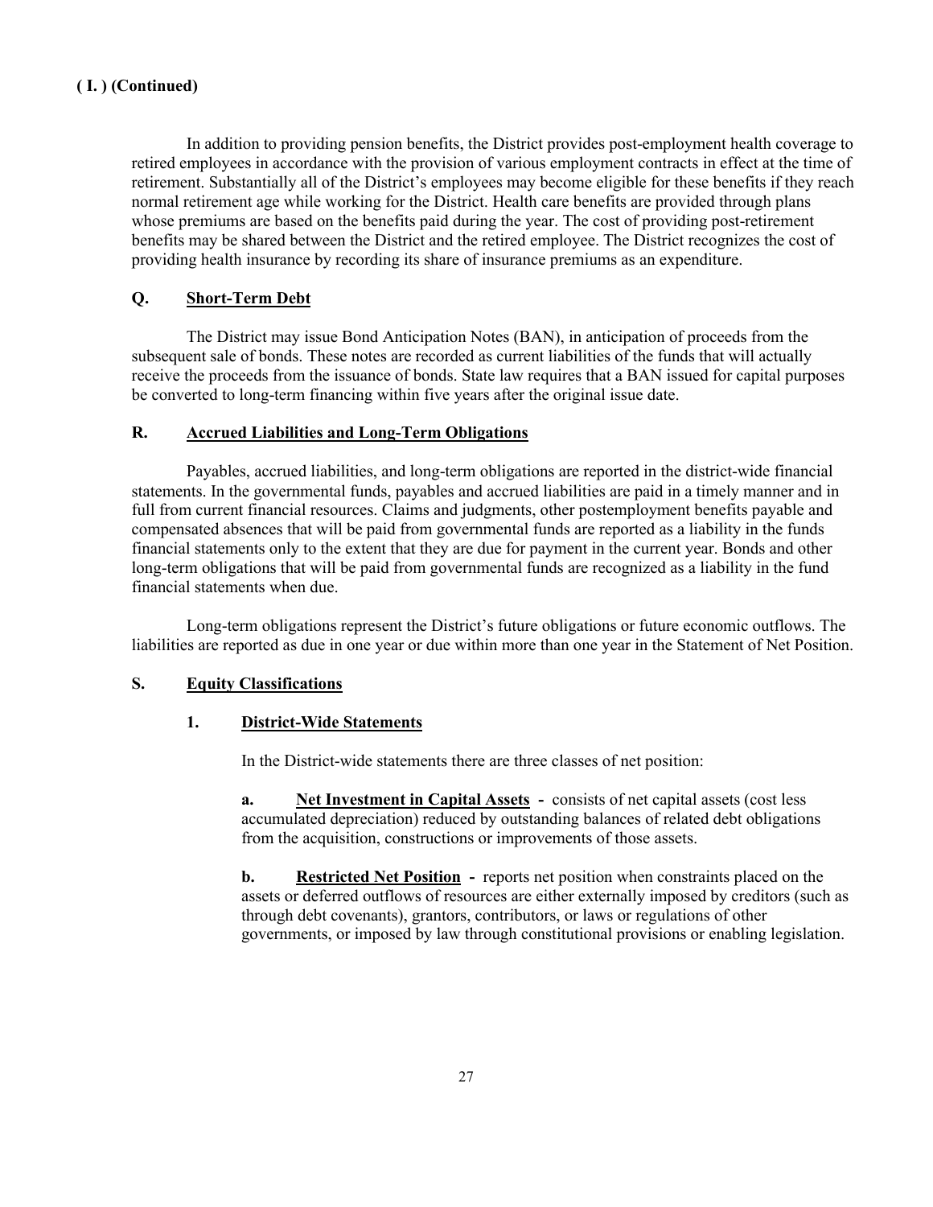**( I. ) (Continued)**

In addition to providing pension benefits, the District provides post-employment health coverage to retired employees in accordance with the provision of various employment contracts in effect at the time of retirement. Substantially all of the District's employees may become eligible for these benefits if they reach normal retirement age while working for the District. Health care benefits are provided through plans whose premiums are based on the benefits paid during the year. The cost of providing post-retirement benefits may be shared between the District and the retired employee. The District recognizes the cost of providing health insurance by recording its share of insurance premiums as an expenditure.

**Q. Short-Term Debt**

The District may issue Bond Anticipation Notes (BAN), in anticipation of proceeds from the subsequent sale of bonds. These notes are recorded as current liabilities of the funds that will actually receive the proceeds from the issuance of bonds. State law requires that a BAN issued for capital purposes be converted to long-term financing within five years after the original issue date.

**R. Accrued Liabilities and Long-Term Obligations**

Payables, accrued liabilities, and long-term obligations are reported in the district-wide financial statements. In the governmental funds, payables and accrued liabilities are paid in a timely manner and in full from current financial resources. Claims and judgments, other postemployment benefits payable and compensated absences that will be paid from governmental funds are reported as a liability in the funds financial statements only to the extent that they are due for payment in the current year. Bonds and other long-term obligations that will be paid from governmental funds are recognized as a liability in the fund financial statements when due.

Long-term obligations represent the District's future obligations or future economic outflows. The liabilities are reported as due in one year or due within more than one year in the Statement of Net Position.

**S. Equity Classifications**

**1. District-Wide Statements**

In the District-wide statements there are three classes of net position:

**a. Net Investment in Capital Assets -** consists of net capital assets (cost less accumulated depreciation) reduced by outstanding balances of related debt obligations from the acquisition, constructions or improvements of those assets.

**b. Restricted Net Position -** reports net position when constraints placed on the assets or deferred outflows of resources are either externally imposed by creditors (such as through debt covenants), grantors, contributors, or laws or regulations of other governments, or imposed by law through constitutional provisions or enabling legislation.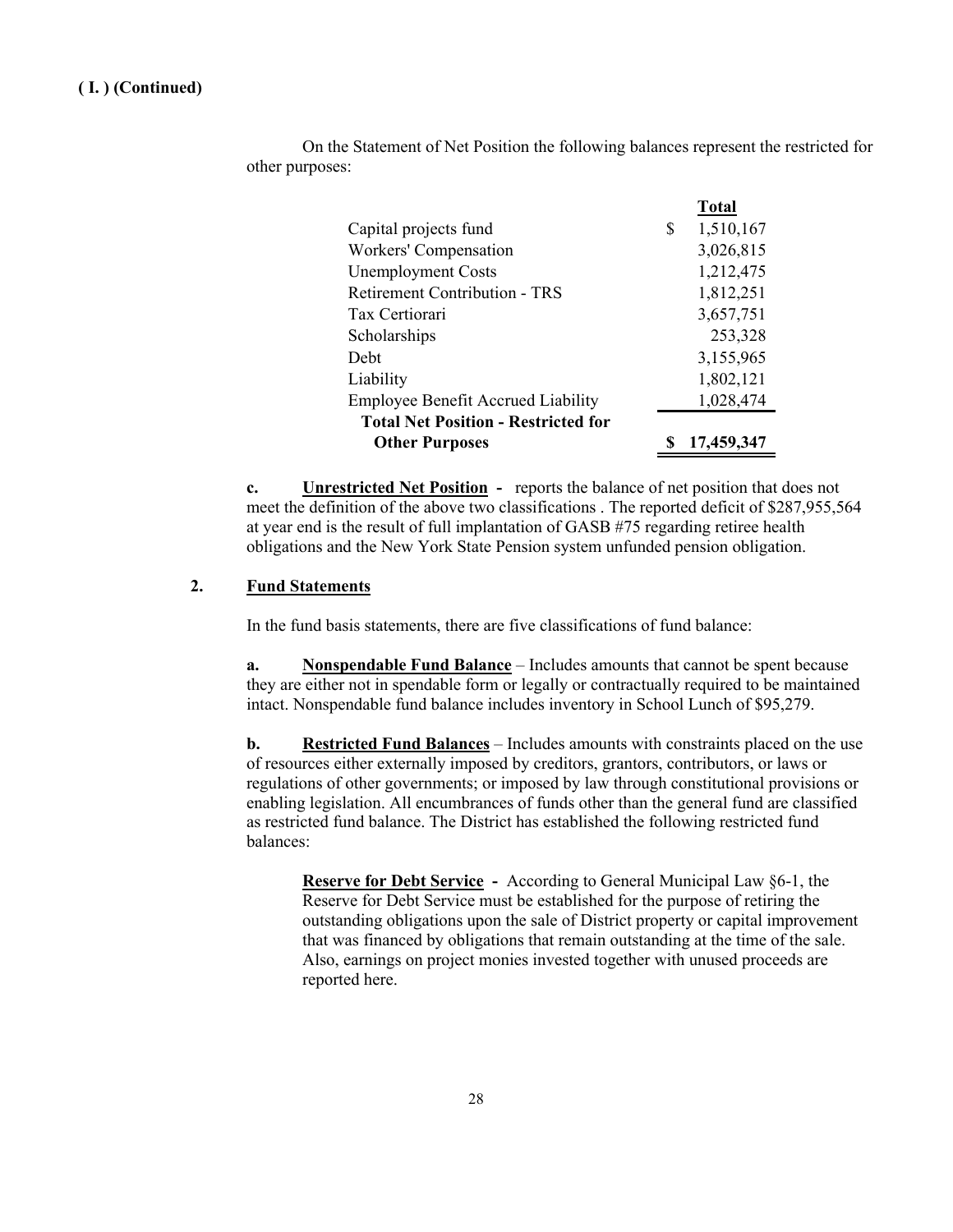**( I. ) (Continued)**

On the Statement of Net Position the following balances represent the restricted for other purposes:

| | Total |
|---|---|
| Capital projects fund | $ 1,510,167 |
| Workers' Compensation | 3,026,815 |
| Unemployment Costs | 1,212,475 |
| Retirement Contribution - TRS | 1,812,251 |
| Tax Certiorari | 3,657,751 |
| Scholarships | 253,328 |
| Debt | 3,155,965 |
| Liability | 1,802,121 |
| Employee Benefit Accrued Liability | 1,028,474 |
| **Total Net Position - Restricted for Other Purposes** | **$ 17,459,347** |

**c. Unrestricted Net Position -** reports the balance of net position that does not meet the definition of the above two classifications . The reported deficit of $287,955,564 at year end is the result of full implantation of GASB #75 regarding retiree health obligations and the New York State Pension system unfunded pension obligation.

**2. Fund Statements**

In the fund basis statements, there are five classifications of fund balance:

**a. Nonspendable Fund Balance** – Includes amounts that cannot be spent because they are either not in spendable form or legally or contractually required to be maintained intact. Nonspendable fund balance includes inventory in School Lunch of $95,279.

**b. Restricted Fund Balances** – Includes amounts with constraints placed on the use of resources either externally imposed by creditors, grantors, contributors, or laws or regulations of other governments; or imposed by law through constitutional provisions or enabling legislation. All encumbrances of funds other than the general fund are classified as restricted fund balance. The District has established the following restricted fund balances:

**Reserve for Debt Service -** According to General Municipal Law §6-1, the Reserve for Debt Service must be established for the purpose of retiring the outstanding obligations upon the sale of District property or capital improvement that was financed by obligations that remain outstanding at the time of the sale. Also, earnings on project monies invested together with unused proceeds are reported here.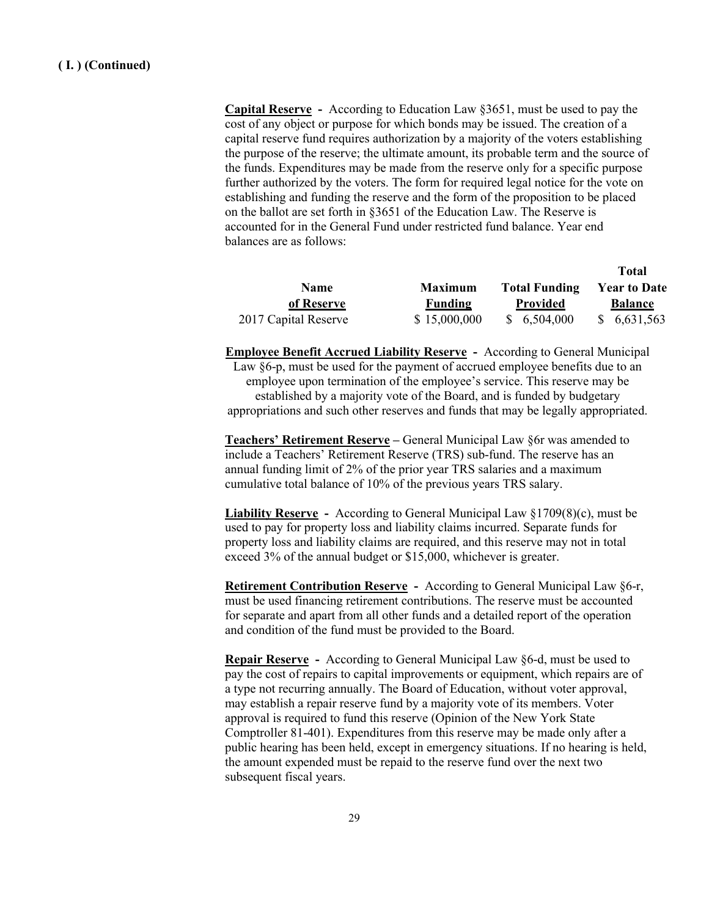**( I. ) (Continued)**

**Capital Reserve** - According to Education Law §3651, must be used to pay the cost of any object or purpose for which bonds may be issued. The creation of a capital reserve fund requires authorization by a majority of the voters establishing the purpose of the reserve; the ultimate amount, its probable term and the source of the funds. Expenditures may be made from the reserve only for a specific purpose further authorized by the voters. The form for required legal notice for the vote on establishing and funding the reserve and the form of the proposition to be placed on the ballot are set forth in §3651 of the Education Law. The Reserve is accounted for in the General Fund under restricted fund balance. Year end balances are as follows:

| Name of Reserve | Maximum Funding | Total Funding Provided | Total Year to Date Balance |
|---|---|---|---|
| 2017 Capital Reserve | $ 15,000,000 | $ 6,504,000 | $ 6,631,563 |

**Employee Benefit Accrued Liability Reserve** - According to General Municipal Law §6-p, must be used for the payment of accrued employee benefits due to an employee upon termination of the employee's service. This reserve may be established by a majority vote of the Board, and is funded by budgetary appropriations and such other reserves and funds that may be legally appropriated.

**Teachers' Retirement Reserve** – General Municipal Law §6r was amended to include a Teachers' Retirement Reserve (TRS) sub-fund. The reserve has an annual funding limit of 2% of the prior year TRS salaries and a maximum cumulative total balance of 10% of the previous years TRS salary.

**Liability Reserve** - According to General Municipal Law §1709(8)(c), must be used to pay for property loss and liability claims incurred. Separate funds for property loss and liability claims are required, and this reserve may not in total exceed 3% of the annual budget or $15,000, whichever is greater.

**Retirement Contribution Reserve** - According to General Municipal Law §6-r, must be used financing retirement contributions. The reserve must be accounted for separate and apart from all other funds and a detailed report of the operation and condition of the fund must be provided to the Board.

**Repair Reserve** - According to General Municipal Law §6-d, must be used to pay the cost of repairs to capital improvements or equipment, which repairs are of a type not recurring annually. The Board of Education, without voter approval, may establish a repair reserve fund by a majority vote of its members. Voter approval is required to fund this reserve (Opinion of the New York State Comptroller 81-401). Expenditures from this reserve may be made only after a public hearing has been held, except in emergency situations. If no hearing is held, the amount expended must be repaid to the reserve fund over the next two subsequent fiscal years.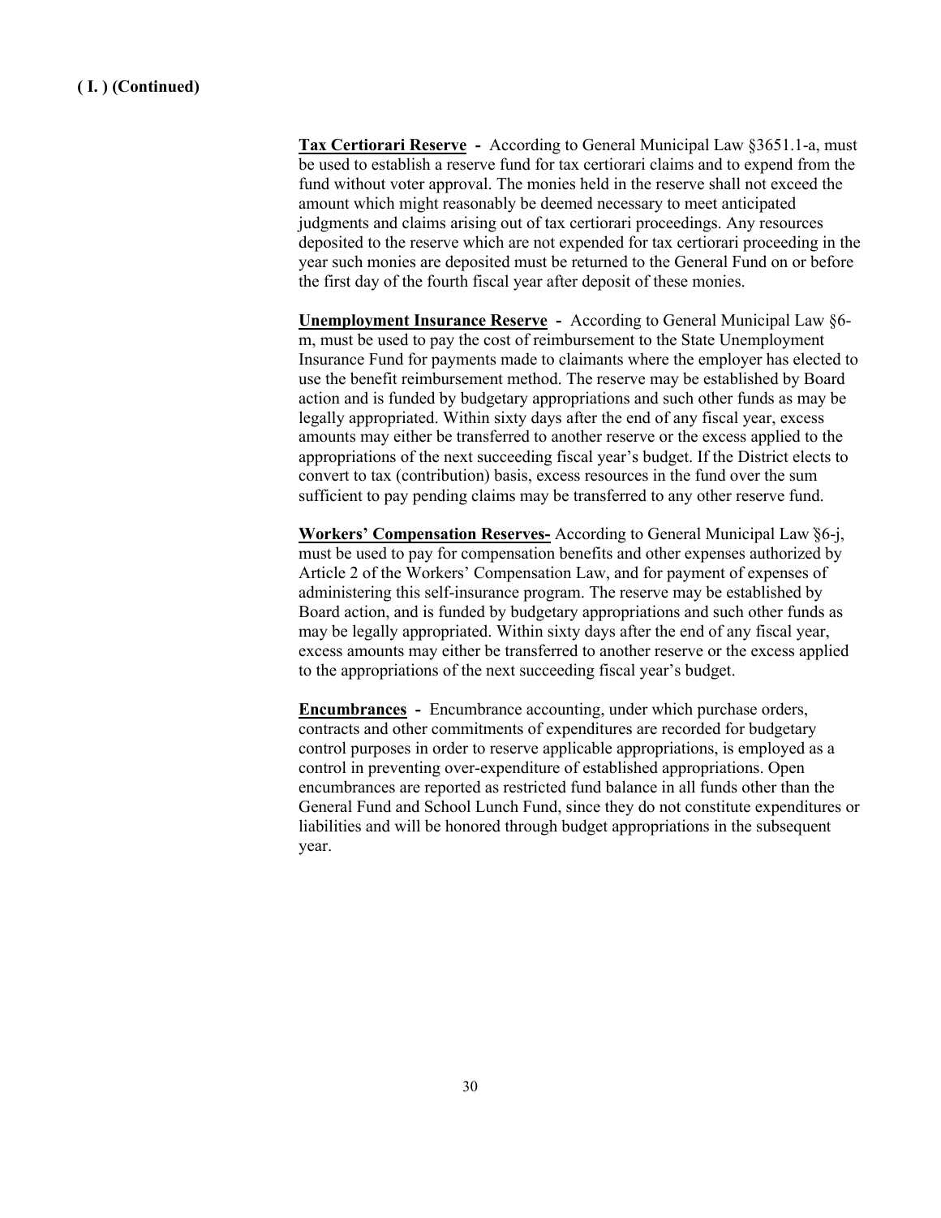**( I. ) (Continued)**

**Tax Certiorari Reserve** - According to General Municipal Law §3651.1-a, must be used to establish a reserve fund for tax certiorari claims and to expend from the fund without voter approval. The monies held in the reserve shall not exceed the amount which might reasonably be deemed necessary to meet anticipated judgments and claims arising out of tax certiorari proceedings. Any resources deposited to the reserve which are not expended for tax certiorari proceeding in the year such monies are deposited must be returned to the General Fund on or before the first day of the fourth fiscal year after deposit of these monies.

**Unemployment Insurance Reserve** - According to General Municipal Law §6-m, must be used to pay the cost of reimbursement to the State Unemployment Insurance Fund for payments made to claimants where the employer has elected to use the benefit reimbursement method. The reserve may be established by Board action and is funded by budgetary appropriations and such other funds as may be legally appropriated. Within sixty days after the end of any fiscal year, excess amounts may either be transferred to another reserve or the excess applied to the appropriations of the next succeeding fiscal year's budget. If the District elects to convert to tax (contribution) basis, excess resources in the fund over the sum sufficient to pay pending claims may be transferred to any other reserve fund.

**Workers' Compensation Reserves-** According to General Municipal Law §6-j, must be used to pay for compensation benefits and other expenses authorized by Article 2 of the Workers' Compensation Law, and for payment of expenses of administering this self-insurance program. The reserve may be established by Board action, and is funded by budgetary appropriations and such other funds as may be legally appropriated. Within sixty days after the end of any fiscal year, excess amounts may either be transferred to another reserve or the excess applied to the appropriations of the next succeeding fiscal year's budget.

**Encumbrances** - Encumbrance accounting, under which purchase orders, contracts and other commitments of expenditures are recorded for budgetary control purposes in order to reserve applicable appropriations, is employed as a control in preventing over-expenditure of established appropriations. Open encumbrances are reported as restricted fund balance in all funds other than the General Fund and School Lunch Fund, since they do not constitute expenditures or liabilities and will be honored through budget appropriations in the subsequent year.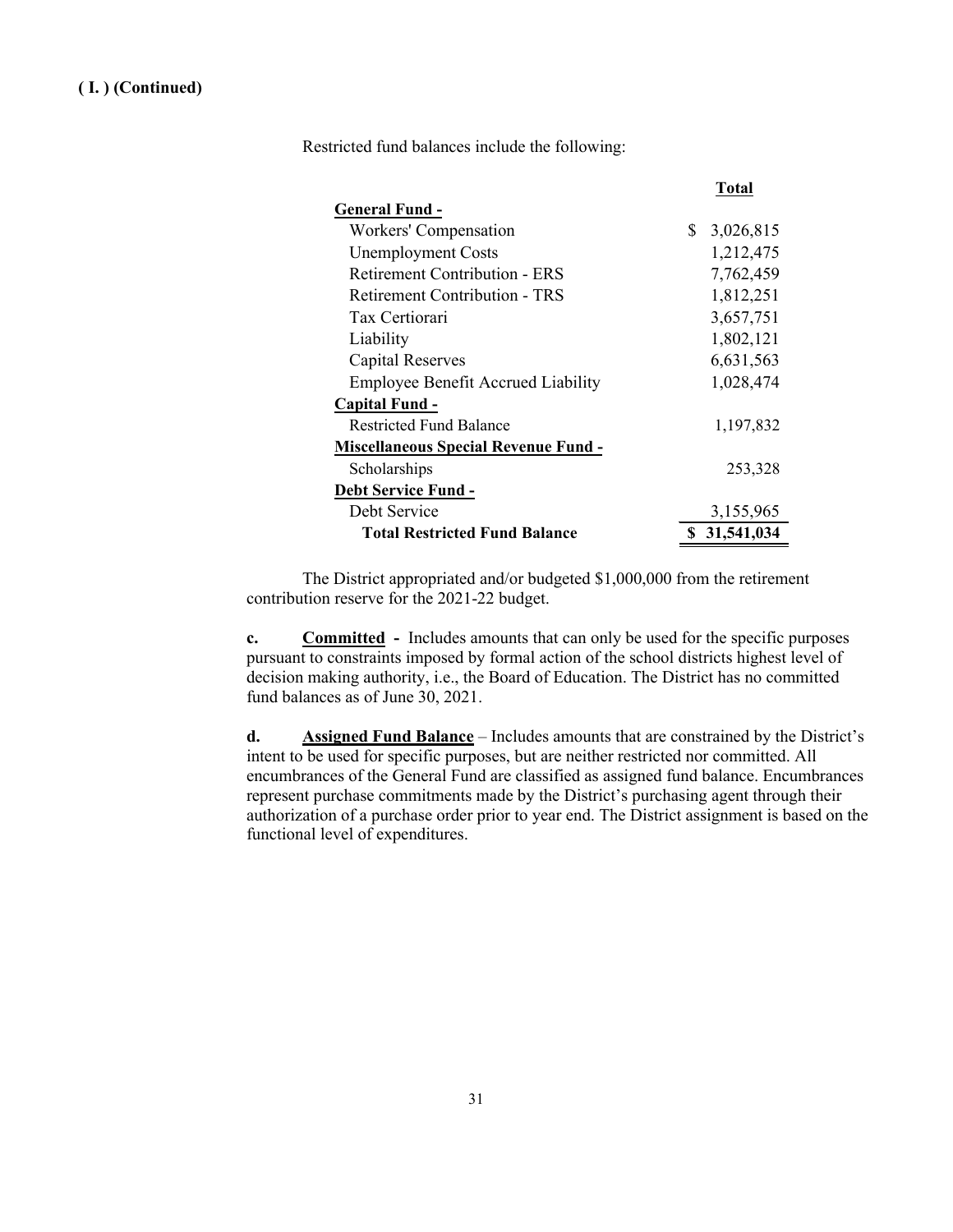**( I. ) (Continued)**

Restricted fund balances include the following:

| | Total |
|---|---|
| **General Fund -** | |
| Workers' Compensation | $ 3,026,815 |
| Unemployment Costs | 1,212,475 |
| Retirement Contribution - ERS | 7,762,459 |
| Retirement Contribution - TRS | 1,812,251 |
| Tax Certiorari | 3,657,751 |
| Liability | 1,802,121 |
| Capital Reserves | 6,631,563 |
| Employee Benefit Accrued Liability | 1,028,474 |
| **Capital Fund -** | |
| Restricted Fund Balance | 1,197,832 |
| **Miscellaneous Special Revenue Fund -** | |
| Scholarships | 253,328 |
| **Debt Service Fund -** | |
| Debt Service | 3,155,965 |
| **Total Restricted Fund Balance** | **$ 31,541,034** |

The District appropriated and/or budgeted $1,000,000 from the retirement contribution reserve for the 2021-22 budget.

**c. Committed -** Includes amounts that can only be used for the specific purposes pursuant to constraints imposed by formal action of the school districts highest level of decision making authority, i.e., the Board of Education. The District has no committed fund balances as of June 30, 2021.

**d. Assigned Fund Balance** – Includes amounts that are constrained by the District's intent to be used for specific purposes, but are neither restricted nor committed. All encumbrances of the General Fund are classified as assigned fund balance. Encumbrances represent purchase commitments made by the District's purchasing agent through their authorization of a purchase order prior to year end. The District assignment is based on the functional level of expenditures.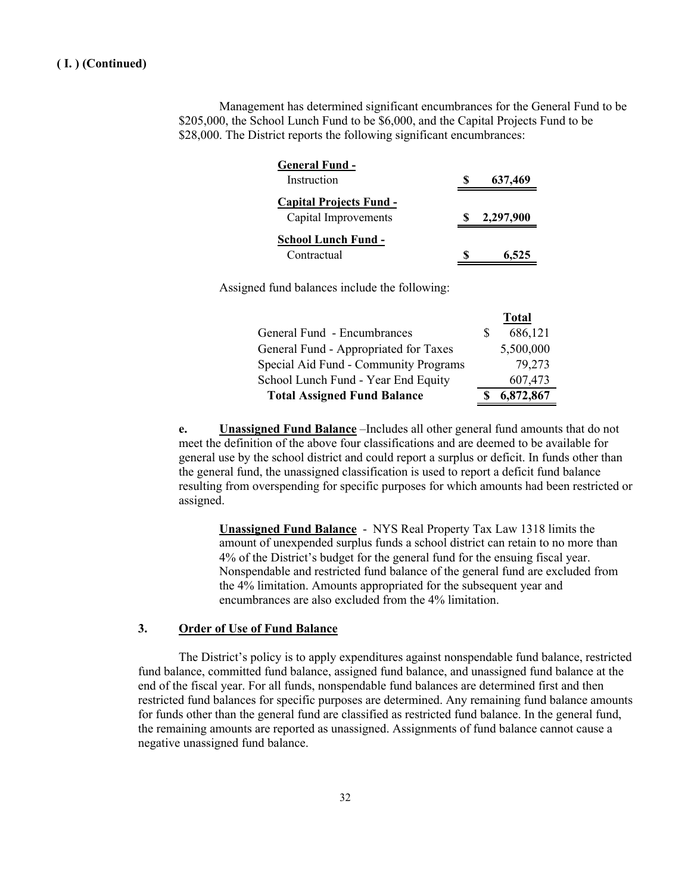**( I. ) (Continued)**

Management has determined significant encumbrances for the General Fund to be $205,000, the School Lunch Fund to be $6,000, and the Capital Projects Fund to be $28,000. The District reports the following significant encumbrances:

| | |
|---|---|
| **General Fund -** | |
| Instruction | $ 637,469 |
| **Capital Projects Fund -** | |
| Capital Improvements | $ 2,297,900 |
| **School Lunch Fund -** | |
| Contractual | $ 6,525 |

Assigned fund balances include the following:

| | Total |
|---|---|
| General Fund - Encumbrances | $ 686,121 |
| General Fund - Appropriated for Taxes | 5,500,000 |
| Special Aid Fund - Community Programs | 79,273 |
| School Lunch Fund - Year End Equity | 607,473 |
| **Total Assigned Fund Balance** | **$ 6,872,867** |

**e. Unassigned Fund Balance** –Includes all other general fund amounts that do not meet the definition of the above four classifications and are deemed to be available for general use by the school district and could report a surplus or deficit. In funds other than the general fund, the unassigned classification is used to report a deficit fund balance resulting from overspending for specific purposes for which amounts had been restricted or assigned.

**Unassigned Fund Balance** - NYS Real Property Tax Law 1318 limits the amount of unexpended surplus funds a school district can retain to no more than 4% of the District's budget for the general fund for the ensuing fiscal year. Nonspendable and restricted fund balance of the general fund are excluded from the 4% limitation. Amounts appropriated for the subsequent year and encumbrances are also excluded from the 4% limitation.

**3. Order of Use of Fund Balance**

The District's policy is to apply expenditures against nonspendable fund balance, restricted fund balance, committed fund balance, assigned fund balance, and unassigned fund balance at the end of the fiscal year. For all funds, nonspendable fund balances are determined first and then restricted fund balances for specific purposes are determined. Any remaining fund balance amounts for funds other than the general fund are classified as restricted fund balance. In the general fund, the remaining amounts are reported as unassigned. Assignments of fund balance cannot cause a negative unassigned fund balance.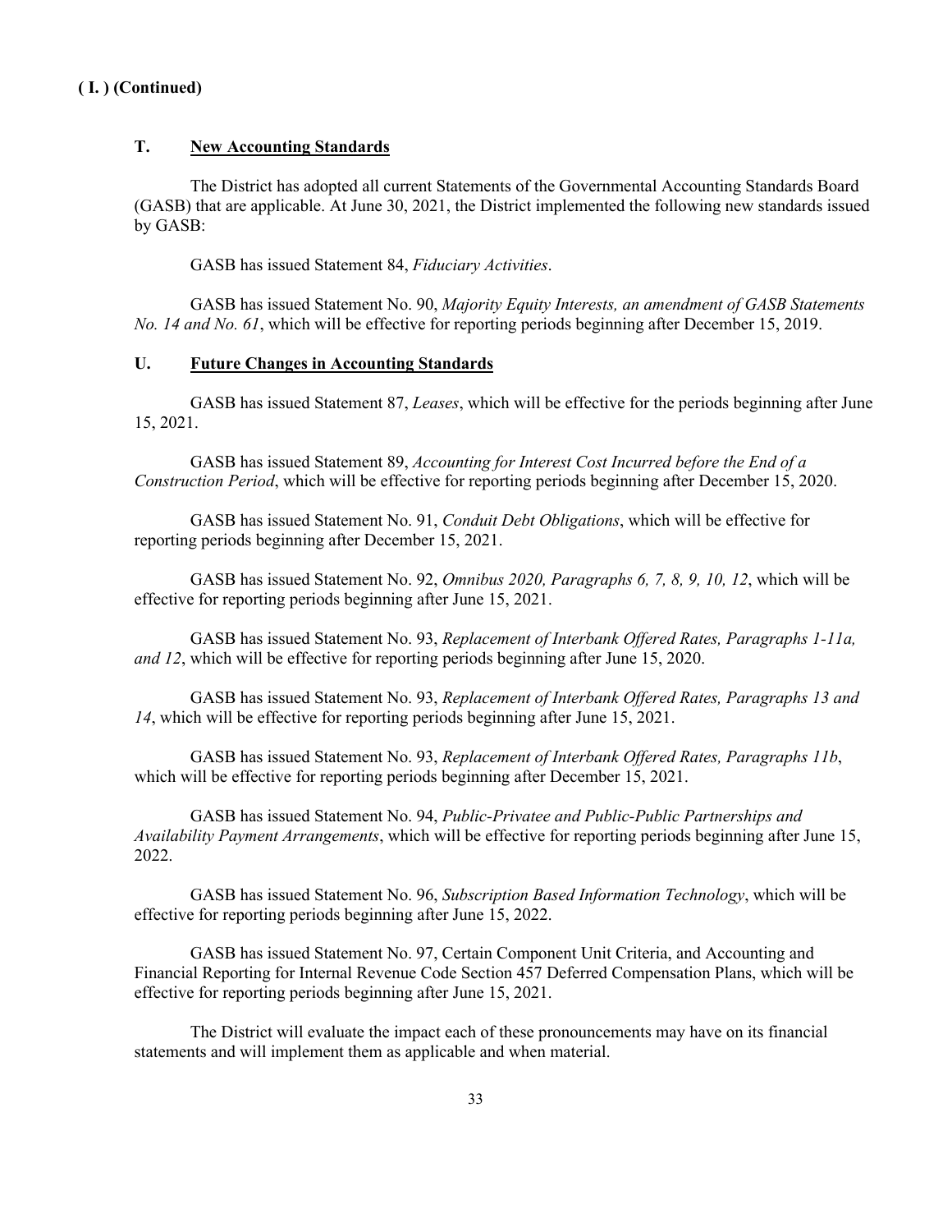**( I. ) (Continued)**

## T. New Accounting Standards

The District has adopted all current Statements of the Governmental Accounting Standards Board (GASB) that are applicable. At June 30, 2021, the District implemented the following new standards issued by GASB:

GASB has issued Statement 84, *Fiduciary Activities*.

GASB has issued Statement No. 90, *Majority Equity Interests, an amendment of GASB Statements No. 14 and No. 61*, which will be effective for reporting periods beginning after December 15, 2019.

## U. Future Changes in Accounting Standards

GASB has issued Statement 87, *Leases*, which will be effective for the periods beginning after June 15, 2021.

GASB has issued Statement 89, *Accounting for Interest Cost Incurred before the End of a Construction Period*, which will be effective for reporting periods beginning after December 15, 2020.

GASB has issued Statement No. 91, *Conduit Debt Obligations*, which will be effective for reporting periods beginning after December 15, 2021.

GASB has issued Statement No. 92, *Omnibus 2020, Paragraphs 6, 7, 8, 9, 10, 12*, which will be effective for reporting periods beginning after June 15, 2021.

GASB has issued Statement No. 93, *Replacement of Interbank Offered Rates, Paragraphs 1-11a, and 12*, which will be effective for reporting periods beginning after June 15, 2020.

GASB has issued Statement No. 93, *Replacement of Interbank Offered Rates, Paragraphs 13 and 14*, which will be effective for reporting periods beginning after June 15, 2021.

GASB has issued Statement No. 93, *Replacement of Interbank Offered Rates, Paragraphs 11b*, which will be effective for reporting periods beginning after December 15, 2021.

GASB has issued Statement No. 94, *Public-Privatee and Public-Public Partnerships and Availability Payment Arrangements*, which will be effective for reporting periods beginning after June 15, 2022.

GASB has issued Statement No. 96, *Subscription Based Information Technology*, which will be effective for reporting periods beginning after June 15, 2022.

GASB has issued Statement No. 97, Certain Component Unit Criteria, and Accounting and Financial Reporting for Internal Revenue Code Section 457 Deferred Compensation Plans, which will be effective for reporting periods beginning after June 15, 2021.

The District will evaluate the impact each of these pronouncements may have on its financial statements and will implement them as applicable and when material.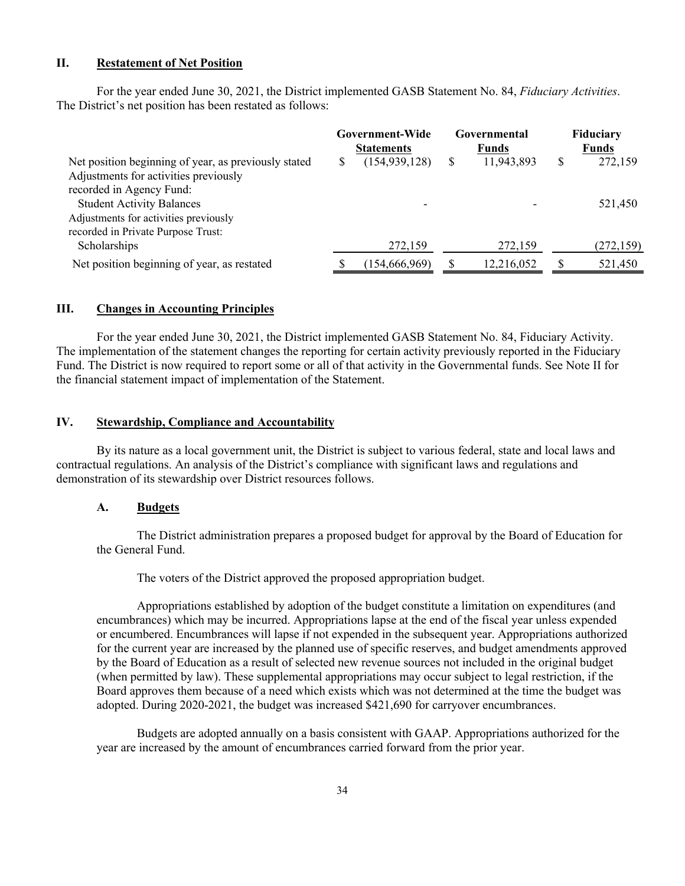## II. Restatement of Net Position

For the year ended June 30, 2021, the District implemented GASB Statement No. 84, *Fiduciary Activities*. The District's net position has been restated as follows:

| | Government-Wide Statements | Governmental Funds | Fiduciary Funds |
|---|---|---|---|
| Net position beginning of year, as previously stated | $ (154,939,128) | $ 11,943,893 | $ 272,159 |
| Adjustments for activities previously recorded in Agency Fund: | | | |
| Student Activity Balances | - | - | 521,450 |
| Adjustments for activities previously recorded in Private Purpose Trust: | | | |
| Scholarships | 272,159 | 272,159 | (272,159) |
| Net position beginning of year, as restated | $ (154,666,969) | $ 12,216,052 | $ 521,450 |

## III. Changes in Accounting Principles

For the year ended June 30, 2021, the District implemented GASB Statement No. 84, Fiduciary Activity. The implementation of the statement changes the reporting for certain activity previously reported in the Fiduciary Fund. The District is now required to report some or all of that activity in the Governmental funds. See Note II for the financial statement impact of implementation of the Statement.

## IV. Stewardship, Compliance and Accountability

By its nature as a local government unit, the District is subject to various federal, state and local laws and contractual regulations. An analysis of the District's compliance with significant laws and regulations and demonstration of its stewardship over District resources follows.

### A. Budgets

The District administration prepares a proposed budget for approval by the Board of Education for the General Fund.

The voters of the District approved the proposed appropriation budget.

Appropriations established by adoption of the budget constitute a limitation on expenditures (and encumbrances) which may be incurred. Appropriations lapse at the end of the fiscal year unless expended or encumbered. Encumbrances will lapse if not expended in the subsequent year. Appropriations authorized for the current year are increased by the planned use of specific reserves, and budget amendments approved by the Board of Education as a result of selected new revenue sources not included in the original budget (when permitted by law). These supplemental appropriations may occur subject to legal restriction, if the Board approves them because of a need which exists which was not determined at the time the budget was adopted. During 2020-2021, the budget was increased $421,690 for carryover encumbrances.

Budgets are adopted annually on a basis consistent with GAAP. Appropriations authorized for the year are increased by the amount of encumbrances carried forward from the prior year.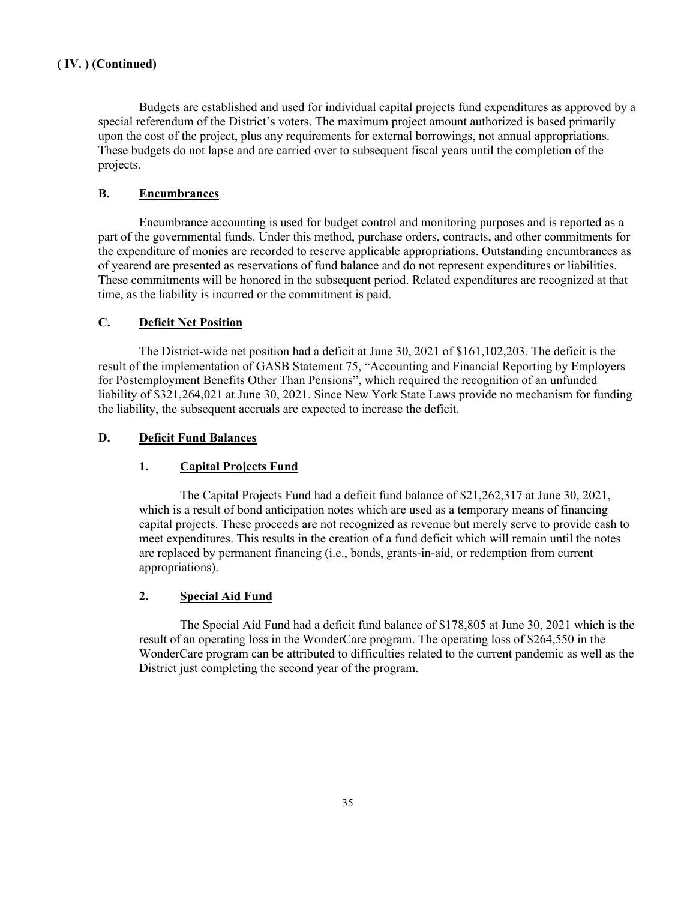**( IV. ) (Continued)**

Budgets are established and used for individual capital projects fund expenditures as approved by a special referendum of the District's voters. The maximum project amount authorized is based primarily upon the cost of the project, plus any requirements for external borrowings, not annual appropriations. These budgets do not lapse and are carried over to subsequent fiscal years until the completion of the projects.

### B. Encumbrances

Encumbrance accounting is used for budget control and monitoring purposes and is reported as a part of the governmental funds. Under this method, purchase orders, contracts, and other commitments for the expenditure of monies are recorded to reserve applicable appropriations. Outstanding encumbrances as of yearend are presented as reservations of fund balance and do not represent expenditures or liabilities. These commitments will be honored in the subsequent period. Related expenditures are recognized at that time, as the liability is incurred or the commitment is paid.

### C. Deficit Net Position

The District-wide net position had a deficit at June 30, 2021 of $161,102,203. The deficit is the result of the implementation of GASB Statement 75, "Accounting and Financial Reporting by Employers for Postemployment Benefits Other Than Pensions", which required the recognition of an unfunded liability of $321,264,021 at June 30, 2021. Since New York State Laws provide no mechanism for funding the liability, the subsequent accruals are expected to increase the deficit.

### D. Deficit Fund Balances

#### 1. Capital Projects Fund

The Capital Projects Fund had a deficit fund balance of $21,262,317 at June 30, 2021, which is a result of bond anticipation notes which are used as a temporary means of financing capital projects. These proceeds are not recognized as revenue but merely serve to provide cash to meet expenditures. This results in the creation of a fund deficit which will remain until the notes are replaced by permanent financing (i.e., bonds, grants-in-aid, or redemption from current appropriations).

#### 2. Special Aid Fund

The Special Aid Fund had a deficit fund balance of $178,805 at June 30, 2021 which is the result of an operating loss in the WonderCare program. The operating loss of $264,550 in the WonderCare program can be attributed to difficulties related to the current pandemic as well as the District just completing the second year of the program.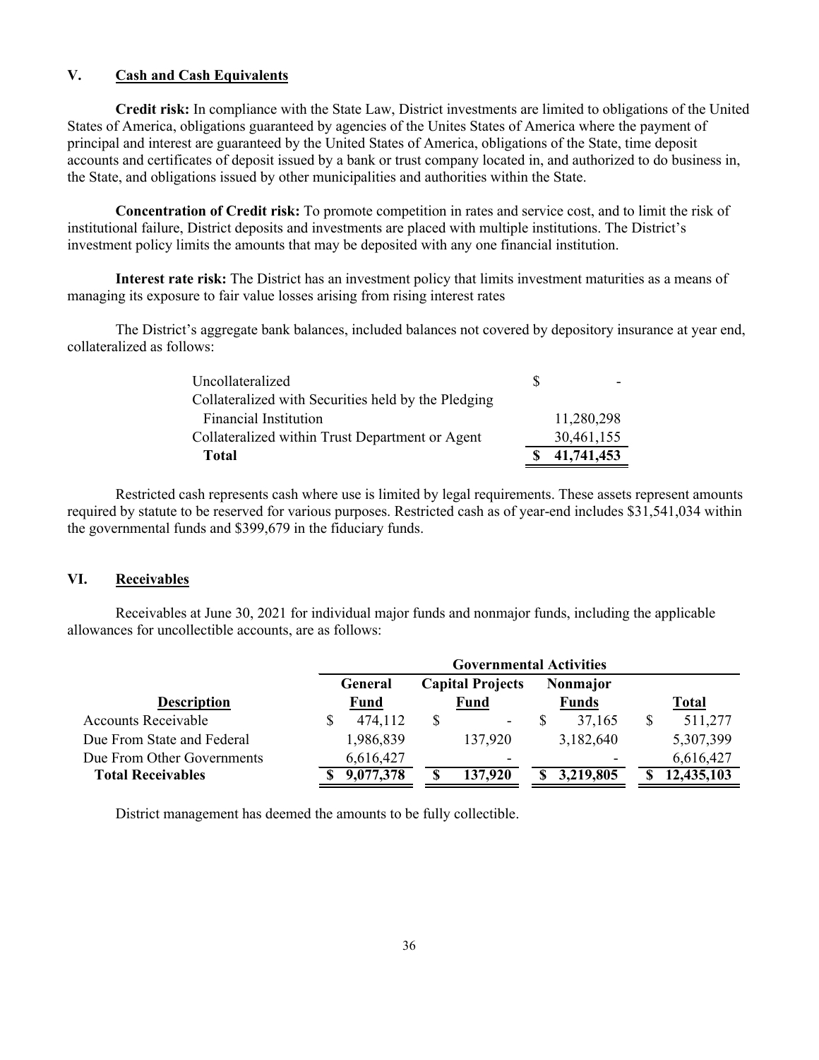## V. Cash and Cash Equivalents

**Credit risk:** In compliance with the State Law, District investments are limited to obligations of the United States of America, obligations guaranteed by agencies of the Unites States of America where the payment of principal and interest are guaranteed by the United States of America, obligations of the State, time deposit accounts and certificates of deposit issued by a bank or trust company located in, and authorized to do business in, the State, and obligations issued by other municipalities and authorities within the State.

**Concentration of Credit risk:** To promote competition in rates and service cost, and to limit the risk of institutional failure, District deposits and investments are placed with multiple institutions. The District's investment policy limits the amounts that may be deposited with any one financial institution.

**Interest rate risk:** The District has an investment policy that limits investment maturities as a means of managing its exposure to fair value losses arising from rising interest rates

The District's aggregate bank balances, included balances not covered by depository insurance at year end, collateralized as follows:

| | |
|---|---|
| Uncollateralized | $ - |
| Collateralized with Securities held by the Pledging Financial Institution | 11,280,298 |
| Collateralized within Trust Department or Agent | 30,461,155 |
| **Total** | **$ 41,741,453** |

Restricted cash represents cash where use is limited by legal requirements. These assets represent amounts required by statute to be reserved for various purposes. Restricted cash as of year-end includes $31,541,034 within the governmental funds and $399,679 in the fiduciary funds.

## VI. Receivables

Receivables at June 30, 2021 for individual major funds and nonmajor funds, including the applicable allowances for uncollectible accounts, are as follows:

| | Governmental Activities | | | |
|---|---|---|---|---|
| **Description** | **General Fund** | **Capital Projects Fund** | **Nonmajor Funds** | **Total** |
| Accounts Receivable | $ 474,112 | $ - | $ 37,165 | $ 511,277 |
| Due From State and Federal | 1,986,839 | 137,920 | 3,182,640 | 5,307,399 |
| Due From Other Governments | 6,616,427 | - | - | 6,616,427 |
| **Total Receivables** | **$ 9,077,378** | **$ 137,920** | **$ 3,219,805** | **$ 12,435,103** |

District management has deemed the amounts to be fully collectible.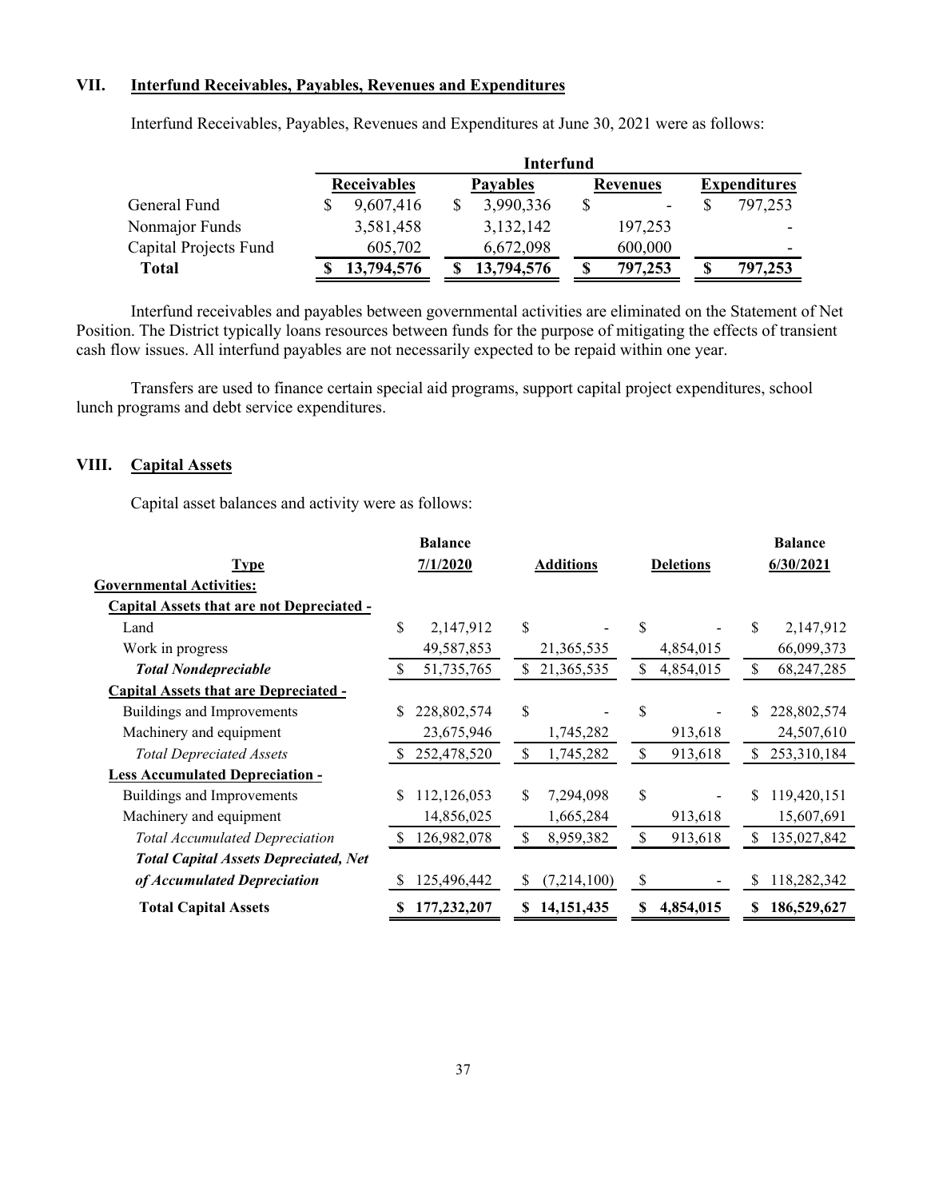## VII. Interfund Receivables, Payables, Revenues and Expenditures

Interfund Receivables, Payables, Revenues and Expenditures at June 30, 2021 were as follows:

| | Interfund | | | |
|---|---|---|---|---|
| | Receivables | Payables | Revenues | Expenditures |
| General Fund | $ 9,607,416 | $ 3,990,336 | $ - | $ 797,253 |
| Nonmajor Funds | 3,581,458 | 3,132,142 | 197,253 | - |
| Capital Projects Fund | 605,702 | 6,672,098 | 600,000 | - |
| **Total** | **$ 13,794,576** | **$ 13,794,576** | **$ 797,253** | **$ 797,253** |

Interfund receivables and payables between governmental activities are eliminated on the Statement of Net Position. The District typically loans resources between funds for the purpose of mitigating the effects of transient cash flow issues. All interfund payables are not necessarily expected to be repaid within one year.

Transfers are used to finance certain special aid programs, support capital project expenditures, school lunch programs and debt service expenditures.

## VIII. Capital Assets

Capital asset balances and activity were as follows:

| Type | Balance 7/1/2020 | Additions | Deletions | Balance 6/30/2021 |
|---|---|---|---|---|
| **Governmental Activities:** | | | | |
| **Capital Assets that are not Depreciated -** | | | | |
| Land | $ 2,147,912 | $ - | $ - | $ 2,147,912 |
| Work in progress | 49,587,853 | 21,365,535 | 4,854,015 | 66,099,373 |
| ***Total Nondepreciable*** | $ 51,735,765 | $ 21,365,535 | $ 4,854,015 | $ 68,247,285 |
| **Capital Assets that are Depreciated -** | | | | |
| Buildings and Improvements | $ 228,802,574 | $ - | $ - | $ 228,802,574 |
| Machinery and equipment | 23,675,946 | 1,745,282 | 913,618 | 24,507,610 |
| *Total Depreciated Assets* | $ 252,478,520 | $ 1,745,282 | $ 913,618 | $ 253,310,184 |
| **Less Accumulated Depreciation -** | | | | |
| Buildings and Improvements | $ 112,126,053 | $ 7,294,098 | $ - | $ 119,420,151 |
| Machinery and equipment | 14,856,025 | 1,665,284 | 913,618 | 15,607,691 |
| *Total Accumulated Depreciation* | $ 126,982,078 | $ 8,959,382 | $ 913,618 | $ 135,027,842 |
| ***Total Capital Assets Depreciated, Net of Accumulated Depreciation*** | $ 125,496,442 | $ (7,214,100) | $ - | $ 118,282,342 |
| **Total Capital Assets** | **$ 177,232,207** | **$ 14,151,435** | **$ 4,854,015** | **$ 186,529,627** |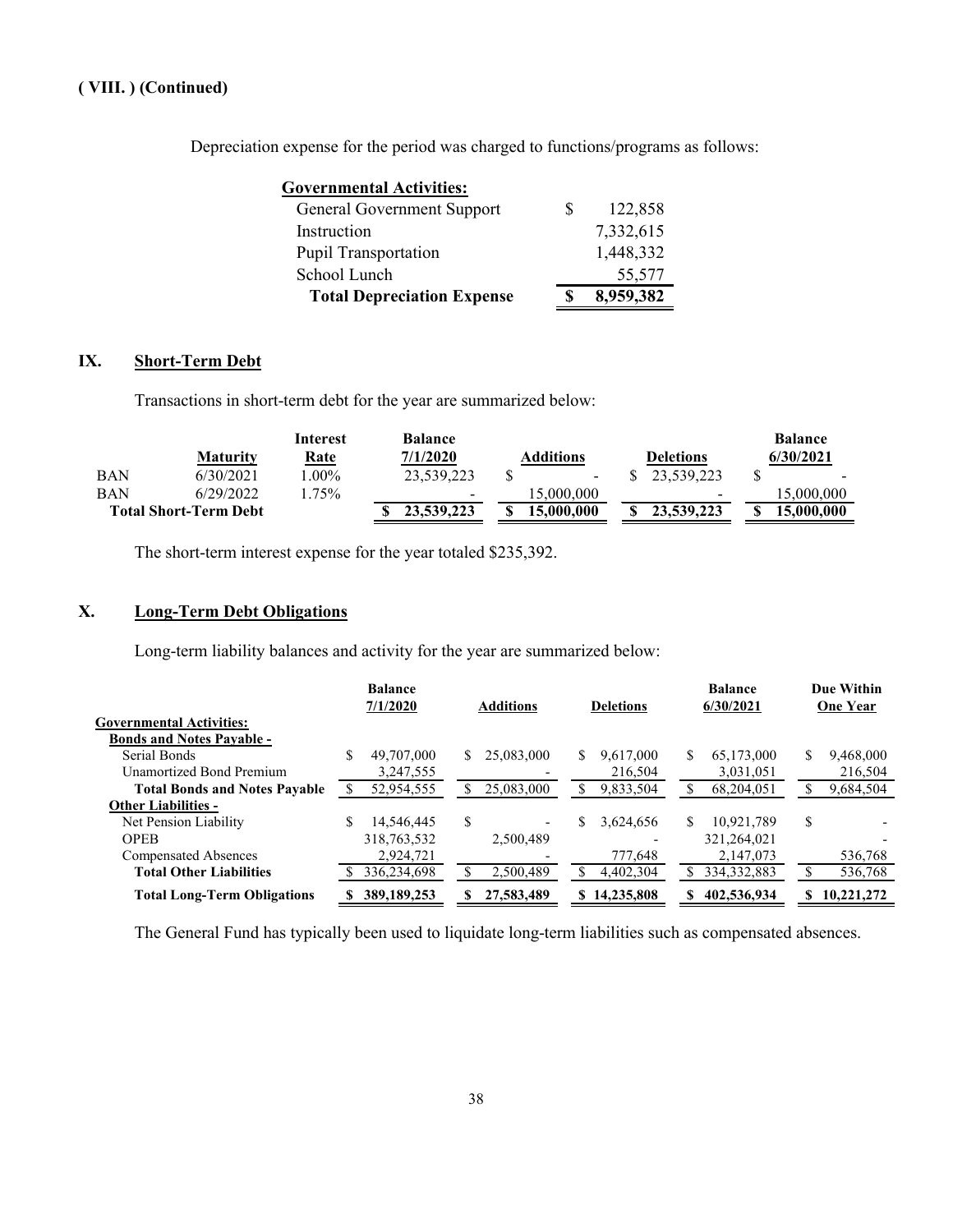**( VIII. ) (Continued)**

Depreciation expense for the period was charged to functions/programs as follows:

| **Governmental Activities:** | |
|---|---|
| General Government Support | $ 122,858 |
| Instruction | 7,332,615 |
| Pupil Transportation | 1,448,332 |
| School Lunch | 55,577 |
| **Total Depreciation Expense** | **$ 8,959,382** |

## IX. Short-Term Debt

Transactions in short-term debt for the year are summarized below:

| | Maturity | Interest Rate | Balance 7/1/2020 | Additions | Deletions | Balance 6/30/2021 |
|---|---|---|---|---|---|---|
| BAN | 6/30/2021 | 1.00% | 23,539,223 | $ - | $ 23,539,223 | $ - |
| BAN | 6/29/2022 | 1.75% | - | 15,000,000 | - | 15,000,000 |
| **Total Short-Term Debt** | | | **$ 23,539,223** | **$ 15,000,000** | **$ 23,539,223** | **$ 15,000,000** |

The short-term interest expense for the year totaled $235,392.

## X. Long-Term Debt Obligations

Long-term liability balances and activity for the year are summarized below:

| | Balance 7/1/2020 | Additions | Deletions | Balance 6/30/2021 | Due Within One Year |
|---|---|---|---|---|---|
| **Governmental Activities:** | | | | | |
| **Bonds and Notes Payable -** | | | | | |
| Serial Bonds | $ 49,707,000 | $ 25,083,000 | $ 9,617,000 | $ 65,173,000 | $ 9,468,000 |
| Unamortized Bond Premium | 3,247,555 | - | 216,504 | 3,031,051 | 216,504 |
| **Total Bonds and Notes Payable** | $ 52,954,555 | $ 25,083,000 | $ 9,833,504 | $ 68,204,051 | $ 9,684,504 |
| **Other Liabilities -** | | | | | |
| Net Pension Liability | $ 14,546,445 | $ - | $ 3,624,656 | $ 10,921,789 | $ - |
| OPEB | 318,763,532 | 2,500,489 | - | 321,264,021 | - |
| Compensated Absences | 2,924,721 | - | 777,648 | 2,147,073 | 536,768 |
| **Total Other Liabilities** | $ 336,234,698 | $ 2,500,489 | $ 4,402,304 | $ 334,332,883 | $ 536,768 |
| **Total Long-Term Obligations** | **$ 389,189,253** | **$ 27,583,489** | **$ 14,235,808** | **$ 402,536,934** | **$ 10,221,272** |

The General Fund has typically been used to liquidate long-term liabilities such as compensated absences.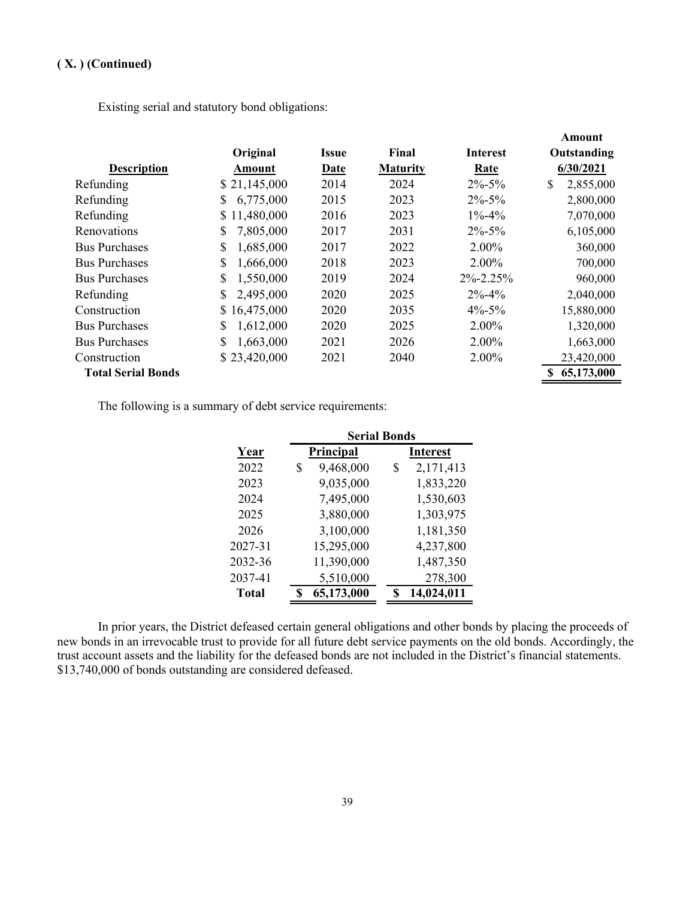**( X. ) (Continued)**

Existing serial and statutory bond obligations:

| Description | Original Amount | Issue Date | Final Maturity | Interest Rate | Amount Outstanding 6/30/2021 |
|---|---|---|---|---|---|
| Refunding | $ 21,145,000 | 2014 | 2024 | 2%-5% | $ 2,855,000 |
| Refunding | $ 6,775,000 | 2015 | 2023 | 2%-5% | 2,800,000 |
| Refunding | $ 11,480,000 | 2016 | 2023 | 1%-4% | 7,070,000 |
| Renovations | $ 7,805,000 | 2017 | 2031 | 2%-5% | 6,105,000 |
| Bus Purchases | $ 1,685,000 | 2017 | 2022 | 2.00% | 360,000 |
| Bus Purchases | $ 1,666,000 | 2018 | 2023 | 2.00% | 700,000 |
| Bus Purchases | $ 1,550,000 | 2019 | 2024 | 2%-2.25% | 960,000 |
| Refunding | $ 2,495,000 | 2020 | 2025 | 2%-4% | 2,040,000 |
| Construction | $ 16,475,000 | 2020 | 2035 | 4%-5% | 15,880,000 |
| Bus Purchases | $ 1,612,000 | 2020 | 2025 | 2.00% | 1,320,000 |
| Bus Purchases | $ 1,663,000 | 2021 | 2026 | 2.00% | 1,663,000 |
| Construction | $ 23,420,000 | 2021 | 2040 | 2.00% | 23,420,000 |
| **Total Serial Bonds** | | | | | **$ 65,173,000** |

The following is a summary of debt service requirements:

| | Serial Bonds | |
|---|---|---|
| Year | Principal | Interest |
| 2022 | $ 9,468,000 | $ 2,171,413 |
| 2023 | 9,035,000 | 1,833,220 |
| 2024 | 7,495,000 | 1,530,603 |
| 2025 | 3,880,000 | 1,303,975 |
| 2026 | 3,100,000 | 1,181,350 |
| 2027-31 | 15,295,000 | 4,237,800 |
| 2032-36 | 11,390,000 | 1,487,350 |
| 2037-41 | 5,510,000 | 278,300 |
| **Total** | **$ 65,173,000** | **$ 14,024,011** |

In prior years, the District defeased certain general obligations and other bonds by placing the proceeds of new bonds in an irrevocable trust to provide for all future debt service payments on the old bonds. Accordingly, the trust account assets and the liability for the defeased bonds are not included in the District's financial statements. $13,740,000 of bonds outstanding are considered defeased.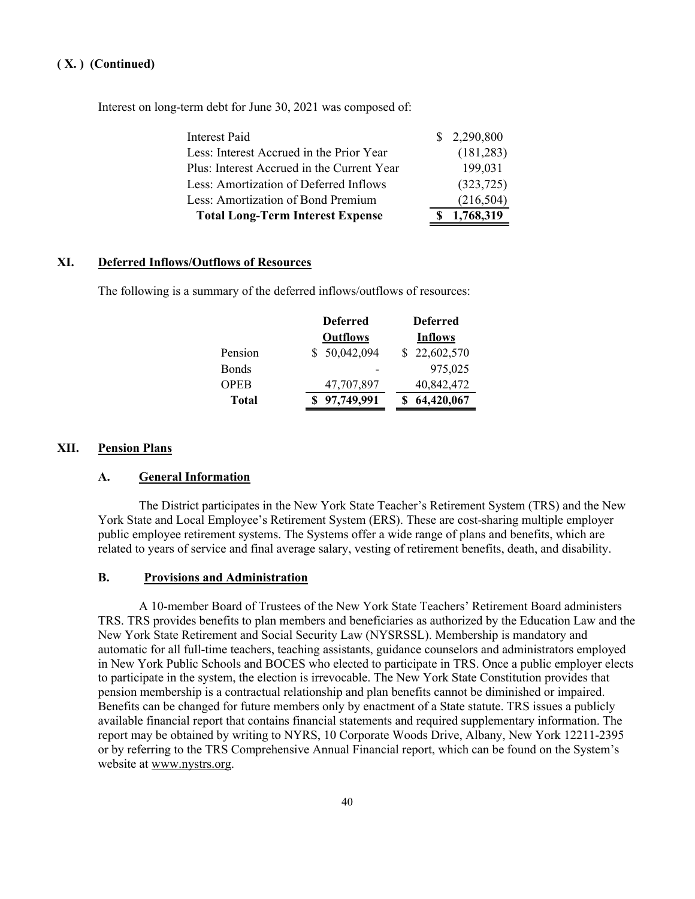**( X. ) (Continued)**

Interest on long-term debt for June 30, 2021 was composed of:

| | |
|---|---|
| Interest Paid | $ 2,290,800 |
| Less: Interest Accrued in the Prior Year | (181,283) |
| Plus: Interest Accrued in the Current Year | 199,031 |
| Less: Amortization of Deferred Inflows | (323,725) |
| Less: Amortization of Bond Premium | (216,504) |
| **Total Long-Term Interest Expense** | **$ 1,768,319** |

## XI. Deferred Inflows/Outflows of Resources

The following is a summary of the deferred inflows/outflows of resources:

| | Deferred Outflows | Deferred Inflows |
|---|---|---|
| Pension | $ 50,042,094 | $ 22,602,570 |
| Bonds | - | 975,025 |
| OPEB | 47,707,897 | 40,842,472 |
| **Total** | **$ 97,749,991** | **$ 64,420,067** |

## XII. Pension Plans

### A. General Information

The District participates in the New York State Teacher's Retirement System (TRS) and the New York State and Local Employee's Retirement System (ERS). These are cost-sharing multiple employer public employee retirement systems. The Systems offer a wide range of plans and benefits, which are related to years of service and final average salary, vesting of retirement benefits, death, and disability.

### B. Provisions and Administration

A 10-member Board of Trustees of the New York State Teachers' Retirement Board administers TRS. TRS provides benefits to plan members and beneficiaries as authorized by the Education Law and the New York State Retirement and Social Security Law (NYSRSSL). Membership is mandatory and automatic for all full-time teachers, teaching assistants, guidance counselors and administrators employed in New York Public Schools and BOCES who elected to participate in TRS. Once a public employer elects to participate in the system, the election is irrevocable. The New York State Constitution provides that pension membership is a contractual relationship and plan benefits cannot be diminished or impaired. Benefits can be changed for future members only by enactment of a State statute. TRS issues a publicly available financial report that contains financial statements and required supplementary information. The report may be obtained by writing to NYRS, 10 Corporate Woods Drive, Albany, New York 12211-2395 or by referring to the TRS Comprehensive Annual Financial report, which can be found on the System's website at www.nystrs.org.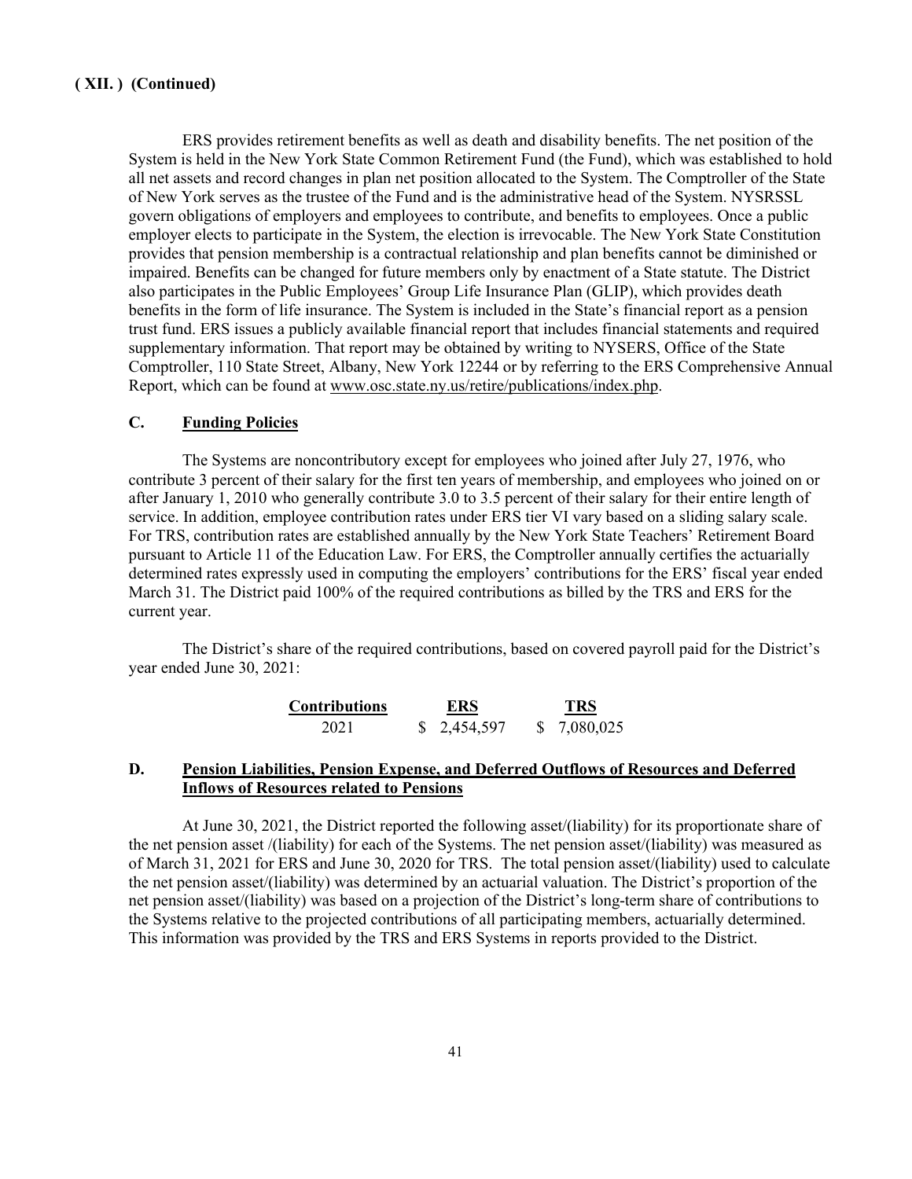**( XII. ) (Continued)**

ERS provides retirement benefits as well as death and disability benefits. The net position of the System is held in the New York State Common Retirement Fund (the Fund), which was established to hold all net assets and record changes in plan net position allocated to the System. The Comptroller of the State of New York serves as the trustee of the Fund and is the administrative head of the System. NYSRSSL govern obligations of employers and employees to contribute, and benefits to employees. Once a public employer elects to participate in the System, the election is irrevocable. The New York State Constitution provides that pension membership is a contractual relationship and plan benefits cannot be diminished or impaired. Benefits can be changed for future members only by enactment of a State statute. The District also participates in the Public Employees' Group Life Insurance Plan (GLIP), which provides death benefits in the form of life insurance. The System is included in the State's financial report as a pension trust fund. ERS issues a publicly available financial report that includes financial statements and required supplementary information. That report may be obtained by writing to NYSERS, Office of the State Comptroller, 110 State Street, Albany, New York 12244 or by referring to the ERS Comprehensive Annual Report, which can be found at www.osc.state.ny.us/retire/publications/index.php.

## C. Funding Policies

The Systems are noncontributory except for employees who joined after July 27, 1976, who contribute 3 percent of their salary for the first ten years of membership, and employees who joined on or after January 1, 2010 who generally contribute 3.0 to 3.5 percent of their salary for their entire length of service. In addition, employee contribution rates under ERS tier VI vary based on a sliding salary scale. For TRS, contribution rates are established annually by the New York State Teachers' Retirement Board pursuant to Article 11 of the Education Law. For ERS, the Comptroller annually certifies the actuarially determined rates expressly used in computing the employers' contributions for the ERS' fiscal year ended March 31. The District paid 100% of the required contributions as billed by the TRS and ERS for the current year.

The District's share of the required contributions, based on covered payroll paid for the District's year ended June 30, 2021:

| Contributions | ERS | TRS |
|---|---|---|
| 2021 | $ 2,454,597 | $ 7,080,025 |

## D. Pension Liabilities, Pension Expense, and Deferred Outflows of Resources and Deferred Inflows of Resources related to Pensions

At June 30, 2021, the District reported the following asset/(liability) for its proportionate share of the net pension asset /(liability) for each of the Systems. The net pension asset/(liability) was measured as of March 31, 2021 for ERS and June 30, 2020 for TRS. The total pension asset/(liability) used to calculate the net pension asset/(liability) was determined by an actuarial valuation. The District's proportion of the net pension asset/(liability) was based on a projection of the District's long-term share of contributions to the Systems relative to the projected contributions of all participating members, actuarially determined. This information was provided by the TRS and ERS Systems in reports provided to the District.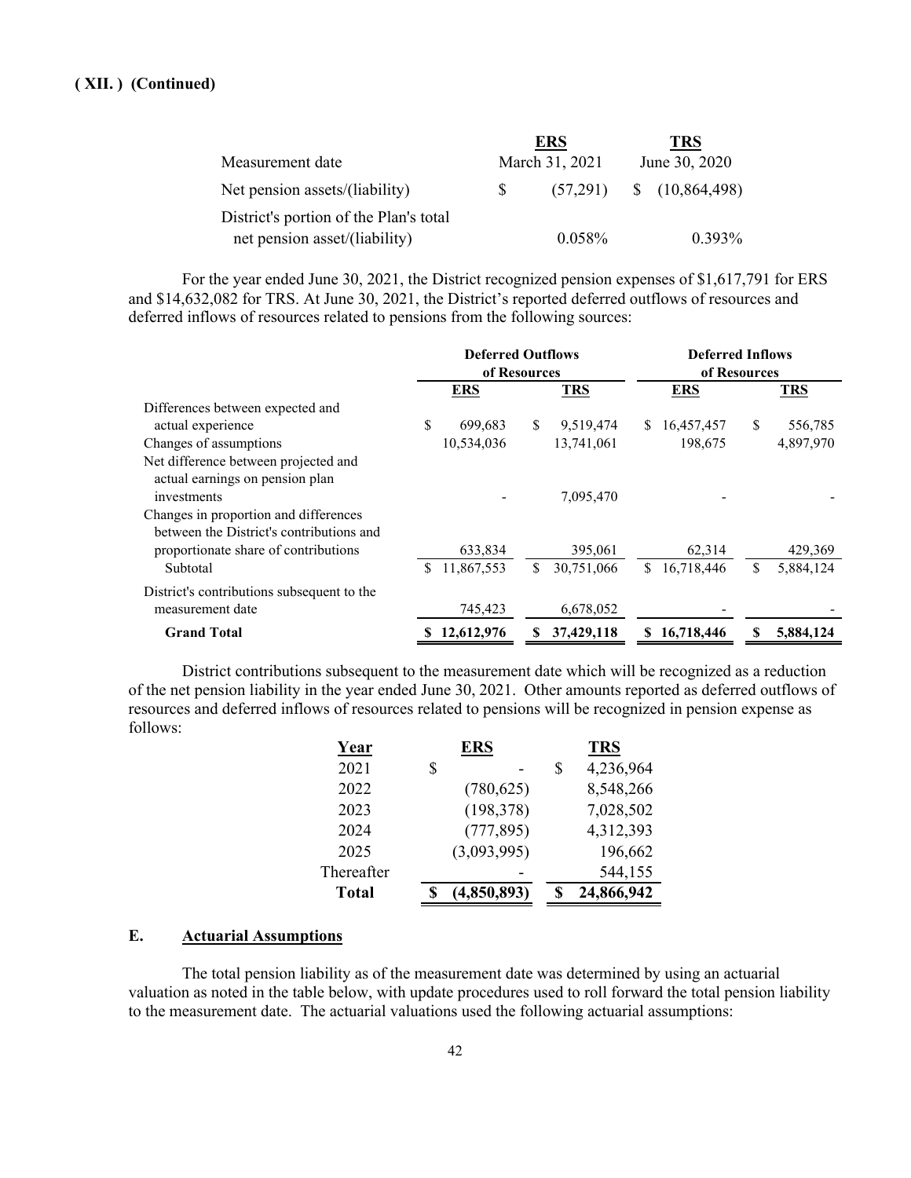**( XII. ) (Continued)**

| | ERS | TRS |
|---|---|---|
| Measurement date | March 31, 2021 | June 30, 2020 |
| Net pension assets/(liability) | $ (57,291) | $ (10,864,498) |
| District's portion of the Plan's total net pension asset/(liability) | 0.058% | 0.393% |

For the year ended June 30, 2021, the District recognized pension expenses of $1,617,791 for ERS and $14,632,082 for TRS. At June 30, 2021, the District's reported deferred outflows of resources and deferred inflows of resources related to pensions from the following sources:

| | Deferred Outflows of Resources | | Deferred Inflows of Resources | |
|---|---|---|---|---|
| | ERS | TRS | ERS | TRS |
| Differences between expected and actual experience | $ 699,683 | $ 9,519,474 | $ 16,457,457 | $ 556,785 |
| Changes of assumptions | 10,534,036 | 13,741,061 | 198,675 | 4,897,970 |
| Net difference between projected and actual earnings on pension plan investments | - | 7,095,470 | - | - |
| Changes in proportion and differences between the District's contributions and proportionate share of contributions | 633,834 | 395,061 | 62,314 | 429,369 |
| Subtotal | $ 11,867,553 | $ 30,751,066 | $ 16,718,446 | $ 5,884,124 |
| District's contributions subsequent to the measurement date | 745,423 | 6,678,052 | - | - |
| **Grand Total** | **$ 12,612,976** | **$ 37,429,118** | **$ 16,718,446** | **$ 5,884,124** |

District contributions subsequent to the measurement date which will be recognized as a reduction of the net pension liability in the year ended June 30, 2021. Other amounts reported as deferred outflows of resources and deferred inflows of resources related to pensions will be recognized in pension expense as follows:

| Year | ERS | TRS |
|---|---|---|
| 2021 | $ - | $ 4,236,964 |
| 2022 | (780,625) | 8,548,266 |
| 2023 | (198,378) | 7,028,502 |
| 2024 | (777,895) | 4,312,393 |
| 2025 | (3,093,995) | 196,662 |
| Thereafter | - | 544,155 |
| **Total** | **$ (4,850,893)** | **$ 24,866,942** |

## E. Actuarial Assumptions

The total pension liability as of the measurement date was determined by using an actuarial valuation as noted in the table below, with update procedures used to roll forward the total pension liability to the measurement date. The actuarial valuations used the following actuarial assumptions: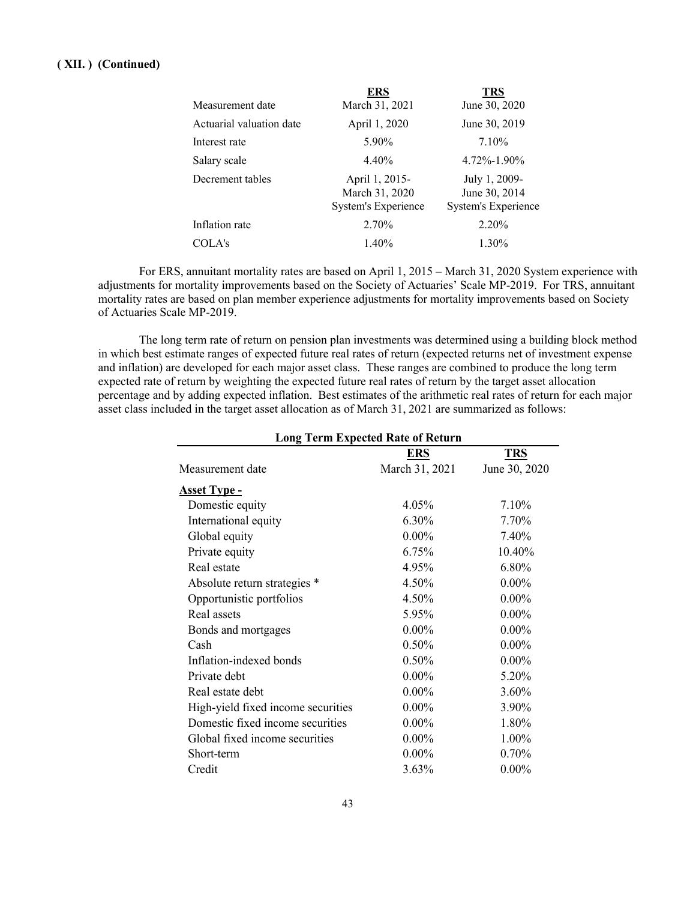**( XII. ) (Continued)**

| | **ERS** | **TRS** |
|---|---|---|
| Measurement date | March 31, 2021 | June 30, 2020 |
| Actuarial valuation date | April 1, 2020 | June 30, 2019 |
| Interest rate | 5.90% | 7.10% |
| Salary scale | 4.40% | 4.72%-1.90% |
| Decrement tables | April 1, 2015-<br>March 31, 2020<br>System's Experience | July 1, 2009-<br>June 30, 2014<br>System's Experience |
| Inflation rate | 2.70% | 2.20% |
| COLA's | 1.40% | 1.30% |

For ERS, annuitant mortality rates are based on April 1, 2015 – March 31, 2020 System experience with adjustments for mortality improvements based on the Society of Actuaries' Scale MP-2019. For TRS, annuitant mortality rates are based on plan member experience adjustments for mortality improvements based on Society of Actuaries Scale MP-2019.

The long term rate of return on pension plan investments was determined using a building block method in which best estimate ranges of expected future real rates of return (expected returns net of investment expense and inflation) are developed for each major asset class. These ranges are combined to produce the long term expected rate of return by weighting the expected future real rates of return by the target asset allocation percentage and by adding expected inflation. Best estimates of the arithmetic real rates of return for each major asset class included in the target asset allocation as of March 31, 2021 are summarized as follows:

| **Long Term Expected Rate of Return** | | |
|---|---|---|
| | **ERS** | **TRS** |
| Measurement date | March 31, 2021 | June 30, 2020 |
| **Asset Type -** | | |
| Domestic equity | 4.05% | 7.10% |
| International equity | 6.30% | 7.70% |
| Global equity | 0.00% | 7.40% |
| Private equity | 6.75% | 10.40% |
| Real estate | 4.95% | 6.80% |
| Absolute return strategies * | 4.50% | 0.00% |
| Opportunistic portfolios | 4.50% | 0.00% |
| Real assets | 5.95% | 0.00% |
| Bonds and mortgages | 0.00% | 0.00% |
| Cash | 0.50% | 0.00% |
| Inflation-indexed bonds | 0.50% | 0.00% |
| Private debt | 0.00% | 5.20% |
| Real estate debt | 0.00% | 3.60% |
| High-yield fixed income securities | 0.00% | 3.90% |
| Domestic fixed income securities | 0.00% | 1.80% |
| Global fixed income securities | 0.00% | 1.00% |
| Short-term | 0.00% | 0.70% |
| Credit | 3.63% | 0.00% |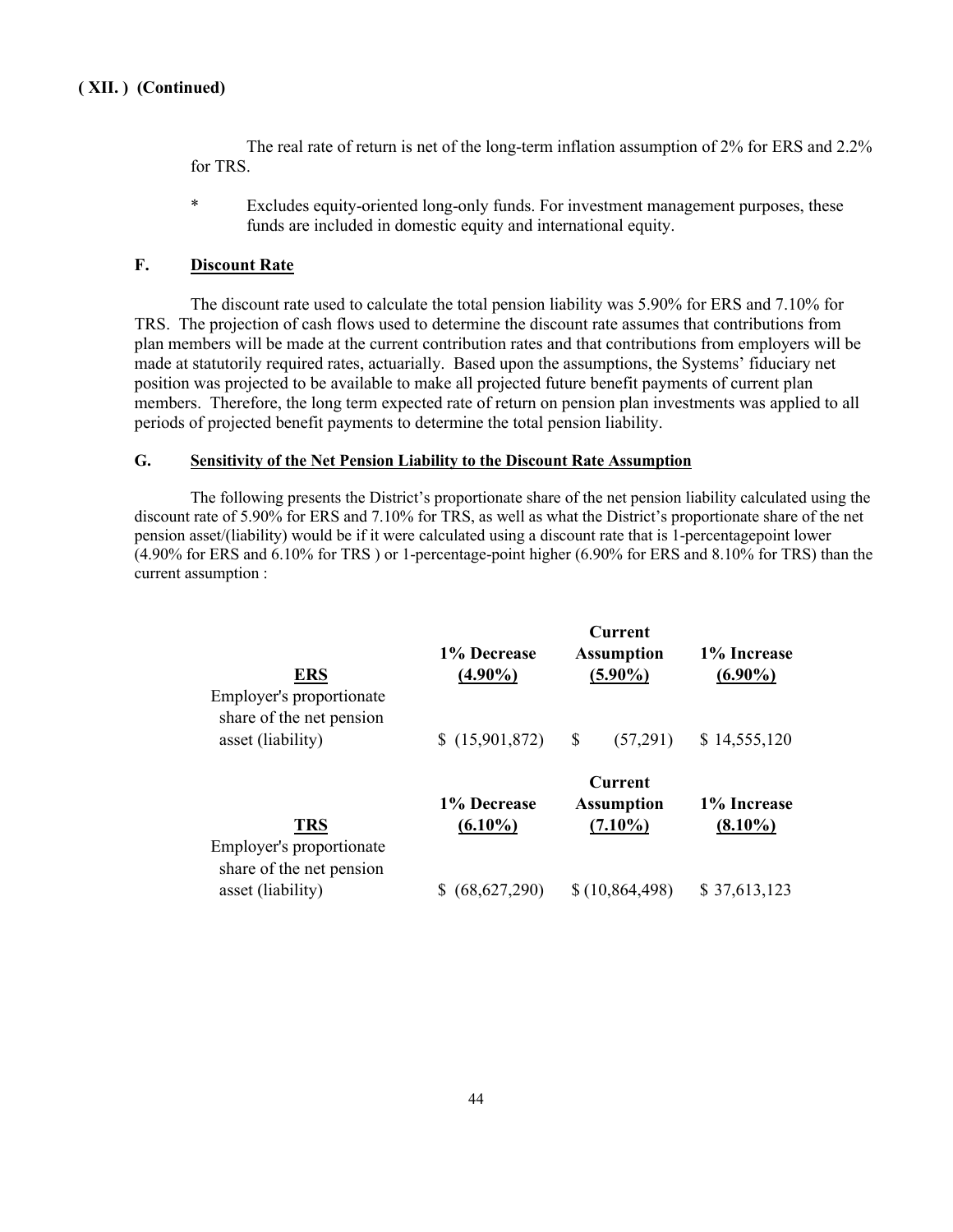**( XII. ) (Continued)**

The real rate of return is net of the long-term inflation assumption of 2% for ERS and 2.2% for TRS.

\* Excludes equity-oriented long-only funds. For investment management purposes, these funds are included in domestic equity and international equity.

### F. Discount Rate

The discount rate used to calculate the total pension liability was 5.90% for ERS and 7.10% for TRS. The projection of cash flows used to determine the discount rate assumes that contributions from plan members will be made at the current contribution rates and that contributions from employers will be made at statutorily required rates, actuarially. Based upon the assumptions, the Systems' fiduciary net position was projected to be available to make all projected future benefit payments of current plan members. Therefore, the long term expected rate of return on pension plan investments was applied to all periods of projected benefit payments to determine the total pension liability.

### G. Sensitivity of the Net Pension Liability to the Discount Rate Assumption

The following presents the District's proportionate share of the net pension liability calculated using the discount rate of 5.90% for ERS and 7.10% for TRS, as well as what the District's proportionate share of the net pension asset/(liability) would be if it were calculated using a discount rate that is 1-percentagepoint lower (4.90% for ERS and 6.10% for TRS ) or 1-percentage-point higher (6.90% for ERS and 8.10% for TRS) than the current assumption :

| ERS | 1% Decrease (4.90%) | Current Assumption (5.90%) | 1% Increase (6.90%) |
|---|---|---|---|
| Employer's proportionate share of the net pension asset (liability) | $ (15,901,872) | $ (57,291) | $ 14,555,120 |

| TRS | 1% Decrease (6.10%) | Current Assumption (7.10%) | 1% Increase (8.10%) |
|---|---|---|---|
| Employer's proportionate share of the net pension asset (liability) | $ (68,627,290) | $ (10,864,498) | $ 37,613,123 |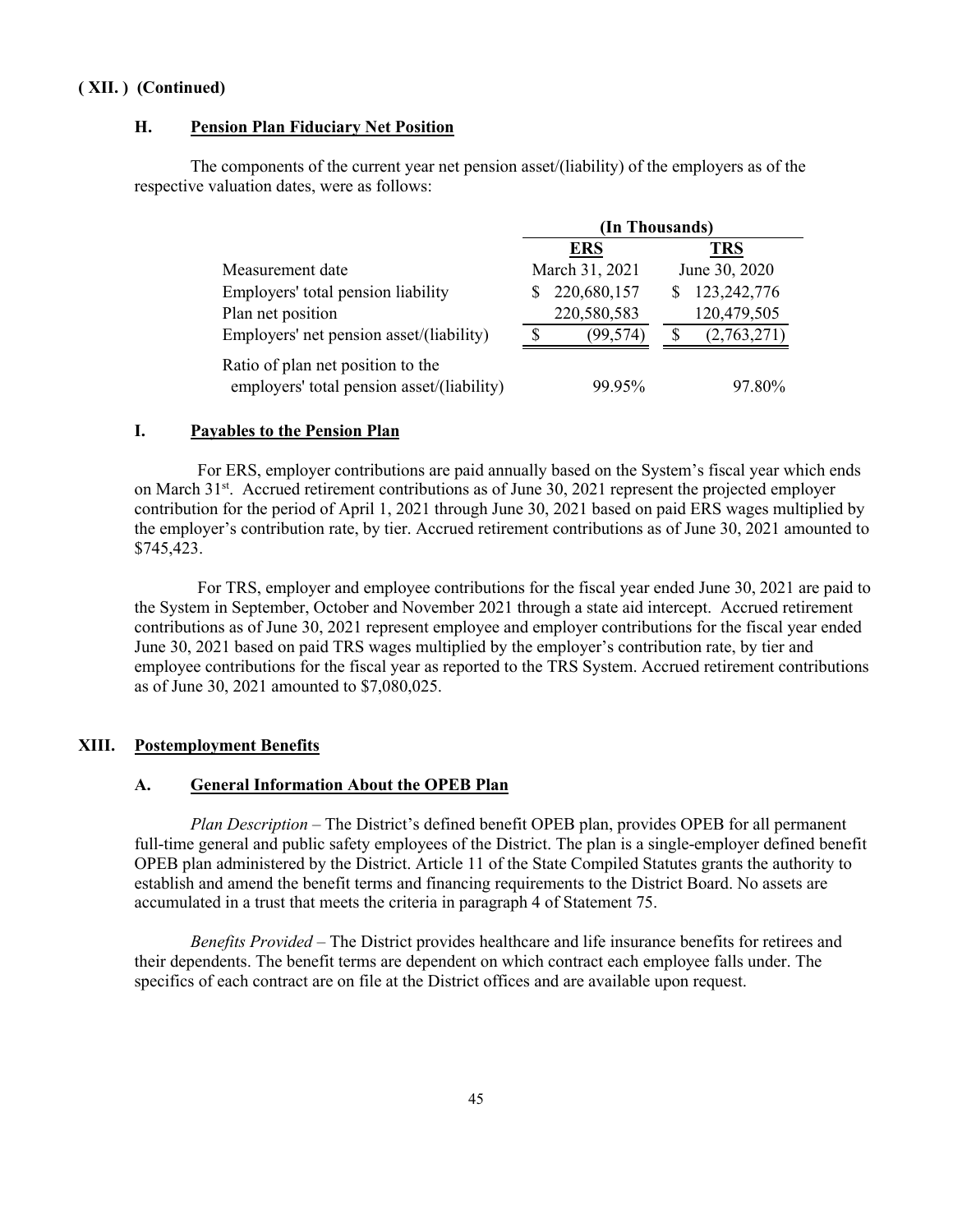**( XII. ) (Continued)**

### H. Pension Plan Fiduciary Net Position

The components of the current year net pension asset/(liability) of the employers as of the respective valuation dates, were as follows:

| | (In Thousands) | |
|---|---|---|
| | **ERS** | **TRS** |
| Measurement date | March 31, 2021 | June 30, 2020 |
| Employers' total pension liability | $ 220,680,157 | $ 123,242,776 |
| Plan net position | 220,580,583 | 120,479,505 |
| Employers' net pension asset/(liability) | $ (99,574) | $ (2,763,271) |
| Ratio of plan net position to the employers' total pension asset/(liability) | 99.95% | 97.80% |

### I. Payables to the Pension Plan

For ERS, employer contributions are paid annually based on the System's fiscal year which ends on March 31st. Accrued retirement contributions as of June 30, 2021 represent the projected employer contribution for the period of April 1, 2021 through June 30, 2021 based on paid ERS wages multiplied by the employer's contribution rate, by tier. Accrued retirement contributions as of June 30, 2021 amounted to $745,423.

For TRS, employer and employee contributions for the fiscal year ended June 30, 2021 are paid to the System in September, October and November 2021 through a state aid intercept. Accrued retirement contributions as of June 30, 2021 represent employee and employer contributions for the fiscal year ended June 30, 2021 based on paid TRS wages multiplied by the employer's contribution rate, by tier and employee contributions for the fiscal year as reported to the TRS System. Accrued retirement contributions as of June 30, 2021 amounted to $7,080,025.

## XIII. Postemployment Benefits

### A. General Information About the OPEB Plan

*Plan Description* – The District's defined benefit OPEB plan, provides OPEB for all permanent full-time general and public safety employees of the District. The plan is a single-employer defined benefit OPEB plan administered by the District. Article 11 of the State Compiled Statutes grants the authority to establish and amend the benefit terms and financing requirements to the District Board. No assets are accumulated in a trust that meets the criteria in paragraph 4 of Statement 75.

*Benefits Provided* – The District provides healthcare and life insurance benefits for retirees and their dependents. The benefit terms are dependent on which contract each employee falls under. The specifics of each contract are on file at the District offices and are available upon request.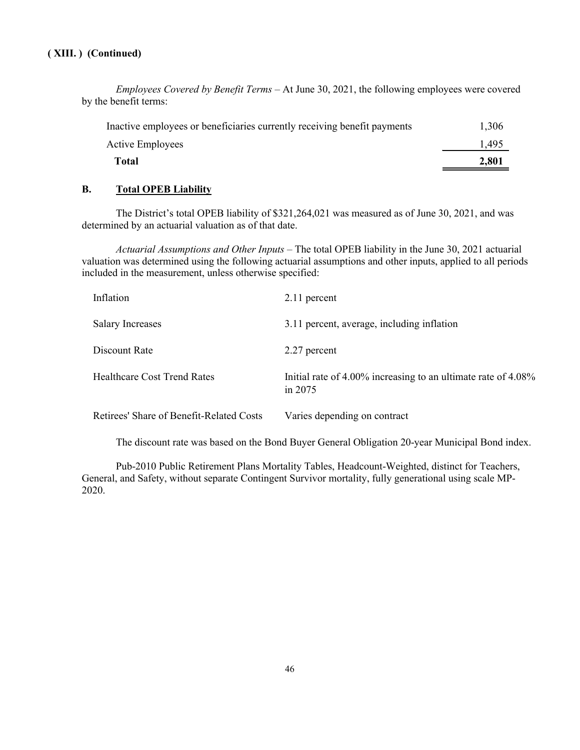**( XIII. ) (Continued)**

*Employees Covered by Benefit Terms* – At June 30, 2021, the following employees were covered by the benefit terms:

| | |
|---|---|
| Inactive employees or beneficiaries currently receiving benefit payments | 1,306 |
| Active Employees | 1,495 |
| **Total** | **2,801** |

## B. Total OPEB Liability

The District's total OPEB liability of $321,264,021 was measured as of June 30, 2021, and was determined by an actuarial valuation as of that date.

*Actuarial Assumptions and Other Inputs* – The total OPEB liability in the June 30, 2021 actuarial valuation was determined using the following actuarial assumptions and other inputs, applied to all periods included in the measurement, unless otherwise specified:

| | |
|---|---|
| Inflation | 2.11 percent |
| Salary Increases | 3.11 percent, average, including inflation |
| Discount Rate | 2.27 percent |
| Healthcare Cost Trend Rates | Initial rate of 4.00% increasing to an ultimate rate of 4.08% in 2075 |
| Retirees' Share of Benefit-Related Costs | Varies depending on contract |

The discount rate was based on the Bond Buyer General Obligation 20-year Municipal Bond index.

Pub-2010 Public Retirement Plans Mortality Tables, Headcount-Weighted, distinct for Teachers, General, and Safety, without separate Contingent Survivor mortality, fully generational using scale MP-2020.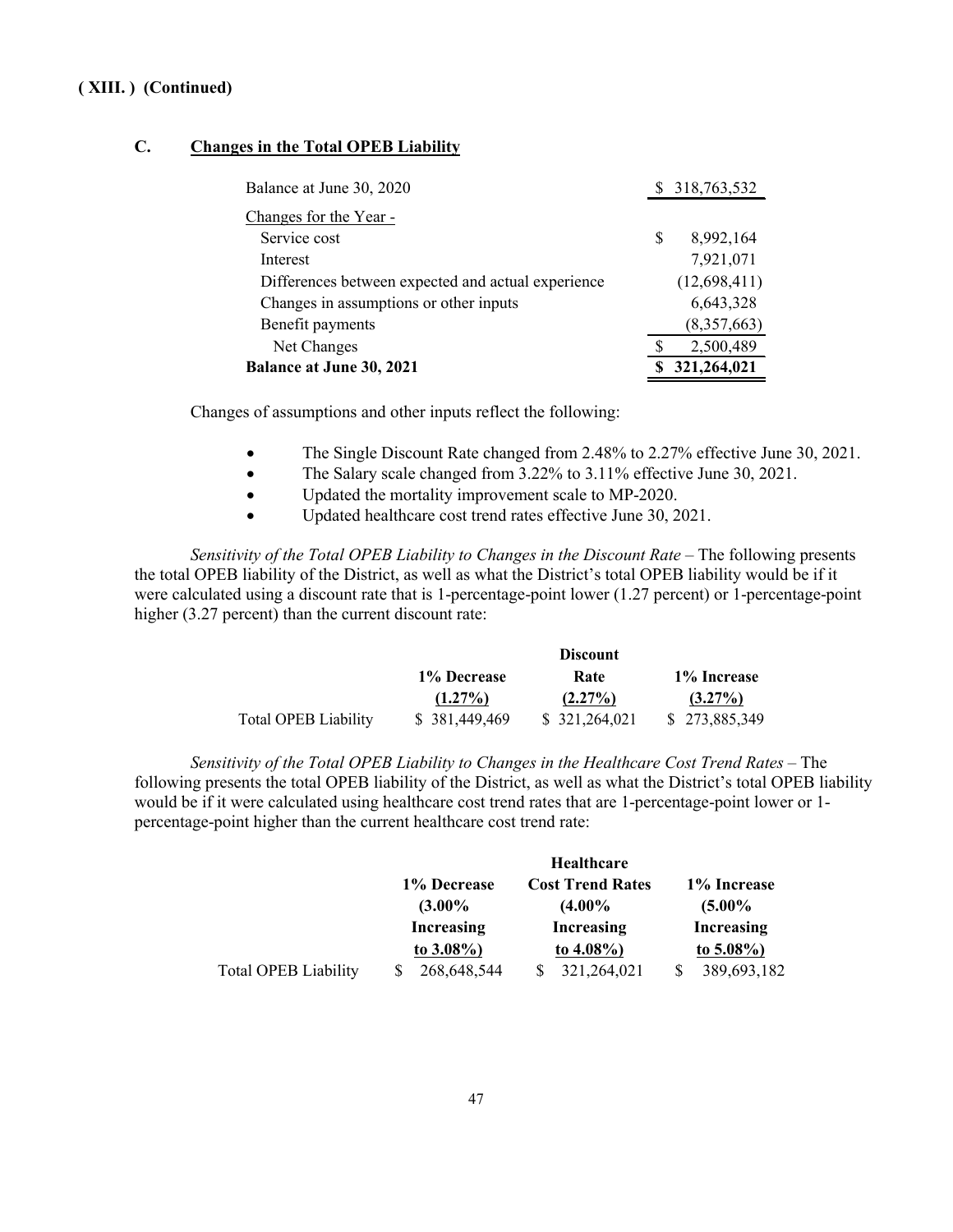**( XIII. ) (Continued)**

## C. Changes in the Total OPEB Liability

| | |
|---|---|
| Balance at June 30, 2020 | $ 318,763,532 |
| Changes for the Year - | |
| Service cost | $ 8,992,164 |
| Interest | 7,921,071 |
| Differences between expected and actual experience | (12,698,411) |
| Changes in assumptions or other inputs | 6,643,328 |
| Benefit payments | (8,357,663) |
| Net Changes | $ 2,500,489 |
| **Balance at June 30, 2021** | **$ 321,264,021** |

Changes of assumptions and other inputs reflect the following:

- The Single Discount Rate changed from 2.48% to 2.27% effective June 30, 2021.
- The Salary scale changed from 3.22% to 3.11% effective June 30, 2021.
- Updated the mortality improvement scale to MP-2020.
- Updated healthcare cost trend rates effective June 30, 2021.

*Sensitivity of the Total OPEB Liability to Changes in the Discount Rate* – The following presents the total OPEB liability of the District, as well as what the District's total OPEB liability would be if it were calculated using a discount rate that is 1-percentage-point lower (1.27 percent) or 1-percentage-point higher (3.27 percent) than the current discount rate:

| | 1% Decrease (1.27%) | Discount Rate (2.27%) | 1% Increase (3.27%) |
|---|---|---|---|
| Total OPEB Liability | $ 381,449,469 | $ 321,264,021 | $ 273,885,349 |

*Sensitivity of the Total OPEB Liability to Changes in the Healthcare Cost Trend Rates* – The following presents the total OPEB liability of the District, as well as what the District's total OPEB liability would be if it were calculated using healthcare cost trend rates that are 1-percentage-point lower or 1-percentage-point higher than the current healthcare cost trend rate:

| | 1% Decrease (3.00% Increasing to 3.08%) | Healthcare Cost Trend Rates (4.00% Increasing to 4.08%) | 1% Increase (5.00% Increasing to 5.08%) |
|---|---|---|---|
| Total OPEB Liability | $ 268,648,544 | $ 321,264,021 | $ 389,693,182 |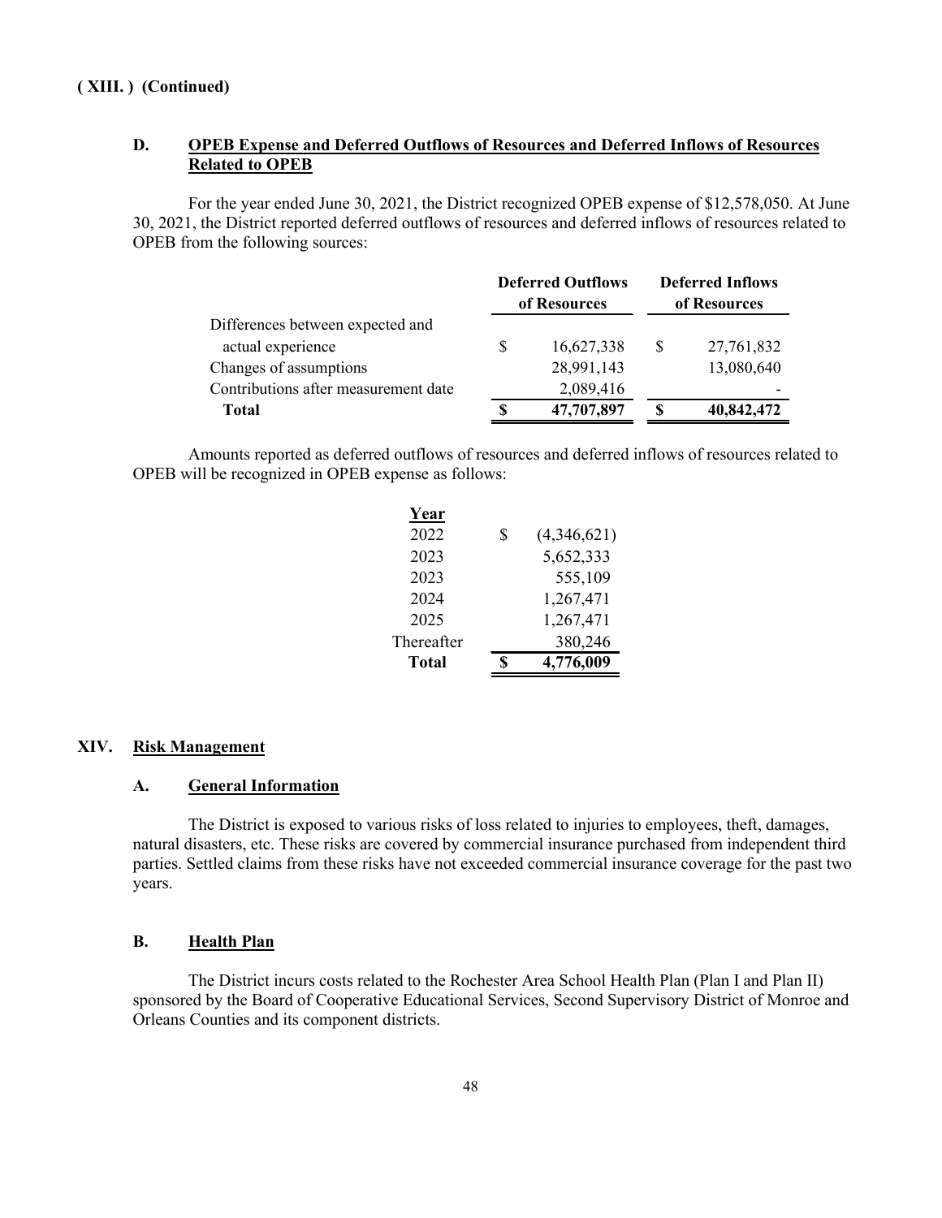**( XIII. ) (Continued)**

### D. OPEB Expense and Deferred Outflows of Resources and Deferred Inflows of Resources Related to OPEB

For the year ended June 30, 2021, the District recognized OPEB expense of $12,578,050. At June 30, 2021, the District reported deferred outflows of resources and deferred inflows of resources related to OPEB from the following sources:

| | Deferred Outflows of Resources | Deferred Inflows of Resources |
|---|---|---|
| Differences between expected and actual experience | $ 16,627,338 | $ 27,761,832 |
| Changes of assumptions | 28,991,143 | 13,080,640 |
| Contributions after measurement date | 2,089,416 | - |
| **Total** | **$ 47,707,897** | **$ 40,842,472** |

Amounts reported as deferred outflows of resources and deferred inflows of resources related to OPEB will be recognized in OPEB expense as follows:

| Year | |
|---|---|
| 2022 | $ (4,346,621) |
| 2023 | 5,652,333 |
| 2023 | 555,109 |
| 2024 | 1,267,471 |
| 2025 | 1,267,471 |
| Thereafter | 380,246 |
| **Total** | **$ 4,776,009** |

## XIV. Risk Management

### A. General Information

The District is exposed to various risks of loss related to injuries to employees, theft, damages, natural disasters, etc. These risks are covered by commercial insurance purchased from independent third parties. Settled claims from these risks have not exceeded commercial insurance coverage for the past two years.

### B. Health Plan

The District incurs costs related to the Rochester Area School Health Plan (Plan I and Plan II) sponsored by the Board of Cooperative Educational Services, Second Supervisory District of Monroe and Orleans Counties and its component districts.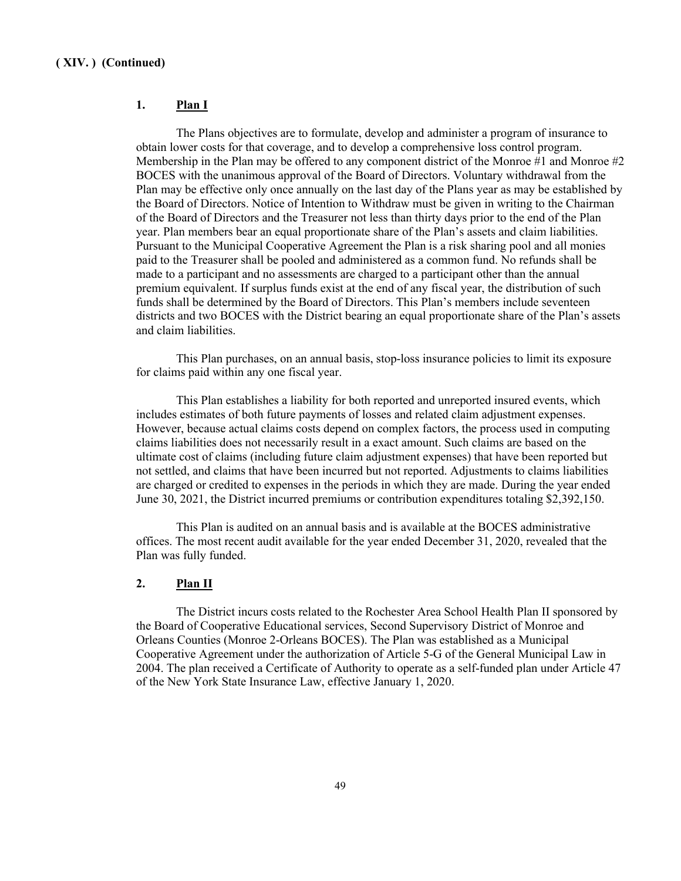**( XIV. ) (Continued)**

**1. Plan I**

The Plans objectives are to formulate, develop and administer a program of insurance to obtain lower costs for that coverage, and to develop a comprehensive loss control program. Membership in the Plan may be offered to any component district of the Monroe #1 and Monroe #2 BOCES with the unanimous approval of the Board of Directors. Voluntary withdrawal from the Plan may be effective only once annually on the last day of the Plans year as may be established by the Board of Directors. Notice of Intention to Withdraw must be given in writing to the Chairman of the Board of Directors and the Treasurer not less than thirty days prior to the end of the Plan year. Plan members bear an equal proportionate share of the Plan's assets and claim liabilities. Pursuant to the Municipal Cooperative Agreement the Plan is a risk sharing pool and all monies paid to the Treasurer shall be pooled and administered as a common fund. No refunds shall be made to a participant and no assessments are charged to a participant other than the annual premium equivalent. If surplus funds exist at the end of any fiscal year, the distribution of such funds shall be determined by the Board of Directors. This Plan's members include seventeen districts and two BOCES with the District bearing an equal proportionate share of the Plan's assets and claim liabilities.

This Plan purchases, on an annual basis, stop-loss insurance policies to limit its exposure for claims paid within any one fiscal year.

This Plan establishes a liability for both reported and unreported insured events, which includes estimates of both future payments of losses and related claim adjustment expenses. However, because actual claims costs depend on complex factors, the process used in computing claims liabilities does not necessarily result in a exact amount. Such claims are based on the ultimate cost of claims (including future claim adjustment expenses) that have been reported but not settled, and claims that have been incurred but not reported. Adjustments to claims liabilities are charged or credited to expenses in the periods in which they are made. During the year ended June 30, 2021, the District incurred premiums or contribution expenditures totaling $2,392,150.

This Plan is audited on an annual basis and is available at the BOCES administrative offices. The most recent audit available for the year ended December 31, 2020, revealed that the Plan was fully funded.

**2. Plan II**

The District incurs costs related to the Rochester Area School Health Plan II sponsored by the Board of Cooperative Educational services, Second Supervisory District of Monroe and Orleans Counties (Monroe 2-Orleans BOCES). The Plan was established as a Municipal Cooperative Agreement under the authorization of Article 5-G of the General Municipal Law in 2004. The plan received a Certificate of Authority to operate as a self-funded plan under Article 47 of the New York State Insurance Law, effective January 1, 2020.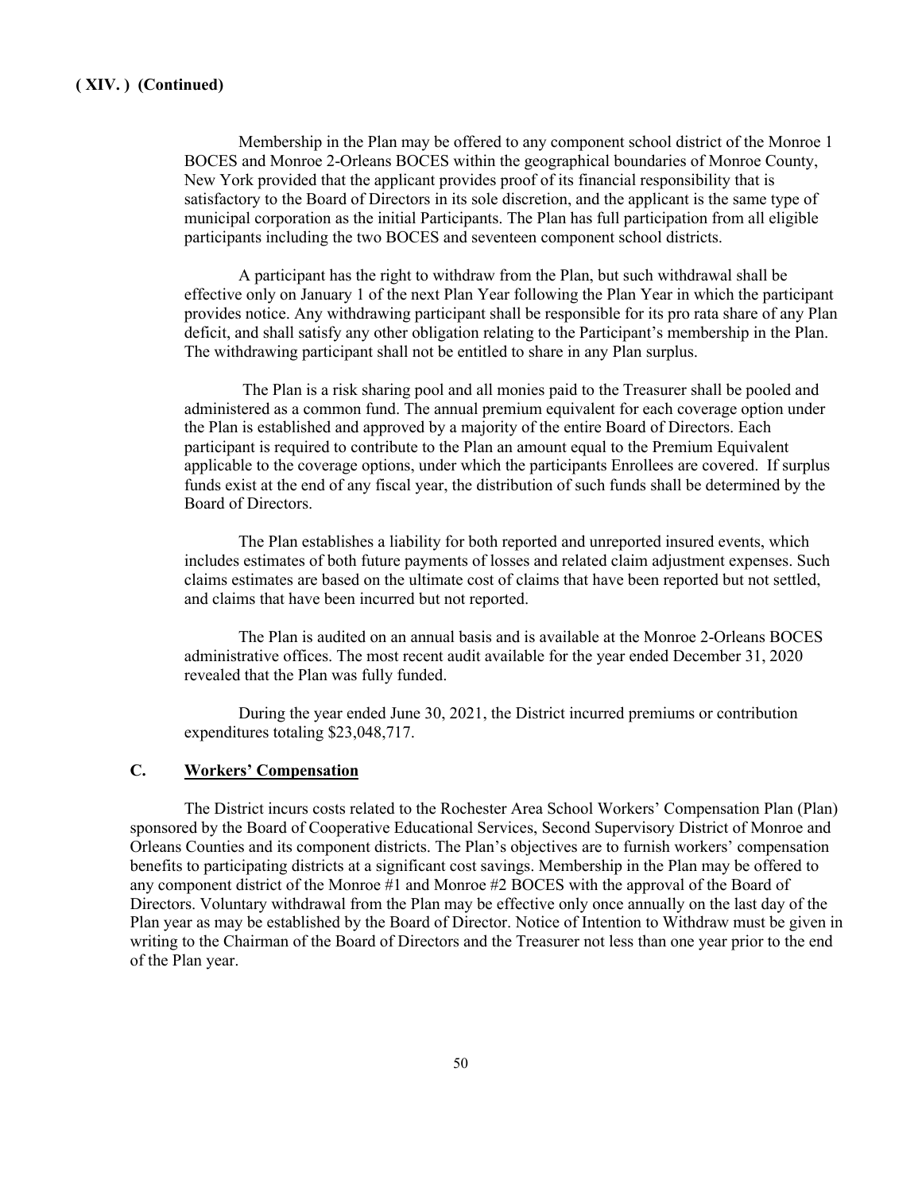**( XIV. ) (Continued)**

Membership in the Plan may be offered to any component school district of the Monroe 1 BOCES and Monroe 2-Orleans BOCES within the geographical boundaries of Monroe County, New York provided that the applicant provides proof of its financial responsibility that is satisfactory to the Board of Directors in its sole discretion, and the applicant is the same type of municipal corporation as the initial Participants. The Plan has full participation from all eligible participants including the two BOCES and seventeen component school districts.

A participant has the right to withdraw from the Plan, but such withdrawal shall be effective only on January 1 of the next Plan Year following the Plan Year in which the participant provides notice. Any withdrawing participant shall be responsible for its pro rata share of any Plan deficit, and shall satisfy any other obligation relating to the Participant's membership in the Plan. The withdrawing participant shall not be entitled to share in any Plan surplus.

The Plan is a risk sharing pool and all monies paid to the Treasurer shall be pooled and administered as a common fund. The annual premium equivalent for each coverage option under the Plan is established and approved by a majority of the entire Board of Directors. Each participant is required to contribute to the Plan an amount equal to the Premium Equivalent applicable to the coverage options, under which the participants Enrollees are covered. If surplus funds exist at the end of any fiscal year, the distribution of such funds shall be determined by the Board of Directors.

The Plan establishes a liability for both reported and unreported insured events, which includes estimates of both future payments of losses and related claim adjustment expenses. Such claims estimates are based on the ultimate cost of claims that have been reported but not settled, and claims that have been incurred but not reported.

The Plan is audited on an annual basis and is available at the Monroe 2-Orleans BOCES administrative offices. The most recent audit available for the year ended December 31, 2020 revealed that the Plan was fully funded.

During the year ended June 30, 2021, the District incurred premiums or contribution expenditures totaling $23,048,717.

### C. Workers' Compensation

The District incurs costs related to the Rochester Area School Workers' Compensation Plan (Plan) sponsored by the Board of Cooperative Educational Services, Second Supervisory District of Monroe and Orleans Counties and its component districts. The Plan's objectives are to furnish workers' compensation benefits to participating districts at a significant cost savings. Membership in the Plan may be offered to any component district of the Monroe #1 and Monroe #2 BOCES with the approval of the Board of Directors. Voluntary withdrawal from the Plan may be effective only once annually on the last day of the Plan year as may be established by the Board of Director. Notice of Intention to Withdraw must be given in writing to the Chairman of the Board of Directors and the Treasurer not less than one year prior to the end of the Plan year.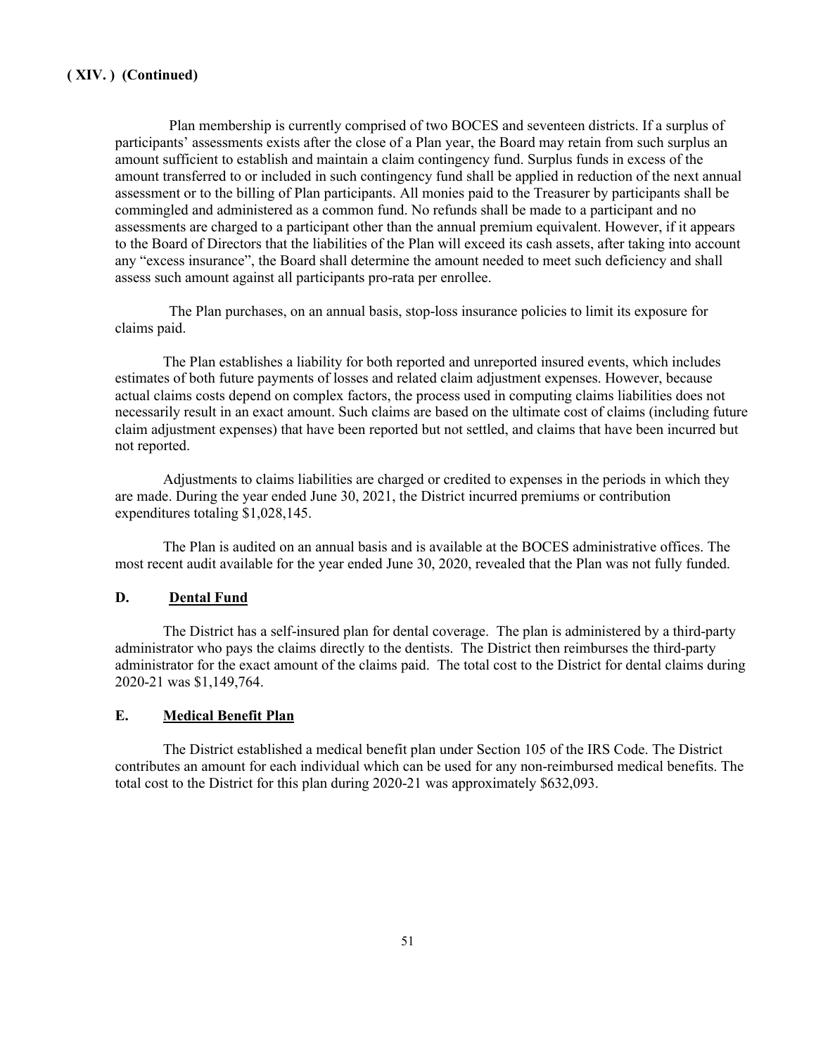**( XIV. ) (Continued)**

Plan membership is currently comprised of two BOCES and seventeen districts. If a surplus of participants' assessments exists after the close of a Plan year, the Board may retain from such surplus an amount sufficient to establish and maintain a claim contingency fund. Surplus funds in excess of the amount transferred to or included in such contingency fund shall be applied in reduction of the next annual assessment or to the billing of Plan participants. All monies paid to the Treasurer by participants shall be commingled and administered as a common fund. No refunds shall be made to a participant and no assessments are charged to a participant other than the annual premium equivalent. However, if it appears to the Board of Directors that the liabilities of the Plan will exceed its cash assets, after taking into account any "excess insurance", the Board shall determine the amount needed to meet such deficiency and shall assess such amount against all participants pro-rata per enrollee.

The Plan purchases, on an annual basis, stop-loss insurance policies to limit its exposure for claims paid.

The Plan establishes a liability for both reported and unreported insured events, which includes estimates of both future payments of losses and related claim adjustment expenses. However, because actual claims costs depend on complex factors, the process used in computing claims liabilities does not necessarily result in an exact amount. Such claims are based on the ultimate cost of claims (including future claim adjustment expenses) that have been reported but not settled, and claims that have been incurred but not reported.

Adjustments to claims liabilities are charged or credited to expenses in the periods in which they are made. During the year ended June 30, 2021, the District incurred premiums or contribution expenditures totaling $1,028,145.

The Plan is audited on an annual basis and is available at the BOCES administrative offices. The most recent audit available for the year ended June 30, 2020, revealed that the Plan was not fully funded.

### D. Dental Fund

The District has a self-insured plan for dental coverage. The plan is administered by a third-party administrator who pays the claims directly to the dentists. The District then reimburses the third-party administrator for the exact amount of the claims paid. The total cost to the District for dental claims during 2020-21 was $1,149,764.

### E. Medical Benefit Plan

The District established a medical benefit plan under Section 105 of the IRS Code. The District contributes an amount for each individual which can be used for any non-reimbursed medical benefits. The total cost to the District for this plan during 2020-21 was approximately $632,093.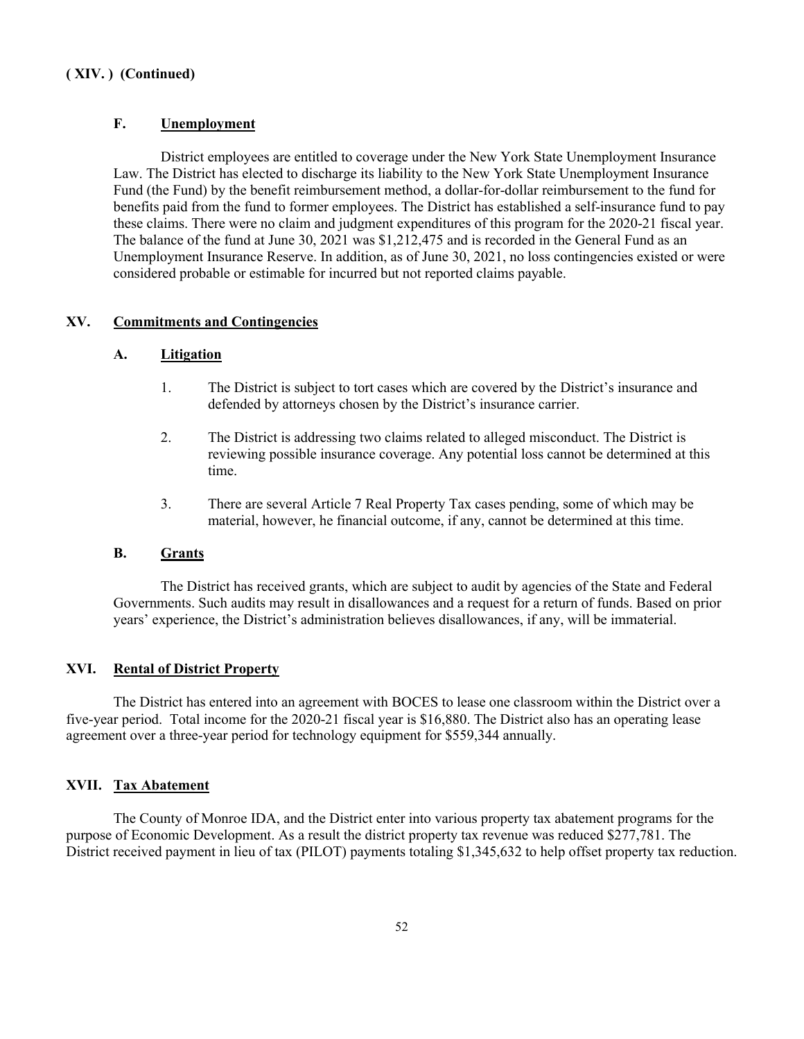**( XIV. ) (Continued)**

### F. Unemployment

District employees are entitled to coverage under the New York State Unemployment Insurance Law. The District has elected to discharge its liability to the New York State Unemployment Insurance Fund (the Fund) by the benefit reimbursement method, a dollar-for-dollar reimbursement to the fund for benefits paid from the fund to former employees. The District has established a self-insurance fund to pay these claims. There were no claim and judgment expenditures of this program for the 2020-21 fiscal year. The balance of the fund at June 30, 2021 was $1,212,475 and is recorded in the General Fund as an Unemployment Insurance Reserve. In addition, as of June 30, 2021, no loss contingencies existed or were considered probable or estimable for incurred but not reported claims payable.

## XV. Commitments and Contingencies

### A. Litigation

1. The District is subject to tort cases which are covered by the District's insurance and defended by attorneys chosen by the District's insurance carrier.

2. The District is addressing two claims related to alleged misconduct. The District is reviewing possible insurance coverage. Any potential loss cannot be determined at this time.

3. There are several Article 7 Real Property Tax cases pending, some of which may be material, however, he financial outcome, if any, cannot be determined at this time.

### B. Grants

The District has received grants, which are subject to audit by agencies of the State and Federal Governments. Such audits may result in disallowances and a request for a return of funds. Based on prior years' experience, the District's administration believes disallowances, if any, will be immaterial.

## XVI. Rental of District Property

The District has entered into an agreement with BOCES to lease one classroom within the District over a five-year period. Total income for the 2020-21 fiscal year is $16,880. The District also has an operating lease agreement over a three-year period for technology equipment for $559,344 annually.

## XVII. Tax Abatement

The County of Monroe IDA, and the District enter into various property tax abatement programs for the purpose of Economic Development. As a result the district property tax revenue was reduced $277,781. The District received payment in lieu of tax (PILOT) payments totaling $1,345,632 to help offset property tax reduction.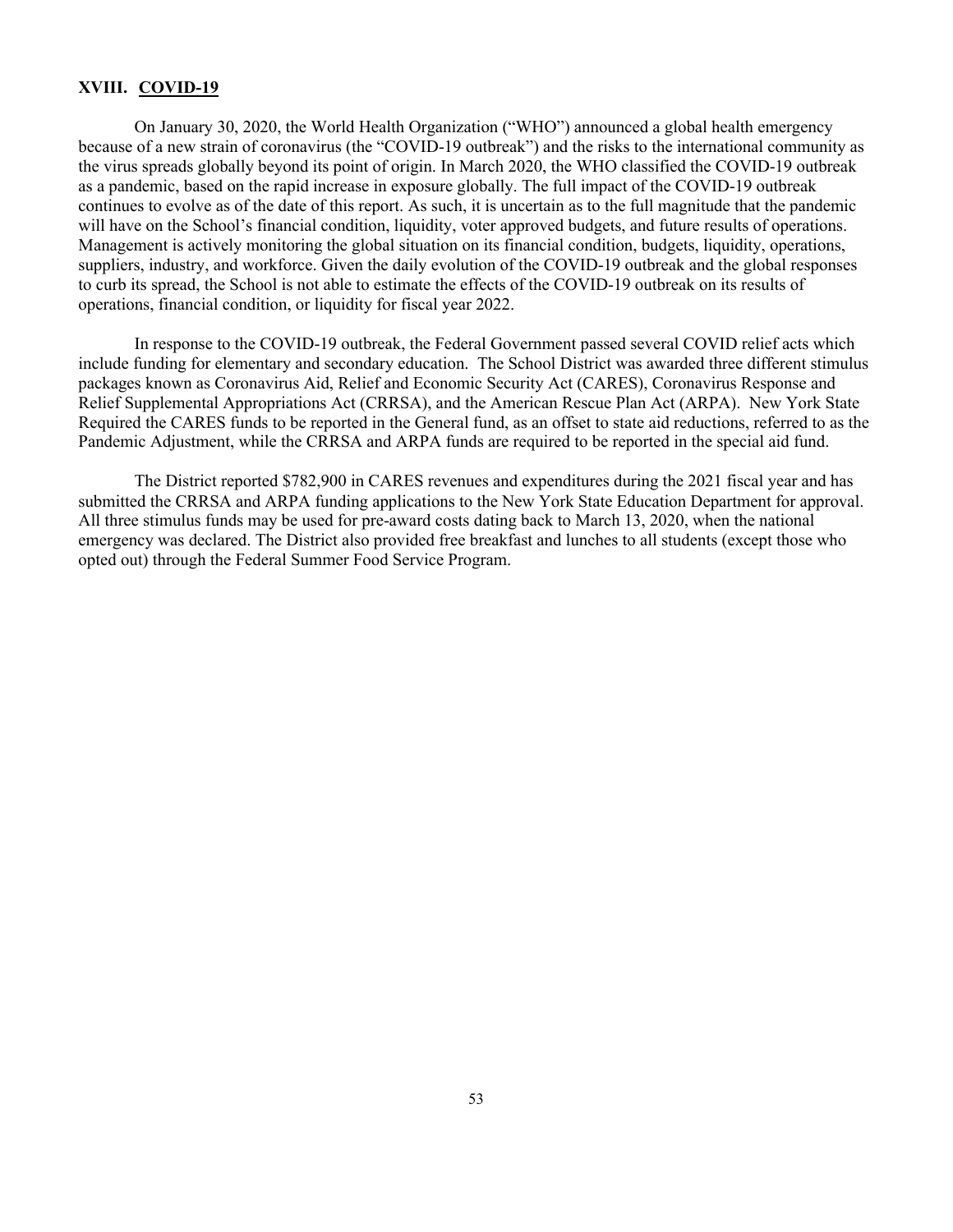## XVIII. COVID-19

On January 30, 2020, the World Health Organization ("WHO") announced a global health emergency because of a new strain of coronavirus (the "COVID-19 outbreak") and the risks to the international community as the virus spreads globally beyond its point of origin. In March 2020, the WHO classified the COVID-19 outbreak as a pandemic, based on the rapid increase in exposure globally. The full impact of the COVID-19 outbreak continues to evolve as of the date of this report. As such, it is uncertain as to the full magnitude that the pandemic will have on the School's financial condition, liquidity, voter approved budgets, and future results of operations. Management is actively monitoring the global situation on its financial condition, budgets, liquidity, operations, suppliers, industry, and workforce. Given the daily evolution of the COVID-19 outbreak and the global responses to curb its spread, the School is not able to estimate the effects of the COVID-19 outbreak on its results of operations, financial condition, or liquidity for fiscal year 2022.

In response to the COVID-19 outbreak, the Federal Government passed several COVID relief acts which include funding for elementary and secondary education. The School District was awarded three different stimulus packages known as Coronavirus Aid, Relief and Economic Security Act (CARES), Coronavirus Response and Relief Supplemental Appropriations Act (CRRSA), and the American Rescue Plan Act (ARPA). New York State Required the CARES funds to be reported in the General fund, as an offset to state aid reductions, referred to as the Pandemic Adjustment, while the CRRSA and ARPA funds are required to be reported in the special aid fund.

The District reported $782,900 in CARES revenues and expenditures during the 2021 fiscal year and has submitted the CRRSA and ARPA funding applications to the New York State Education Department for approval. All three stimulus funds may be used for pre-award costs dating back to March 13, 2020, when the national emergency was declared. The District also provided free breakfast and lunches to all students (except those who opted out) through the Federal Summer Food Service Program.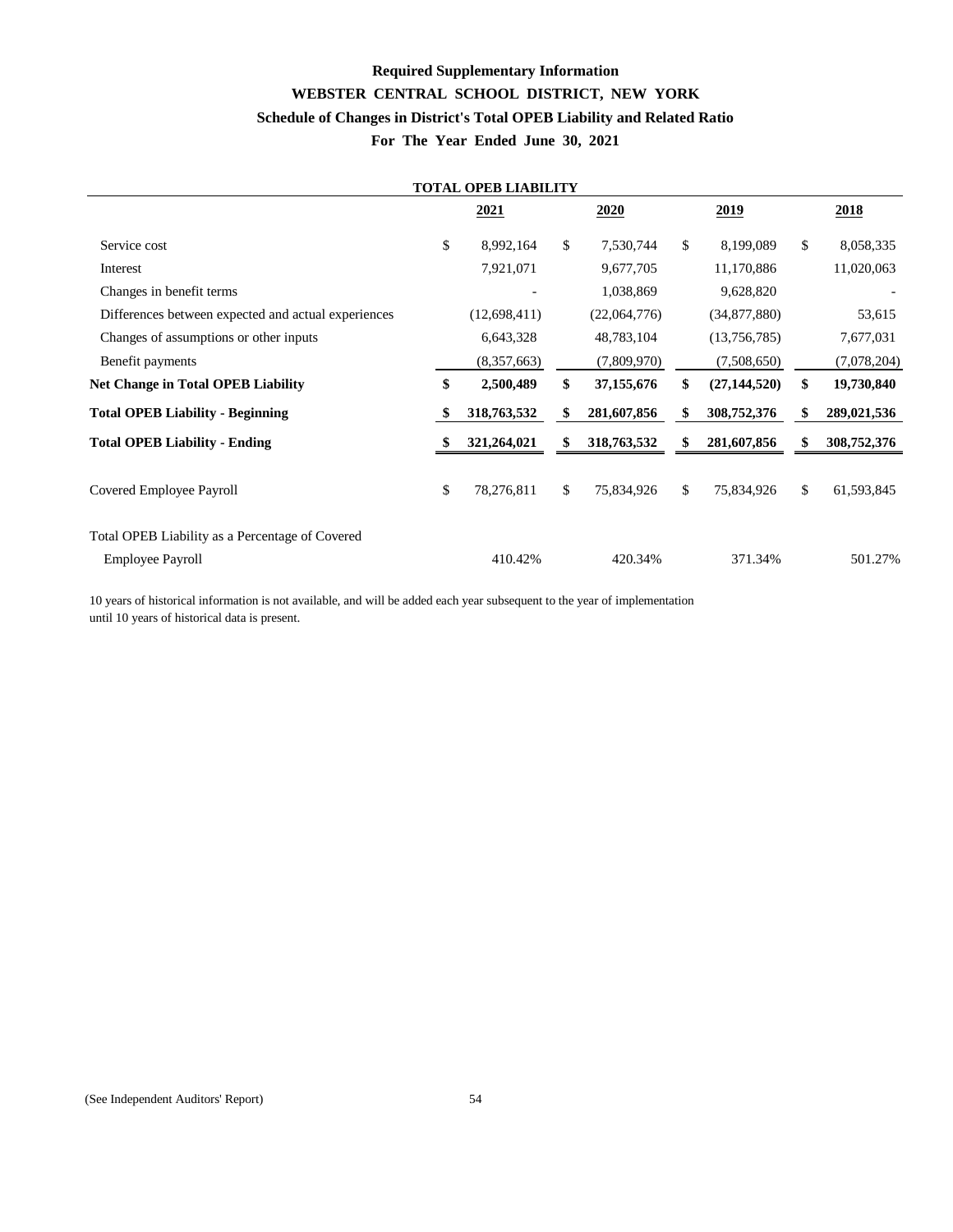# Required Supplementary Information

## WEBSTER CENTRAL SCHOOL DISTRICT, NEW YORK

### Schedule of Changes in District's Total OPEB Liability and Related Ratio

### For The Year Ended June 30, 2021

**TOTAL OPEB LIABILITY**

| | 2021 | 2020 | 2019 | 2018 |
|---|---|---|---|---|
| Service cost | $ 8,992,164 | $ 7,530,744 | $ 8,199,089 | $ 8,058,335 |
| Interest | 7,921,071 | 9,677,705 | 11,170,886 | 11,020,063 |
| Changes in benefit terms | - | 1,038,869 | 9,628,820 | - |
| Differences between expected and actual experiences | (12,698,411) | (22,064,776) | (34,877,880) | 53,615 |
| Changes of assumptions or other inputs | 6,643,328 | 48,783,104 | (13,756,785) | 7,677,031 |
| Benefit payments | (8,357,663) | (7,809,970) | (7,508,650) | (7,078,204) |
| **Net Change in Total OPEB Liability** | **$ 2,500,489** | **$ 37,155,676** | **$ (27,144,520)** | **$ 19,730,840** |
| **Total OPEB Liability - Beginning** | **$ 318,763,532** | **$ 281,607,856** | **$ 308,752,376** | **$ 289,021,536** |
| **Total OPEB Liability - Ending** | **$ 321,264,021** | **$ 318,763,532** | **$ 281,607,856** | **$ 308,752,376** |
| Covered Employee Payroll | $ 78,276,811 | $ 75,834,926 | $ 75,834,926 | $ 61,593,845 |
| Total OPEB Liability as a Percentage of Covered Employee Payroll | 410.42% | 420.34% | 371.34% | 501.27% |

10 years of historical information is not available, and will be added each year subsequent to the year of implementation until 10 years of historical data is present.

(See Independent Auditors' Report)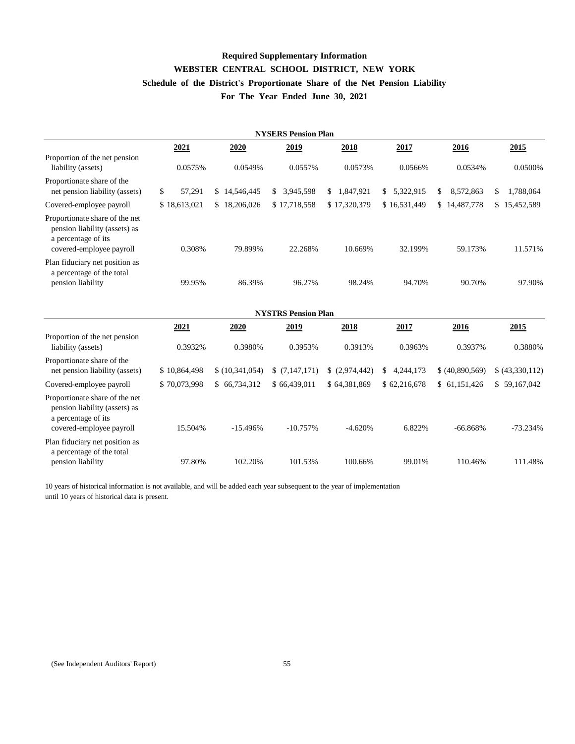# Required Supplementary Information

## WEBSTER CENTRAL SCHOOL DISTRICT, NEW YORK

### Schedule of the District's Proportionate Share of the Net Pension Liability

### For The Year Ended June 30, 2021

**NYSERS Pension Plan**

| | 2021 | 2020 | 2019 | 2018 | 2017 | 2016 | 2015 |
|---|---|---|---|---|---|---|---|
| Proportion of the net pension liability (assets) | 0.0575% | 0.0549% | 0.0557% | 0.0573% | 0.0566% | 0.0534% | 0.0500% |
| Proportionate share of the net pension liability (assets) | $ 57,291 | $ 14,546,445 | $ 3,945,598 | $ 1,847,921 | $ 5,322,915 | $ 8,572,863 | $ 1,788,064 |
| Covered-employee payroll | $ 18,613,021 | $ 18,206,026 | $ 17,718,558 | $ 17,320,379 | $ 16,531,449 | $ 14,487,778 | $ 15,452,589 |
| Proportionate share of the net pension liability (assets) as a percentage of its covered-employee payroll | 0.308% | 79.899% | 22.268% | 10.669% | 32.199% | 59.173% | 11.571% |
| Plan fiduciary net position as a percentage of the total pension liability | 99.95% | 86.39% | 96.27% | 98.24% | 94.70% | 90.70% | 97.90% |

**NYSTRS Pension Plan**

| | 2021 | 2020 | 2019 | 2018 | 2017 | 2016 | 2015 |
|---|---|---|---|---|---|---|---|
| Proportion of the net pension liability (assets) | 0.3932% | 0.3980% | 0.3953% | 0.3913% | 0.3963% | 0.3937% | 0.3880% |
| Proportionate share of the net pension liability (assets) | $ 10,864,498 | $ (10,341,054) | $ (7,147,171) | $ (2,974,442) | $ 4,244,173 | $ (40,890,569) | $ (43,330,112) |
| Covered-employee payroll | $ 70,073,998 | $ 66,734,312 | $ 66,439,011 | $ 64,381,869 | $ 62,216,678 | $ 61,151,426 | $ 59,167,042 |
| Proportionate share of the net pension liability (assets) as a percentage of its covered-employee payroll | 15.504% | -15.496% | -10.757% | -4.620% | 6.822% | -66.868% | -73.234% |
| Plan fiduciary net position as a percentage of the total pension liability | 97.80% | 102.20% | 101.53% | 100.66% | 99.01% | 110.46% | 111.48% |

10 years of historical information is not available, and will be added each year subsequent to the year of implementation until 10 years of historical data is present.

(See Independent Auditors' Report)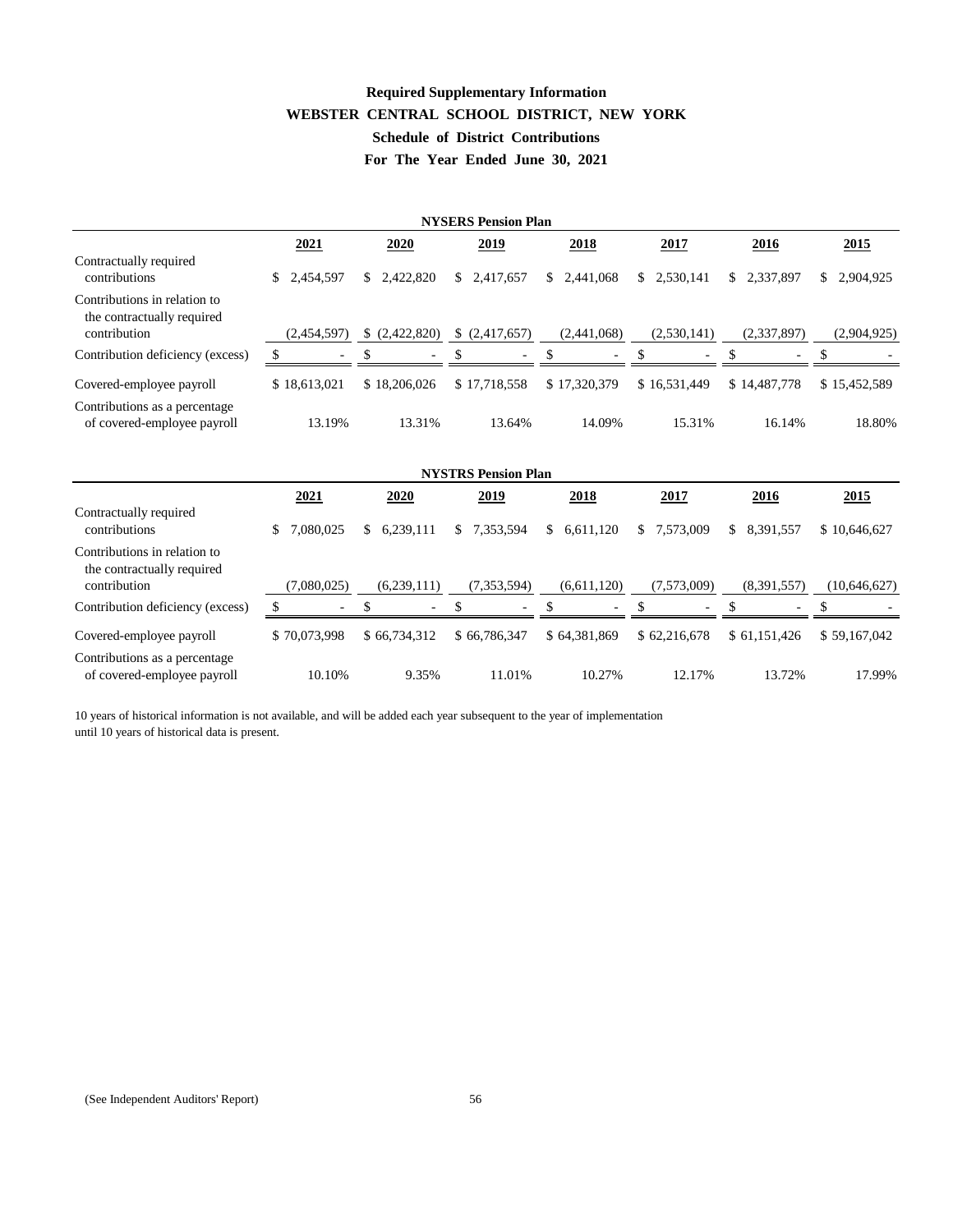# Required Supplementary Information

## WEBSTER CENTRAL SCHOOL DISTRICT, NEW YORK

### Schedule of District Contributions

### For The Year Ended June 30, 2021

**NYSERS Pension Plan**

| | 2021 | 2020 | 2019 | 2018 | 2017 | 2016 | 2015 |
|---|---|---|---|---|---|---|---|
| Contractually required contributions | $ 2,454,597 | $ 2,422,820 | $ 2,417,657 | $ 2,441,068 | $ 2,530,141 | $ 2,337,897 | $ 2,904,925 |
| Contributions in relation to the contractually required contribution | (2,454,597) | $ (2,422,820) | $ (2,417,657) | (2,441,068) | (2,530,141) | (2,337,897) | (2,904,925) |
| Contribution deficiency (excess) | $ - | $ - | $ - | $ - | $ - | $ - | $ - |
| Covered-employee payroll | $ 18,613,021 | $ 18,206,026 | $ 17,718,558 | $ 17,320,379 | $ 16,531,449 | $ 14,487,778 | $ 15,452,589 |
| Contributions as a percentage of covered-employee payroll | 13.19% | 13.31% | 13.64% | 14.09% | 15.31% | 16.14% | 18.80% |

**NYSTRS Pension Plan**

| | 2021 | 2020 | 2019 | 2018 | 2017 | 2016 | 2015 |
|---|---|---|---|---|---|---|---|
| Contractually required contributions | $ 7,080,025 | $ 6,239,111 | $ 7,353,594 | $ 6,611,120 | $ 7,573,009 | $ 8,391,557 | $ 10,646,627 |
| Contributions in relation to the contractually required contribution | (7,080,025) | (6,239,111) | (7,353,594) | (6,611,120) | (7,573,009) | (8,391,557) | (10,646,627) |
| Contribution deficiency (excess) | $ - | $ - | $ - | $ - | $ - | $ - | $ - |
| Covered-employee payroll | $ 70,073,998 | $ 66,734,312 | $ 66,786,347 | $ 64,381,869 | $ 62,216,678 | $ 61,151,426 | $ 59,167,042 |
| Contributions as a percentage of covered-employee payroll | 10.10% | 9.35% | 11.01% | 10.27% | 12.17% | 13.72% | 17.99% |

10 years of historical information is not available, and will be added each year subsequent to the year of implementation until 10 years of historical data is present.

(See Independent Auditors' Report)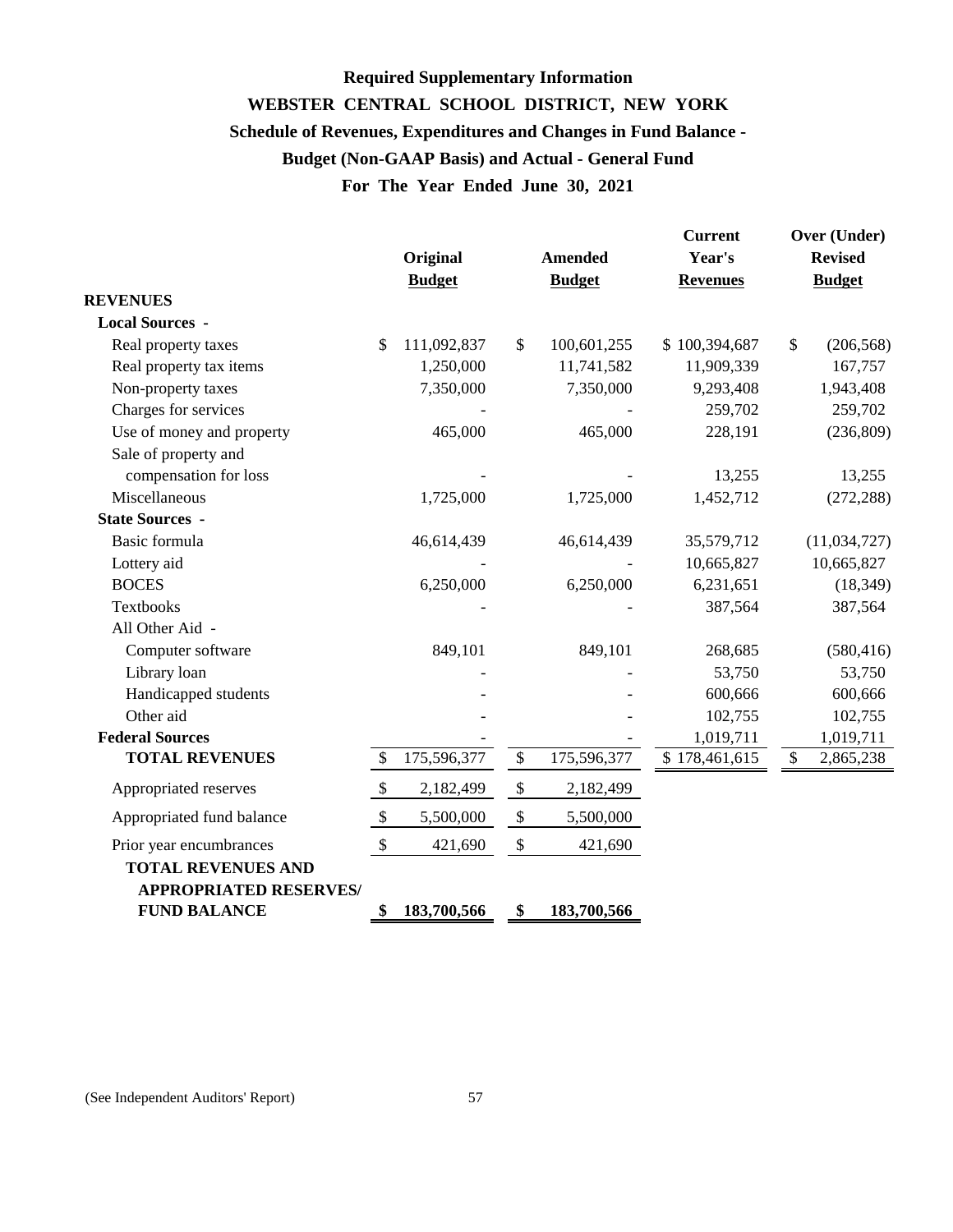# Required Supplementary Information

## WEBSTER CENTRAL SCHOOL DISTRICT, NEW YORK

### Schedule of Revenues, Expenditures and Changes in Fund Balance - Budget (Non-GAAP Basis) and Actual - General Fund

### For The Year Ended June 30, 2021

| | Original Budget | Amended Budget | Current Year's Revenues | Over (Under) Revised Budget |
|---|---|---|---|---|
| **REVENUES** | | | | |
| **Local Sources -** | | | | |
| Real property taxes | $ 111,092,837 | $ 100,601,255 | $ 100,394,687 | $ (206,568) |
| Real property tax items | 1,250,000 | 11,741,582 | 11,909,339 | 167,757 |
| Non-property taxes | 7,350,000 | 7,350,000 | 9,293,408 | 1,943,408 |
| Charges for services | - | - | 259,702 | 259,702 |
| Use of money and property | 465,000 | 465,000 | 228,191 | (236,809) |
| Sale of property and compensation for loss | - | - | 13,255 | 13,255 |
| Miscellaneous | 1,725,000 | 1,725,000 | 1,452,712 | (272,288) |
| **State Sources -** | | | | |
| Basic formula | 46,614,439 | 46,614,439 | 35,579,712 | (11,034,727) |
| Lottery aid | - | - | 10,665,827 | 10,665,827 |
| BOCES | 6,250,000 | 6,250,000 | 6,231,651 | (18,349) |
| Textbooks | - | - | 387,564 | 387,564 |
| All Other Aid - | | | | |
| Computer software | 849,101 | 849,101 | 268,685 | (580,416) |
| Library loan | - | - | 53,750 | 53,750 |
| Handicapped students | - | - | 600,666 | 600,666 |
| Other aid | - | - | 102,755 | 102,755 |
| **Federal Sources** | - | - | 1,019,711 | 1,019,711 |
| **TOTAL REVENUES** | $ 175,596,377 | $ 175,596,377 | $ 178,461,615 | $ 2,865,238 |
| Appropriated reserves | $ 2,182,499 | $ 2,182,499 | | |
| Appropriated fund balance | $ 5,500,000 | $ 5,500,000 | | |
| Prior year encumbrances | $ 421,690 | $ 421,690 | | |
| **TOTAL REVENUES AND APPROPRIATED RESERVES/ FUND BALANCE** | **$ 183,700,566** | **$ 183,700,566** | | |

(See Independent Auditors' Report)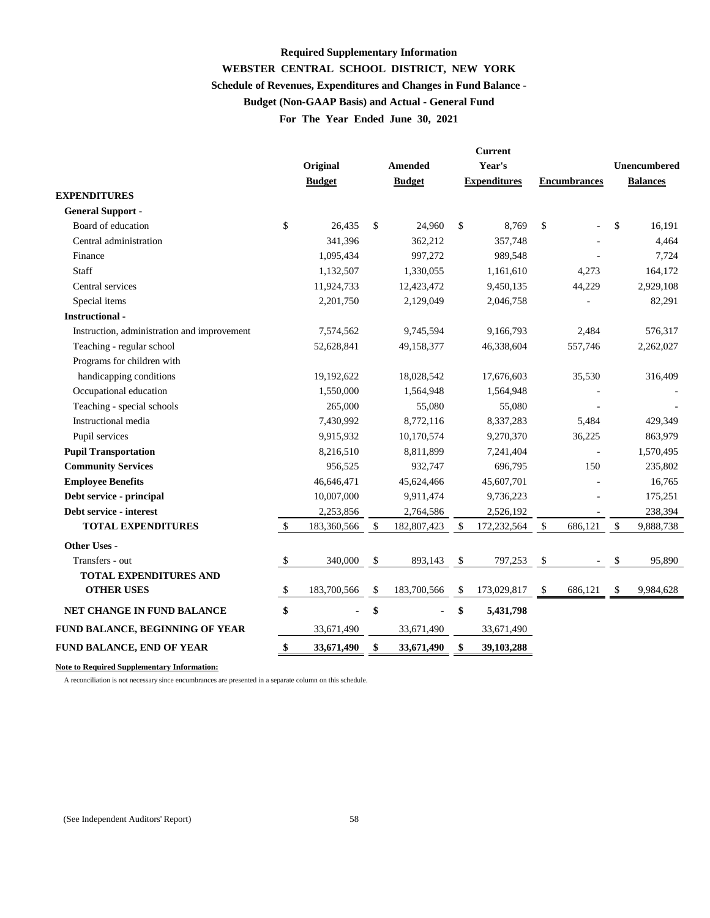**Required Supplementary Information**

**WEBSTER CENTRAL SCHOOL DISTRICT, NEW YORK**

**Schedule of Revenues, Expenditures and Changes in Fund Balance -**

**Budget (Non-GAAP Basis) and Actual - General Fund**

**For The Year Ended June 30, 2021**

| | Original Budget | Amended Budget | Current Year's Expenditures | Encumbrances | Unencumbered Balances |
|---|---|---|---|---|---|
| **EXPENDITURES** | | | | | |
| **General Support -** | | | | | |
| Board of education | $ 26,435 | $ 24,960 | $ 8,769 | $ - | $ 16,191 |
| Central administration | 341,396 | 362,212 | 357,748 | - | 4,464 |
| Finance | 1,095,434 | 997,272 | 989,548 | - | 7,724 |
| Staff | 1,132,507 | 1,330,055 | 1,161,610 | 4,273 | 164,172 |
| Central services | 11,924,733 | 12,423,472 | 9,450,135 | 44,229 | 2,929,108 |
| Special items | 2,201,750 | 2,129,049 | 2,046,758 | - | 82,291 |
| **Instructional -** | | | | | |
| Instruction, administration and improvement | 7,574,562 | 9,745,594 | 9,166,793 | 2,484 | 576,317 |
| Teaching - regular school | 52,628,841 | 49,158,377 | 46,338,604 | 557,746 | 2,262,027 |
| Programs for children with handicapping conditions | 19,192,622 | 18,028,542 | 17,676,603 | 35,530 | 316,409 |
| Occupational education | 1,550,000 | 1,564,948 | 1,564,948 | - | - |
| Teaching - special schools | 265,000 | 55,080 | 55,080 | - | - |
| Instructional media | 7,430,992 | 8,772,116 | 8,337,283 | 5,484 | 429,349 |
| Pupil services | 9,915,932 | 10,170,574 | 9,270,370 | 36,225 | 863,979 |
| **Pupil Transportation** | 8,216,510 | 8,811,899 | 7,241,404 | - | 1,570,495 |
| **Community Services** | 956,525 | 932,747 | 696,795 | 150 | 235,802 |
| **Employee Benefits** | 46,646,471 | 45,624,466 | 45,607,701 | - | 16,765 |
| **Debt service - principal** | 10,007,000 | 9,911,474 | 9,736,223 | - | 175,251 |
| **Debt service - interest** | 2,253,856 | 2,764,586 | 2,526,192 | - | 238,394 |
| **TOTAL EXPENDITURES** | $ 183,360,566 | $ 182,807,423 | $ 172,232,564 | $ 686,121 | $ 9,888,738 |
| **Other Uses -** | | | | | |
| Transfers - out | $ 340,000 | $ 893,143 | $ 797,253 | $ - | $ 95,890 |
| **TOTAL EXPENDITURES AND OTHER USES** | $ 183,700,566 | $ 183,700,566 | $ 173,029,817 | $ 686,121 | $ 9,984,628 |
| **NET CHANGE IN FUND BALANCE** | **$ -** | **$ -** | **$ 5,431,798** | | |
| **FUND BALANCE, BEGINNING OF YEAR** | 33,671,490 | 33,671,490 | 33,671,490 | | |
| **FUND BALANCE, END OF YEAR** | **$ 33,671,490** | **$ 33,671,490** | **$ 39,103,288** | | |

**Note to Required Supplementary Information:**

A reconciliation is not necessary since encumbrances are presented in a separate column on this schedule.

(See Independent Auditors' Report)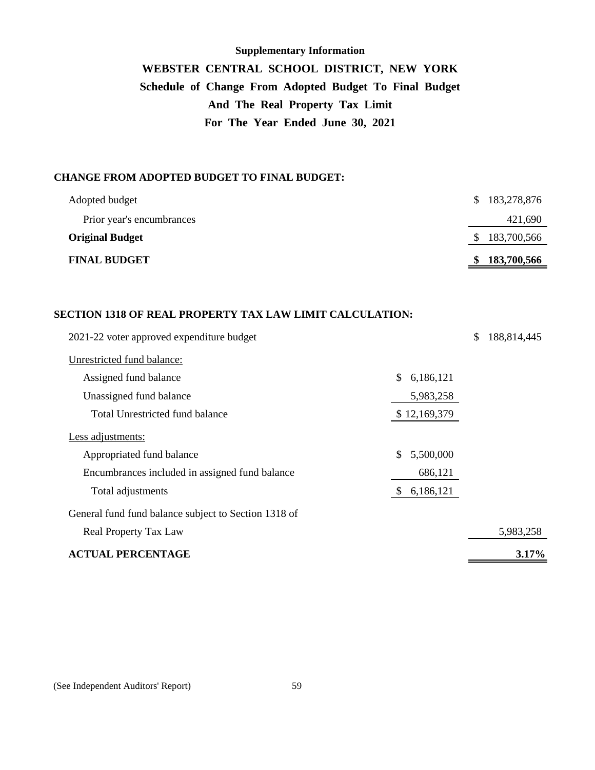**Supplementary Information**

# WEBSTER CENTRAL SCHOOL DISTRICT, NEW YORK

## Schedule of Change From Adopted Budget To Final Budget And The Real Property Tax Limit

## For The Year Ended June 30, 2021

### CHANGE FROM ADOPTED BUDGET TO FINAL BUDGET:

| | |
|---|---|
| Adopted budget | $ 183,278,876 |
| Prior year's encumbrances | 421,690 |
| **Original Budget** | $ 183,700,566 |
| **FINAL BUDGET** | **$ 183,700,566** |

### SECTION 1318 OF REAL PROPERTY TAX LAW LIMIT CALCULATION:

| | | |
|---|---|---|
| 2021-22 voter approved expenditure budget | | $ 188,814,445 |
| Unrestricted fund balance: | | |
| Assigned fund balance | $ 6,186,121 | |
| Unassigned fund balance | 5,983,258 | |
| Total Unrestricted fund balance | $ 12,169,379 | |
| Less adjustments: | | |
| Appropriated fund balance | $ 5,500,000 | |
| Encumbrances included in assigned fund balance | 686,121 | |
| Total adjustments | $ 6,186,121 | |
| General fund fund balance subject to Section 1318 of Real Property Tax Law | | 5,983,258 |
| **ACTUAL PERCENTAGE** | | **3.17%** |

(See Independent Auditors' Report)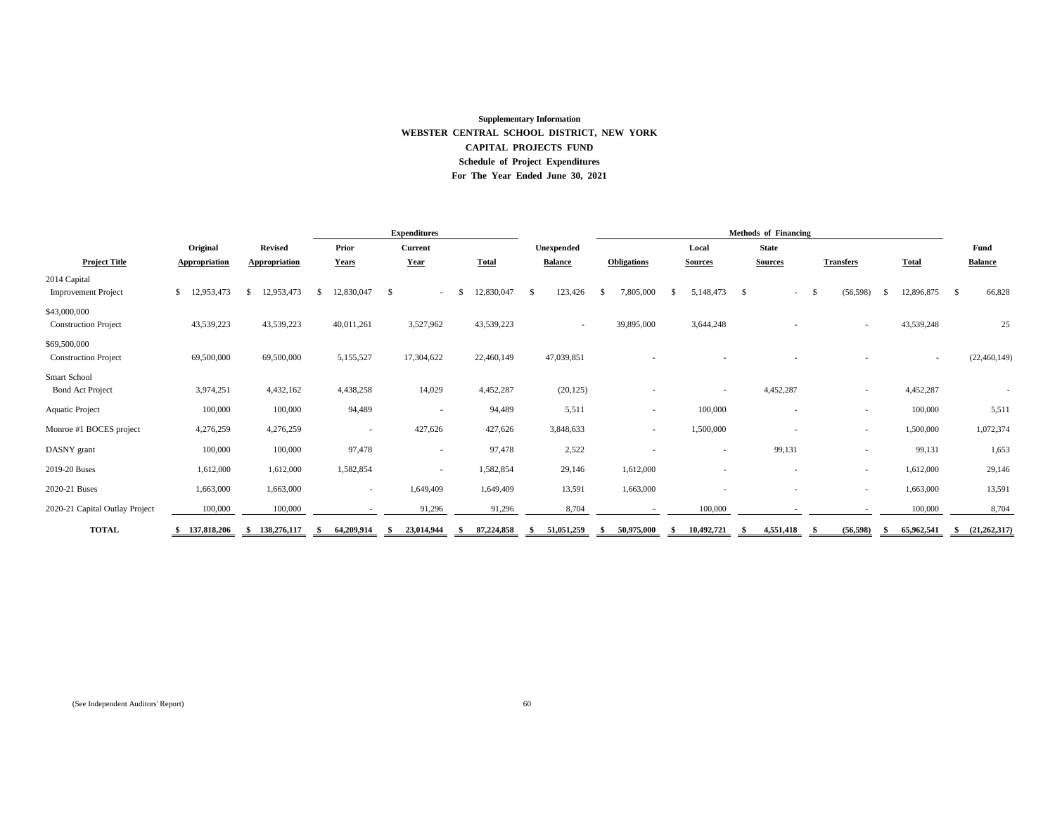**Supplementary Information**

**WEBSTER CENTRAL SCHOOL DISTRICT, NEW YORK**

**CAPITAL PROJECTS FUND**

**Schedule of Project Expenditures**

**For The Year Ended June 30, 2021**

| | | | Expenditures | | | | Methods of Financing | | | | | |
|---|---|---|---|---|---|---|---|---|---|---|---|---|
| **Project Title** | **Original Appropriation** | **Revised Appropriation** | **Prior Years** | **Current Year** | **Total** | **Unexpended Balance** | **Obligations** | **Local Sources** | **State Sources** | **Transfers** | **Total** | **Fund Balance** |
| 2014 Capital Improvement Project | $ 12,953,473 | $ 12,953,473 | $ 12,830,047 | $ - | $ 12,830,047 | $ 123,426 | $ 7,805,000 | $ 5,148,473 | $ - | $ (56,598) | $ 12,896,875 | $ 66,828 |
| $43,000,000 Construction Project | 43,539,223 | 43,539,223 | 40,011,261 | 3,527,962 | 43,539,223 | - | 39,895,000 | 3,644,248 | - | - | 43,539,248 | 25 |
| $69,500,000 Construction Project | 69,500,000 | 69,500,000 | 5,155,527 | 17,304,622 | 22,460,149 | 47,039,851 | - | - | - | - | - | (22,460,149) |
| Smart School Bond Act Project | 3,974,251 | 4,432,162 | 4,438,258 | 14,029 | 4,452,287 | (20,125) | - | - | 4,452,287 | - | 4,452,287 | - |
| Aquatic Project | 100,000 | 100,000 | 94,489 | - | 94,489 | 5,511 | - | 100,000 | - | - | 100,000 | 5,511 |
| Monroe #1 BOCES project | 4,276,259 | 4,276,259 | - | 427,626 | 427,626 | 3,848,633 | - | 1,500,000 | - | - | 1,500,000 | 1,072,374 |
| DASNY grant | 100,000 | 100,000 | 97,478 | - | 97,478 | 2,522 | - | - | 99,131 | - | 99,131 | 1,653 |
| 2019-20 Buses | 1,612,000 | 1,612,000 | 1,582,854 | - | 1,582,854 | 29,146 | 1,612,000 | - | - | - | 1,612,000 | 29,146 |
| 2020-21 Buses | 1,663,000 | 1,663,000 | - | 1,649,409 | 1,649,409 | 13,591 | 1,663,000 | - | - | - | 1,663,000 | 13,591 |
| 2020-21 Capital Outlay Project | 100,000 | 100,000 | - | 91,296 | 91,296 | 8,704 | - | 100,000 | - | - | 100,000 | 8,704 |
| **TOTAL** | **$ 137,818,206** | **$ 138,276,117** | **$ 64,209,914** | **$ 23,014,944** | **$ 87,224,858** | **$ 51,051,259** | **$ 50,975,000** | **$ 10,492,721** | **$ 4,551,418** | **$ (56,598)** | **$ 65,962,541** | **$ (21,262,317)** |

(See Independent Auditors' Report)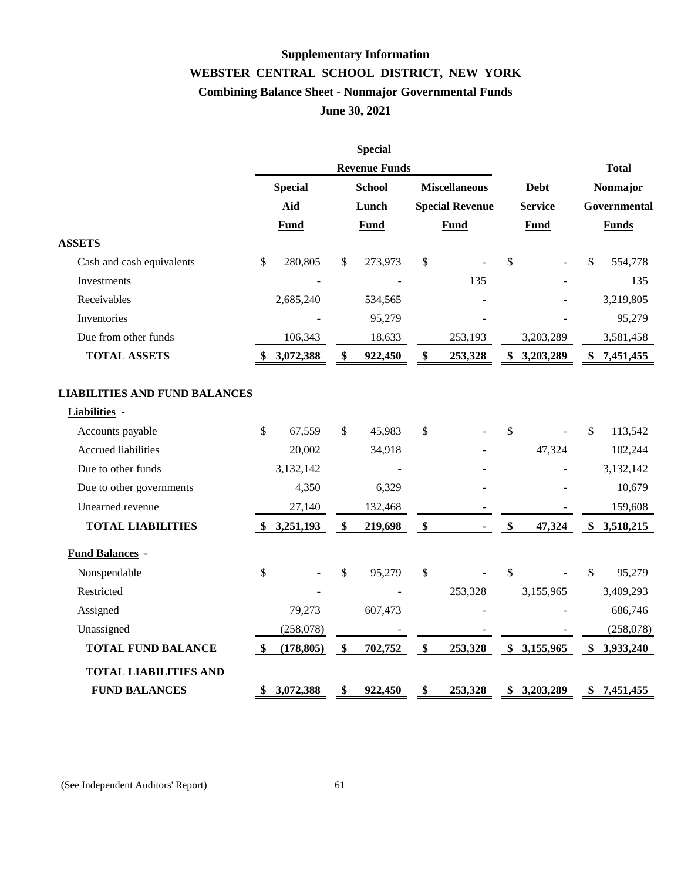# Supplementary Information

## WEBSTER CENTRAL SCHOOL DISTRICT, NEW YORK

### Combining Balance Sheet - Nonmajor Governmental Funds

### June 30, 2021

| | Special Revenue Funds | | | | |
|---|---|---|---|---|---|
| | **Special Aid Fund** | **School Lunch Fund** | **Miscellaneous Special Revenue Fund** | **Debt Service Fund** | **Total Nonmajor Governmental Funds** |
| **ASSETS** | | | | | |
| Cash and cash equivalents | $ 280,805 | $ 273,973 | $ - | $ - | $ 554,778 |
| Investments | - | - | 135 | - | 135 |
| Receivables | 2,685,240 | 534,565 | - | - | 3,219,805 |
| Inventories | - | 95,279 | - | - | 95,279 |
| Due from other funds | 106,343 | 18,633 | 253,193 | 3,203,289 | 3,581,458 |
| **TOTAL ASSETS** | **$ 3,072,388** | **$ 922,450** | **$ 253,328** | **$ 3,203,289** | **$ 7,451,455** |
| **LIABILITIES AND FUND BALANCES** | | | | | |
| **Liabilities -** | | | | | |
| Accounts payable | $ 67,559 | $ 45,983 | $ - | $ - | $ 113,542 |
| Accrued liabilities | 20,002 | 34,918 | - | 47,324 | 102,244 |
| Due to other funds | 3,132,142 | - | - | - | 3,132,142 |
| Due to other governments | 4,350 | 6,329 | - | - | 10,679 |
| Unearned revenue | 27,140 | 132,468 | - | - | 159,608 |
| **TOTAL LIABILITIES** | **$ 3,251,193** | **$ 219,698** | **$ -** | **$ 47,324** | **$ 3,518,215** |
| **Fund Balances -** | | | | | |
| Nonspendable | $ - | $ 95,279 | $ - | $ - | $ 95,279 |
| Restricted | - | - | 253,328 | 3,155,965 | 3,409,293 |
| Assigned | 79,273 | 607,473 | - | - | 686,746 |
| Unassigned | (258,078) | - | - | - | (258,078) |
| **TOTAL FUND BALANCE** | **$ (178,805)** | **$ 702,752** | **$ 253,328** | **$ 3,155,965** | **$ 3,933,240** |
| **TOTAL LIABILITIES AND FUND BALANCES** | **$ 3,072,388** | **$ 922,450** | **$ 253,328** | **$ 3,203,289** | **$ 7,451,455** |

(See Independent Auditors' Report)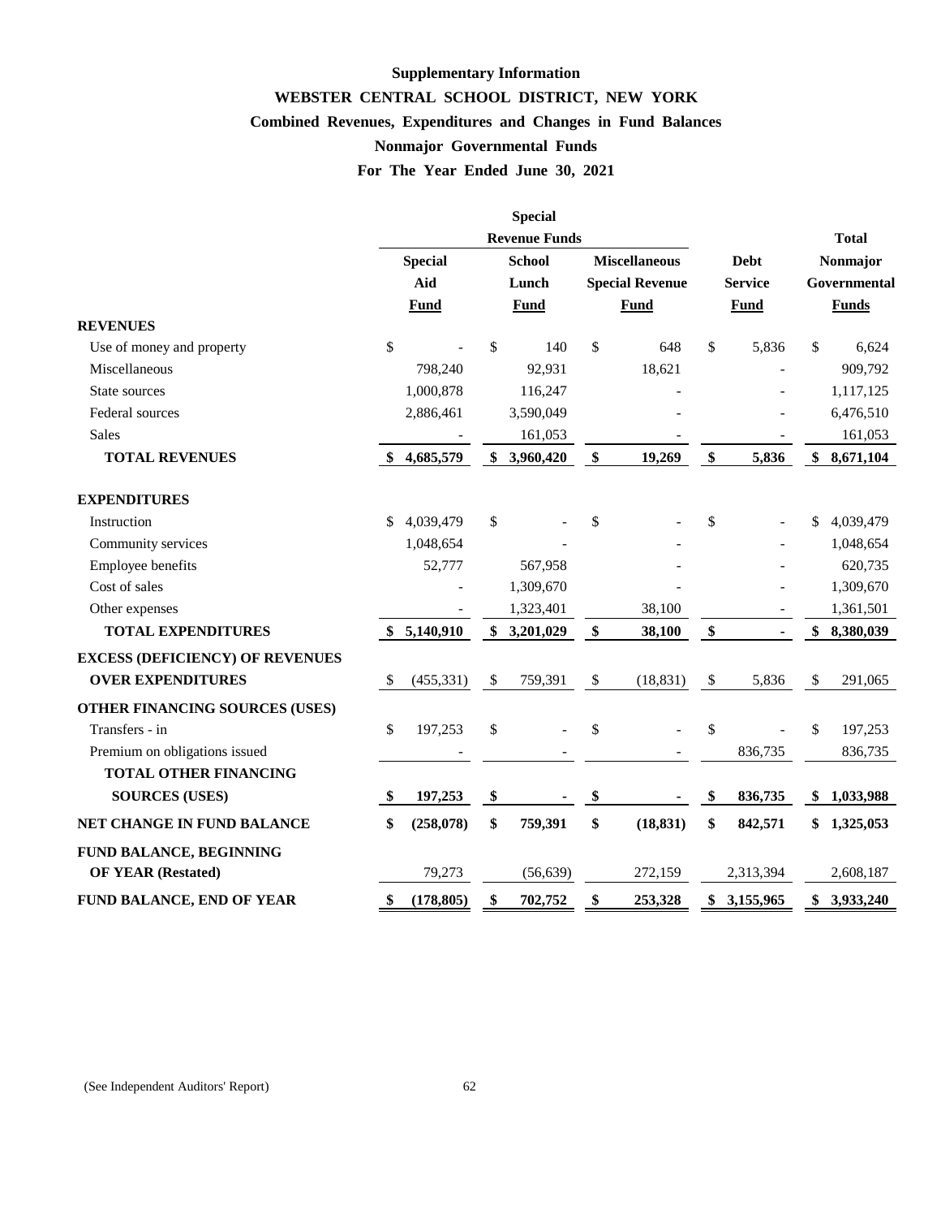**Supplementary Information**

# WEBSTER CENTRAL SCHOOL DISTRICT, NEW YORK

## Combined Revenues, Expenditures and Changes in Fund Balances

## Nonmajor Governmental Funds

## For The Year Ended June 30, 2021

| | Special Revenue Funds | | | | |
|---|---|---|---|---|---|
| | Special Aid Fund | School Lunch Fund | Miscellaneous Special Revenue Fund | Debt Service Fund | Total Nonmajor Governmental Funds |
| **REVENUES** | | | | | |
| Use of money and property | $ - | $ 140 | $ 648 | $ 5,836 | $ 6,624 |
| Miscellaneous | 798,240 | 92,931 | 18,621 | - | 909,792 |
| State sources | 1,000,878 | 116,247 | - | - | 1,117,125 |
| Federal sources | 2,886,461 | 3,590,049 | - | - | 6,476,510 |
| Sales | - | 161,053 | - | - | 161,053 |
| **TOTAL REVENUES** | **$ 4,685,579** | **$ 3,960,420** | **$ 19,269** | **$ 5,836** | **$ 8,671,104** |
| **EXPENDITURES** | | | | | |
| Instruction | $ 4,039,479 | $ - | $ - | $ - | $ 4,039,479 |
| Community services | 1,048,654 | - | - | - | 1,048,654 |
| Employee benefits | 52,777 | 567,958 | - | - | 620,735 |
| Cost of sales | - | 1,309,670 | - | - | 1,309,670 |
| Other expenses | - | 1,323,401 | 38,100 | - | 1,361,501 |
| **TOTAL EXPENDITURES** | **$ 5,140,910** | **$ 3,201,029** | **$ 38,100** | **$ -** | **$ 8,380,039** |
| **EXCESS (DEFICIENCY) OF REVENUES OVER EXPENDITURES** | $ (455,331) | $ 759,391 | $ (18,831) | $ 5,836 | $ 291,065 |
| **OTHER FINANCING SOURCES (USES)** | | | | | |
| Transfers - in | $ 197,253 | $ - | $ - | $ - | $ 197,253 |
| Premium on obligations issued | - | - | - | 836,735 | 836,735 |
| **TOTAL OTHER FINANCING SOURCES (USES)** | **$ 197,253** | **$ -** | **$ -** | **$ 836,735** | **$ 1,033,988** |
| **NET CHANGE IN FUND BALANCE** | **$ (258,078)** | **$ 759,391** | **$ (18,831)** | **$ 842,571** | **$ 1,325,053** |
| **FUND BALANCE, BEGINNING OF YEAR (Restated)** | 79,273 | (56,639) | 272,159 | 2,313,394 | 2,608,187 |
| **FUND BALANCE, END OF YEAR** | **$ (178,805)** | **$ 702,752** | **$ 253,328** | **$ 3,155,965** | **$ 3,933,240** |

(See Independent Auditors' Report)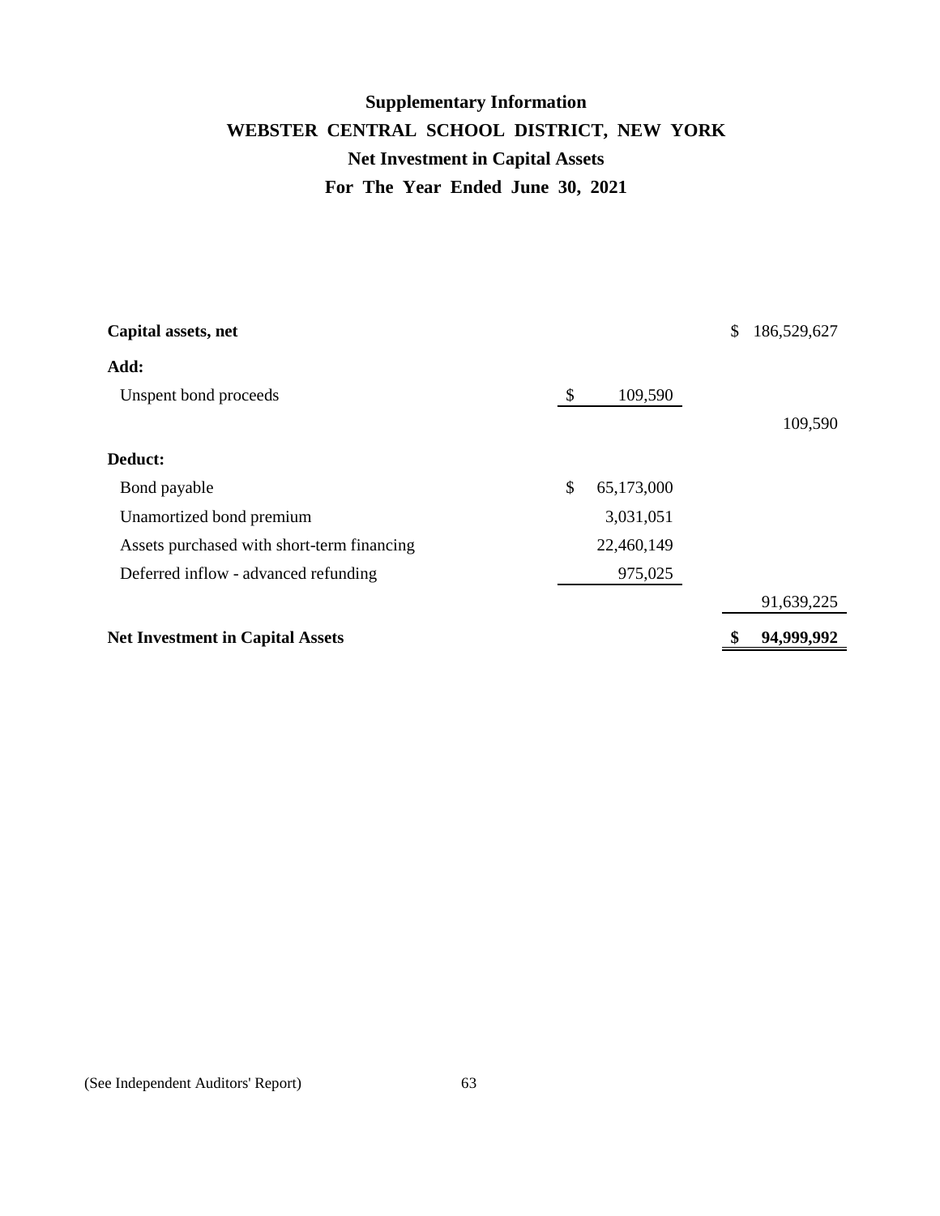# Supplementary Information

## WEBSTER CENTRAL SCHOOL DISTRICT, NEW YORK

## Net Investment in Capital Assets

## For The Year Ended June 30, 2021

| | | |
|---|---|---|
| **Capital assets, net** | | $ 186,529,627 |
| **Add:** | | |
| Unspent bond proceeds | $ 109,590 | |
| | | 109,590 |
| **Deduct:** | | |
| Bond payable | $ 65,173,000 | |
| Unamortized bond premium | 3,031,051 | |
| Assets purchased with short-term financing | 22,460,149 | |
| Deferred inflow - advanced refunding | 975,025 | |
| | | 91,639,225 |
| **Net Investment in Capital Assets** | | **$ 94,999,992** |

(See Independent Auditors' Report)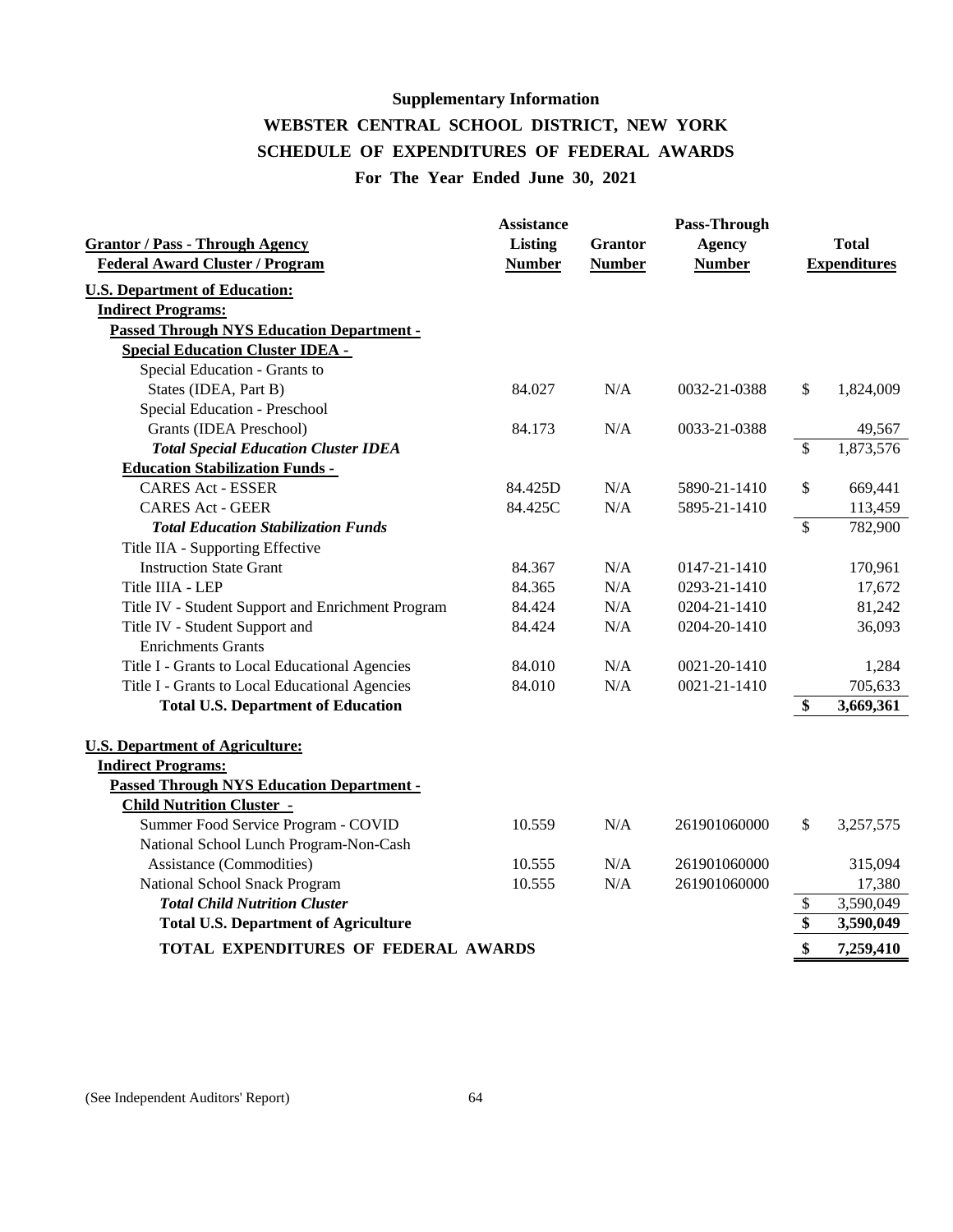**Supplementary Information**

# WEBSTER CENTRAL SCHOOL DISTRICT, NEW YORK

## SCHEDULE OF EXPENDITURES OF FEDERAL AWARDS

### For The Year Ended June 30, 2021

| Grantor / Pass - Through Agency<br>Federal Award Cluster / Program | Assistance Listing Number | Grantor Number | Pass-Through Agency Number | Total Expenditures |
|---|---|---|---|---|
| **U.S. Department of Education:** | | | | |
| **Indirect Programs:** | | | | |
| **Passed Through NYS Education Department -** | | | | |
| **Special Education Cluster IDEA -** | | | | |
| Special Education - Grants to States (IDEA, Part B) | 84.027 | N/A | 0032-21-0388 | $ 1,824,009 |
| Special Education - Preschool Grants (IDEA Preschool) | 84.173 | N/A | 0033-21-0388 | 49,567 |
| ***Total Special Education Cluster IDEA*** | | | | $ 1,873,576 |
| **Education Stabilization Funds -** | | | | |
| CARES Act - ESSER | 84.425D | N/A | 5890-21-1410 | $ 669,441 |
| CARES Act - GEER | 84.425C | N/A | 5895-21-1410 | 113,459 |
| ***Total Education Stabilization Funds*** | | | | $ 782,900 |
| Title IIA - Supporting Effective Instruction State Grant | 84.367 | N/A | 0147-21-1410 | 170,961 |
| Title IIIA - LEP | 84.365 | N/A | 0293-21-1410 | 17,672 |
| Title IV - Student Support and Enrichment Program | 84.424 | N/A | 0204-21-1410 | 81,242 |
| Title IV - Student Support and Enrichments Grants | 84.424 | N/A | 0204-20-1410 | 36,093 |
| Title I - Grants to Local Educational Agencies | 84.010 | N/A | 0021-20-1410 | 1,284 |
| Title I - Grants to Local Educational Agencies | 84.010 | N/A | 0021-21-1410 | 705,633 |
| **Total U.S. Department of Education** | | | | **$ 3,669,361** |
| | | | | |
| **U.S. Department of Agriculture:** | | | | |
| **Indirect Programs:** | | | | |
| **Passed Through NYS Education Department -** | | | | |
| **Child Nutrition Cluster -** | | | | |
| Summer Food Service Program - COVID | 10.559 | N/A | 261901060000 | $ 3,257,575 |
| National School Lunch Program-Non-Cash Assistance (Commodities) | 10.555 | N/A | 261901060000 | 315,094 |
| National School Snack Program | 10.555 | N/A | 261901060000 | 17,380 |
| ***Total Child Nutrition Cluster*** | | | | $ 3,590,049 |
| **Total U.S. Department of Agriculture** | | | | **$ 3,590,049** |
| **TOTAL EXPENDITURES OF FEDERAL AWARDS** | | | | **$ 7,259,410** |

(See Independent Auditors' Report)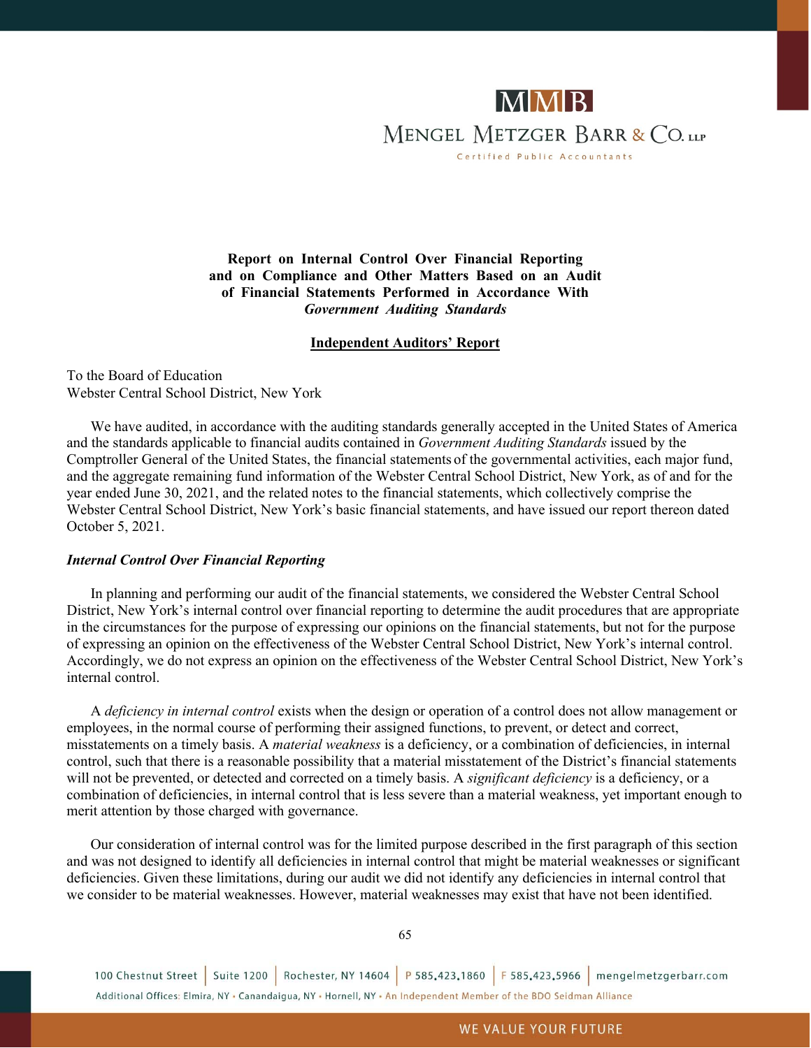**Report on Internal Control Over Financial Reporting and on Compliance and Other Matters Based on an Audit of Financial Statements Performed in Accordance With *Government Auditing Standards***

**Independent Auditors' Report**

To the Board of Education
Webster Central School District, New York

We have audited, in accordance with the auditing standards generally accepted in the United States of America and the standards applicable to financial audits contained in *Government Auditing Standards* issued by the Comptroller General of the United States, the financial statements of the governmental activities, each major fund, and the aggregate remaining fund information of the Webster Central School District, New York, as of and for the year ended June 30, 2021, and the related notes to the financial statements, which collectively comprise the Webster Central School District, New York's basic financial statements, and have issued our report thereon dated October 5, 2021.

***Internal Control Over Financial Reporting***

In planning and performing our audit of the financial statements, we considered the Webster Central School District, New York's internal control over financial reporting to determine the audit procedures that are appropriate in the circumstances for the purpose of expressing our opinions on the financial statements, but not for the purpose of expressing an opinion on the effectiveness of the Webster Central School District, New York's internal control. Accordingly, we do not express an opinion on the effectiveness of the Webster Central School District, New York's internal control.

A *deficiency in internal control* exists when the design or operation of a control does not allow management or employees, in the normal course of performing their assigned functions, to prevent, or detect and correct, misstatements on a timely basis. A *material weakness* is a deficiency, or a combination of deficiencies, in internal control, such that there is a reasonable possibility that a material misstatement of the District's financial statements will not be prevented, or detected and corrected on a timely basis. A *significant deficiency* is a deficiency, or a combination of deficiencies, in internal control that is less severe than a material weakness, yet important enough to merit attention by those charged with governance.

Our consideration of internal control was for the limited purpose described in the first paragraph of this section and was not designed to identify all deficiencies in internal control that might be material weaknesses or significant deficiencies. Given these limitations, during our audit we did not identify any deficiencies in internal control that we consider to be material weaknesses. However, material weaknesses may exist that have not been identified.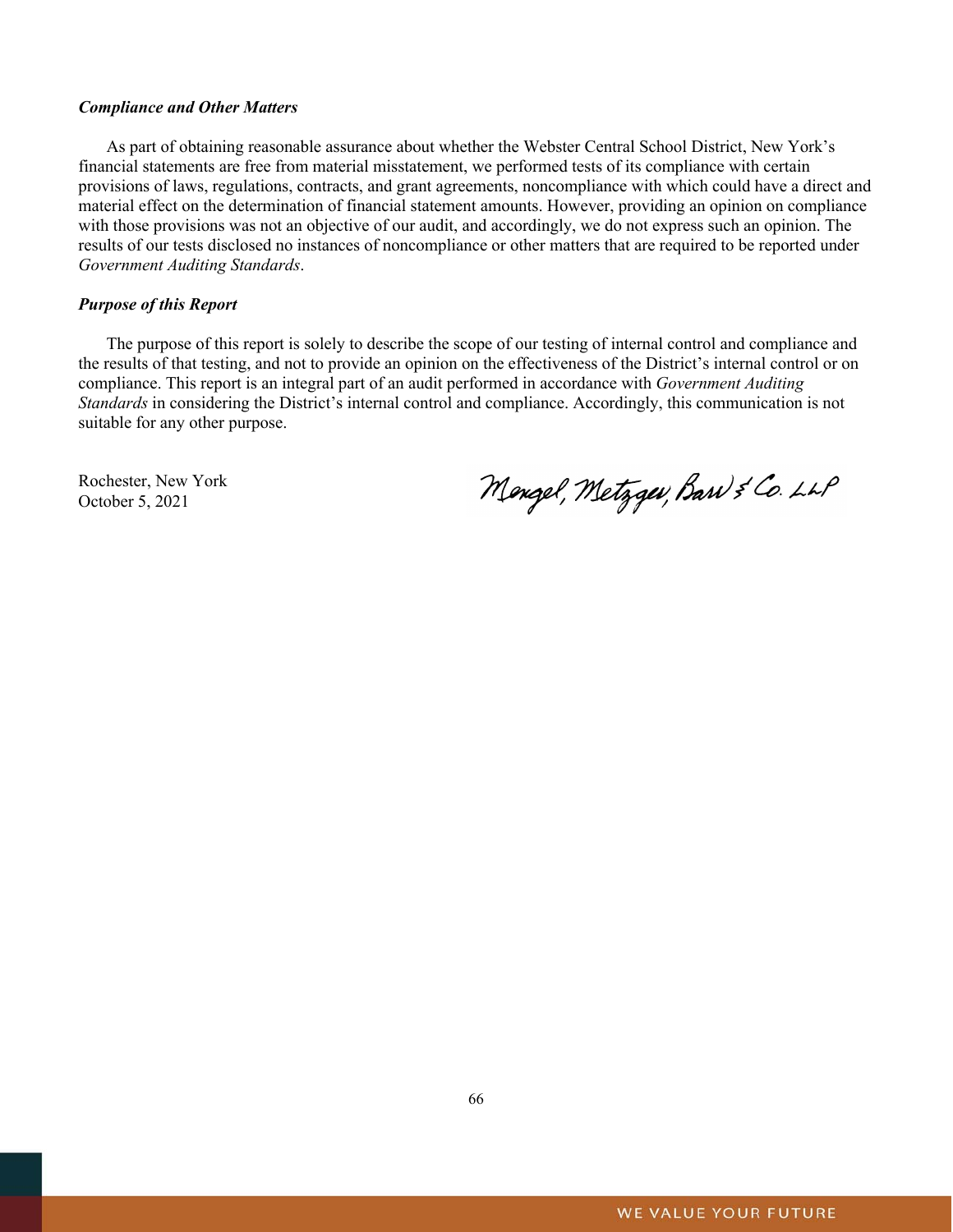***Compliance and Other Matters***

As part of obtaining reasonable assurance about whether the Webster Central School District, New York's financial statements are free from material misstatement, we performed tests of its compliance with certain provisions of laws, regulations, contracts, and grant agreements, noncompliance with which could have a direct and material effect on the determination of financial statement amounts. However, providing an opinion on compliance with those provisions was not an objective of our audit, and accordingly, we do not express such an opinion. The results of our tests disclosed no instances of noncompliance or other matters that are required to be reported under *Government Auditing Standards*.

***Purpose of this Report***

The purpose of this report is solely to describe the scope of our testing of internal control and compliance and the results of that testing, and not to provide an opinion on the effectiveness of the District's internal control or on compliance. This report is an integral part of an audit performed in accordance with *Government Auditing Standards* in considering the District's internal control and compliance. Accordingly, this communication is not suitable for any other purpose.

Rochester, New York
October 5, 2021

Mengel, Metzger, Barr & Co. LLP

WE VALUE YOUR FUTURE